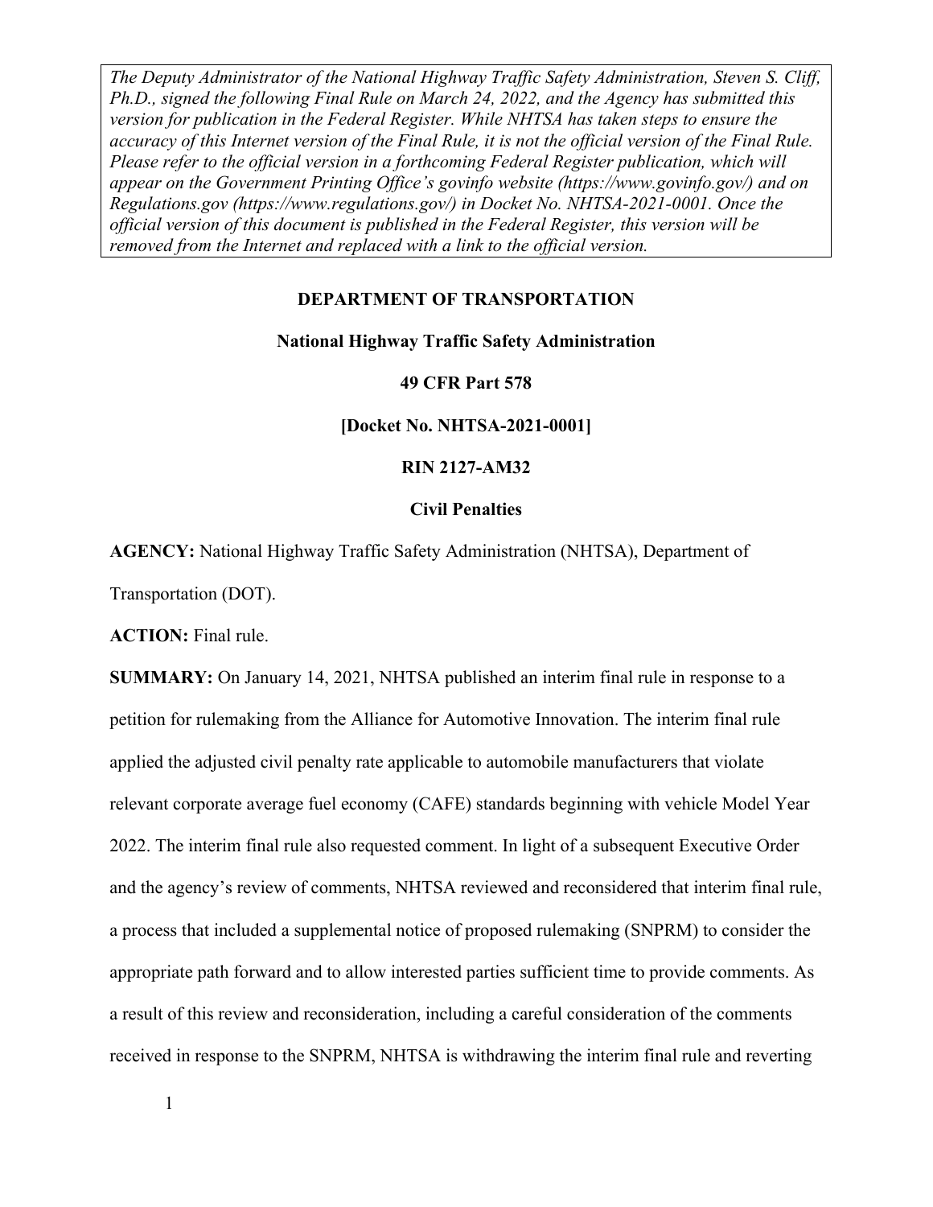*The Deputy Administrator of the National Highway Traffic Safety Administration, Steven S. Cliff, Ph.D., signed the following Final Rule on March 24, 2022, and the Agency has submitted this version for publication in the Federal Register. While NHTSA has taken steps to ensure the accuracy of this Internet version of the Final Rule, it is not the official version of the Final Rule. Please refer to the official version in a forthcoming Federal Register publication, which will appear on the Government Printing Office's govinfo website (https://www.govinfo.gov/) and on Regulations.gov (https://www.regulations.gov/) in Docket No. NHTSA-2021-0001. Once the official version of this document is published in the Federal Register, this version will be removed from the Internet and replaced with a link to the official version.*

**DEPARTMENT OF TRANSPORTATION**

**National Highway Traffic Safety Administration**

**49 CFR Part 578**

**[Docket No. NHTSA-2021-0001]**

**RIN 2127-AM32**

**Civil Penalties**

**AGENCY:** National Highway Traffic Safety Administration (NHTSA), Department of Transportation (DOT).

**ACTION:** Final rule.

**SUMMARY:** On January 14, 2021, NHTSA published an interim final rule in response to a petition for rulemaking from the Alliance for Automotive Innovation. The interim final rule applied the adjusted civil penalty rate applicable to automobile manufacturers that violate relevant corporate average fuel economy (CAFE) standards beginning with vehicle Model Year 2022. The interim final rule also requested comment. In light of a subsequent Executive Order and the agency's review of comments, NHTSA reviewed and reconsidered that interim final rule, a process that included a supplemental notice of proposed rulemaking (SNPRM) to consider the appropriate path forward and to allow interested parties sufficient time to provide comments. As a result of this review and reconsideration, including a careful consideration of the comments received in response to the SNPRM, NHTSA is withdrawing the interim final rule and reverting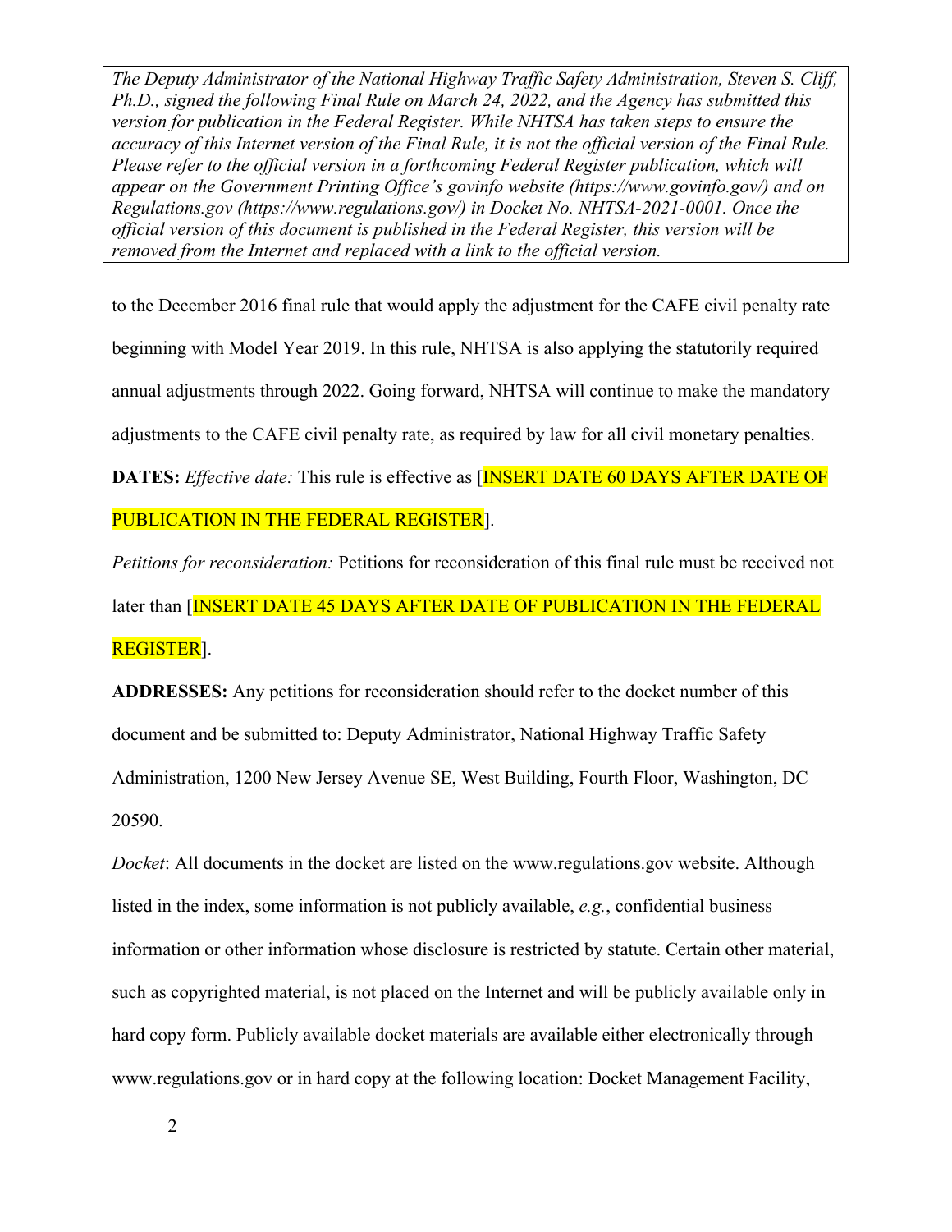*The Deputy Administrator of the National Highway Traffic Safety Administration, Steven S. Cliff, Ph.D., signed the following Final Rule on March 24, 2022, and the Agency has submitted this version for publication in the Federal Register. While NHTSA has taken steps to ensure the accuracy of this Internet version of the Final Rule, it is not the official version of the Final Rule. Please refer to the official version in a forthcoming Federal Register publication, which will appear on the Government Printing Office's govinfo website (https://www.govinfo.gov/) and on Regulations.gov (https://www.regulations.gov/) in Docket No. NHTSA-2021-0001. Once the official version of this document is published in the Federal Register, this version will be removed from the Internet and replaced with a link to the official version.*

to the December 2016 final rule that would apply the adjustment for the CAFE civil penalty rate beginning with Model Year 2019. In this rule, NHTSA is also applying the statutorily required annual adjustments through 2022. Going forward, NHTSA will continue to make the mandatory adjustments to the CAFE civil penalty rate, as required by law for all civil monetary penalties.

**DATES:** *Effective date:* This rule is effective as [INSERT DATE 60 DAYS AFTER DATE OF PUBLICATION IN THE FEDERAL REGISTER].

*Petitions for reconsideration:* Petitions for reconsideration of this final rule must be received not later than [INSERT DATE 45 DAYS AFTER DATE OF PUBLICATION IN THE FEDERAL REGISTER].

**ADDRESSES:** Any petitions for reconsideration should refer to the docket number of this document and be submitted to: Deputy Administrator, National Highway Traffic Safety Administration, 1200 New Jersey Avenue SE, West Building, Fourth Floor, Washington, DC 20590.

*Docket*: All documents in the docket are listed on the www.regulations.gov website. Although listed in the index, some information is not publicly available, *e.g.*, confidential business information or other information whose disclosure is restricted by statute. Certain other material, such as copyrighted material, is not placed on the Internet and will be publicly available only in hard copy form. Publicly available docket materials are available either electronically through www.regulations.gov or in hard copy at the following location: Docket Management Facility,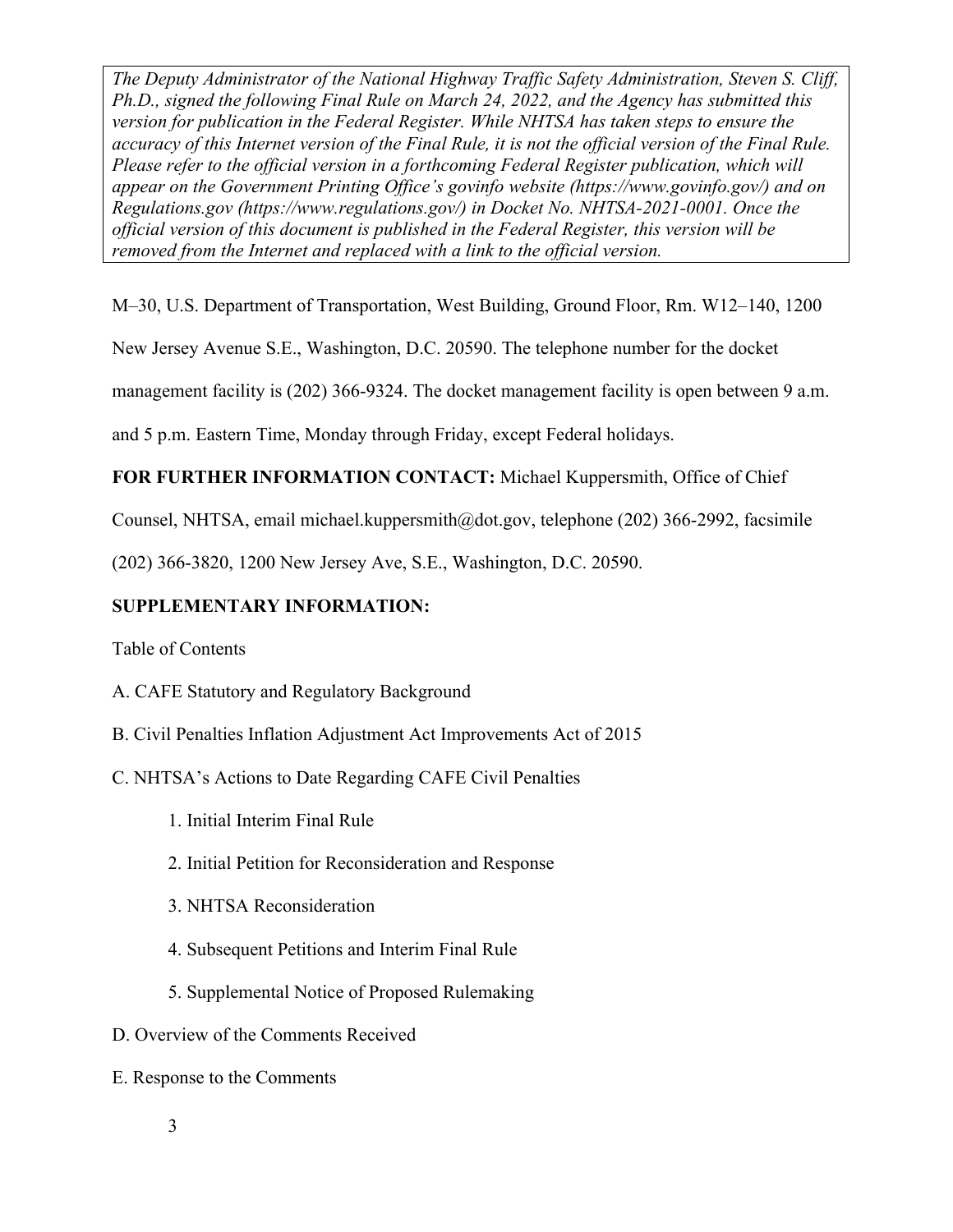*The Deputy Administrator of the National Highway Traffic Safety Administration, Steven S. Cliff, Ph.D., signed the following Final Rule on March 24, 2022, and the Agency has submitted this version for publication in the Federal Register. While NHTSA has taken steps to ensure the accuracy of this Internet version of the Final Rule, it is not the official version of the Final Rule. Please refer to the official version in a forthcoming Federal Register publication, which will appear on the Government Printing Office's govinfo website (https://www.govinfo.gov/) and on Regulations.gov (https://www.regulations.gov/) in Docket No. NHTSA-2021-0001. Once the official version of this document is published in the Federal Register, this version will be removed from the Internet and replaced with a link to the official version.*

M–30, U.S. Department of Transportation, West Building, Ground Floor, Rm. W12–140, 1200 New Jersey Avenue S.E., Washington, D.C. 20590. The telephone number for the docket management facility is (202) 366-9324. The docket management facility is open between 9 a.m. and 5 p.m. Eastern Time, Monday through Friday, except Federal holidays.

**FOR FURTHER INFORMATION CONTACT:** Michael Kuppersmith, Office of Chief Counsel, NHTSA, email michael.kuppersmith@dot.gov, telephone (202) 366-2992, facsimile (202) 366-3820, 1200 New Jersey Ave, S.E., Washington, D.C. 20590.

**SUPPLEMENTARY INFORMATION:**

Table of Contents

A. CAFE Statutory and Regulatory Background

B. Civil Penalties Inflation Adjustment Act Improvements Act of 2015

C. NHTSA's Actions to Date Regarding CAFE Civil Penalties

1. Initial Interim Final Rule
2. Initial Petition for Reconsideration and Response
3. NHTSA Reconsideration
4. Subsequent Petitions and Interim Final Rule
5. Supplemental Notice of Proposed Rulemaking

D. Overview of the Comments Received

E. Response to the Comments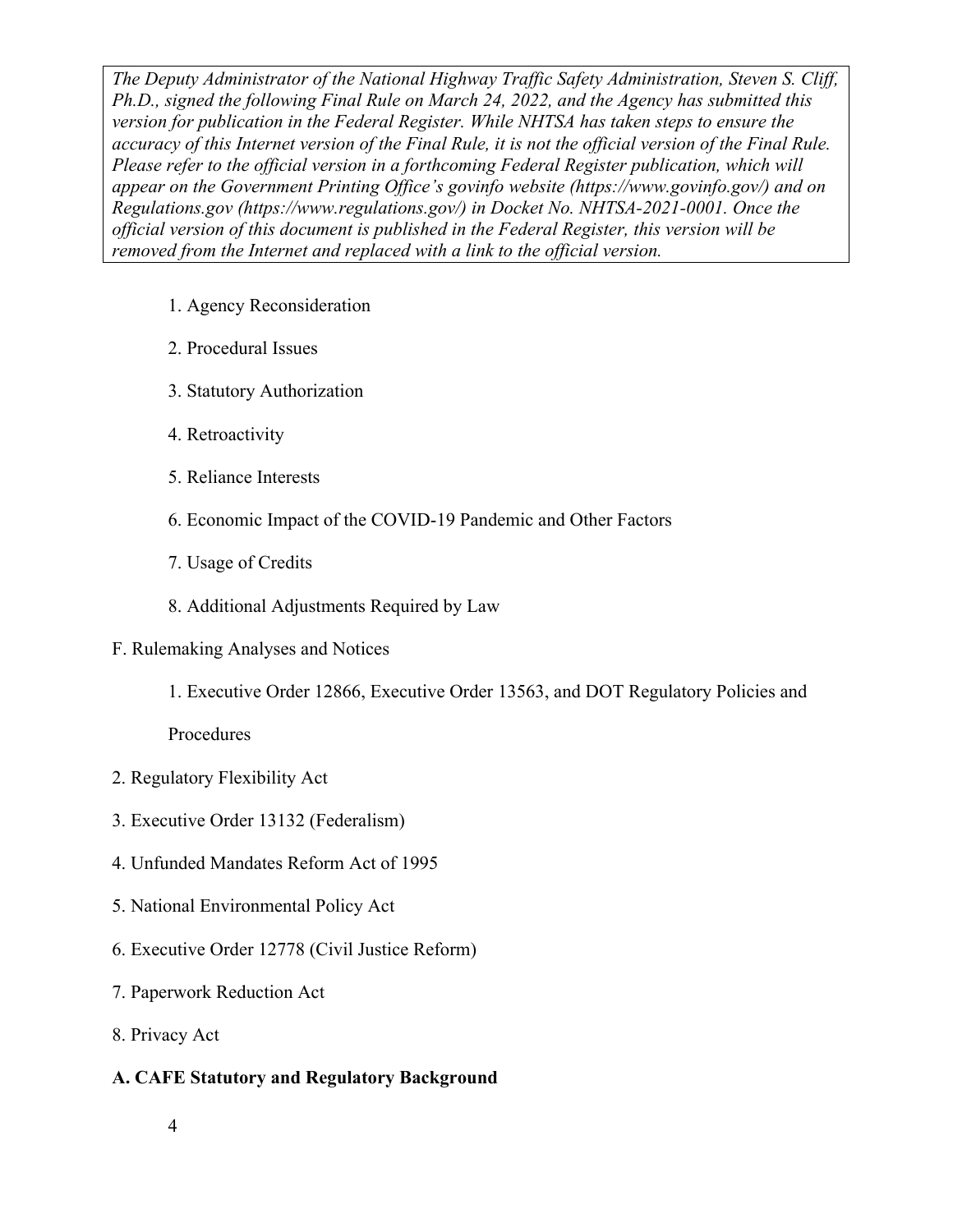*The Deputy Administrator of the National Highway Traffic Safety Administration, Steven S. Cliff, Ph.D., signed the following Final Rule on March 24, 2022, and the Agency has submitted this version for publication in the Federal Register. While NHTSA has taken steps to ensure the accuracy of this Internet version of the Final Rule, it is not the official version of the Final Rule. Please refer to the official version in a forthcoming Federal Register publication, which will appear on the Government Printing Office's govinfo website (https://www.govinfo.gov/) and on Regulations.gov (https://www.regulations.gov/) in Docket No. NHTSA-2021-0001. Once the official version of this document is published in the Federal Register, this version will be removed from the Internet and replaced with a link to the official version.*

1. Agency Reconsideration
2. Procedural Issues
3. Statutory Authorization
4. Retroactivity
5. Reliance Interests
6. Economic Impact of the COVID-19 Pandemic and Other Factors
7. Usage of Credits
8. Additional Adjustments Required by Law

F. Rulemaking Analyses and Notices

1. Executive Order 12866, Executive Order 13563, and DOT Regulatory Policies and Procedures

2. Regulatory Flexibility Act

3. Executive Order 13132 (Federalism)

4. Unfunded Mandates Reform Act of 1995

5. National Environmental Policy Act

6. Executive Order 12778 (Civil Justice Reform)

7. Paperwork Reduction Act

8. Privacy Act

**A. CAFE Statutory and Regulatory Background**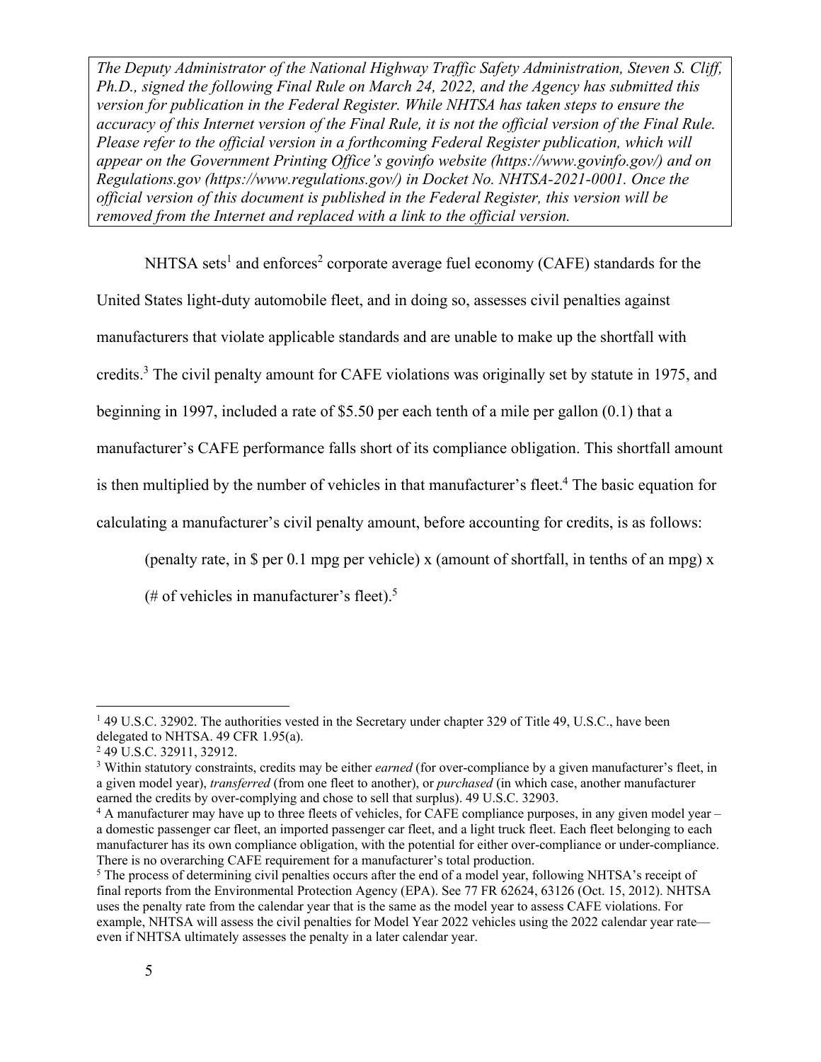*The Deputy Administrator of the National Highway Traffic Safety Administration, Steven S. Cliff, Ph.D., signed the following Final Rule on March 24, 2022, and the Agency has submitted this version for publication in the Federal Register. While NHTSA has taken steps to ensure the accuracy of this Internet version of the Final Rule, it is not the official version of the Final Rule. Please refer to the official version in a forthcoming Federal Register publication, which will appear on the Government Printing Office's govinfo website (https://www.govinfo.gov/) and on Regulations.gov (https://www.regulations.gov/) in Docket No. NHTSA-2021-0001. Once the official version of this document is published in the Federal Register, this version will be removed from the Internet and replaced with a link to the official version.*

NHTSA sets[1] and enforces[2] corporate average fuel economy (CAFE) standards for the United States light-duty automobile fleet, and in doing so, assesses civil penalties against manufacturers that violate applicable standards and are unable to make up the shortfall with credits.[3] The civil penalty amount for CAFE violations was originally set by statute in 1975, and beginning in 1997, included a rate of $5.50 per each tenth of a mile per gallon (0.1) that a manufacturer's CAFE performance falls short of its compliance obligation. This shortfall amount is then multiplied by the number of vehicles in that manufacturer's fleet.[4] The basic equation for calculating a manufacturer's civil penalty amount, before accounting for credits, is as follows:

(penalty rate, in $ per 0.1 mpg per vehicle) x (amount of shortfall, in tenths of an mpg) x (# of vehicles in manufacturer's fleet).[5]

---

[1] 49 U.S.C. 32902. The authorities vested in the Secretary under chapter 329 of Title 49, U.S.C., have been delegated to NHTSA. 49 CFR 1.95(a).

[2] 49 U.S.C. 32911, 32912.

[3] Within statutory constraints, credits may be either *earned* (for over-compliance by a given manufacturer's fleet, in a given model year), *transferred* (from one fleet to another), or *purchased* (in which case, another manufacturer earned the credits by over-complying and chose to sell that surplus). 49 U.S.C. 32903.

[4] A manufacturer may have up to three fleets of vehicles, for CAFE compliance purposes, in any given model year – a domestic passenger car fleet, an imported passenger car fleet, and a light truck fleet. Each fleet belonging to each manufacturer has its own compliance obligation, with the potential for either over-compliance or under-compliance. There is no overarching CAFE requirement for a manufacturer's total production.

[5] The process of determining civil penalties occurs after the end of a model year, following NHTSA's receipt of final reports from the Environmental Protection Agency (EPA). See 77 FR 62624, 63126 (Oct. 15, 2012). NHTSA uses the penalty rate from the calendar year that is the same as the model year to assess CAFE violations. For example, NHTSA will assess the civil penalties for Model Year 2022 vehicles using the 2022 calendar year rate—even if NHTSA ultimately assesses the penalty in a later calendar year.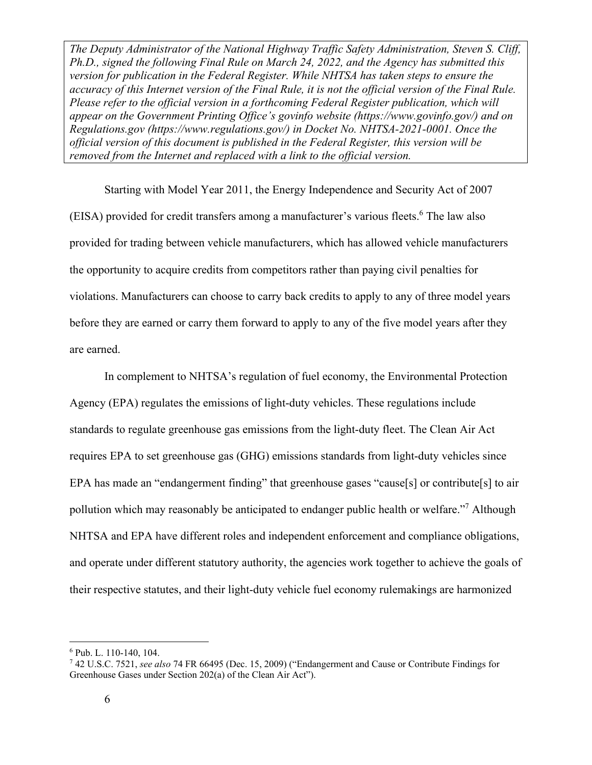*The Deputy Administrator of the National Highway Traffic Safety Administration, Steven S. Cliff, Ph.D., signed the following Final Rule on March 24, 2022, and the Agency has submitted this version for publication in the Federal Register. While NHTSA has taken steps to ensure the accuracy of this Internet version of the Final Rule, it is not the official version of the Final Rule. Please refer to the official version in a forthcoming Federal Register publication, which will appear on the Government Printing Office's govinfo website (https://www.govinfo.gov/) and on Regulations.gov (https://www.regulations.gov/) in Docket No. NHTSA-2021-0001. Once the official version of this document is published in the Federal Register, this version will be removed from the Internet and replaced with a link to the official version.*

Starting with Model Year 2011, the Energy Independence and Security Act of 2007 (EISA) provided for credit transfers among a manufacturer's various fleets.[6] The law also provided for trading between vehicle manufacturers, which has allowed vehicle manufacturers the opportunity to acquire credits from competitors rather than paying civil penalties for violations. Manufacturers can choose to carry back credits to apply to any of three model years before they are earned or carry them forward to apply to any of the five model years after they are earned.

In complement to NHTSA's regulation of fuel economy, the Environmental Protection Agency (EPA) regulates the emissions of light-duty vehicles. These regulations include standards to regulate greenhouse gas emissions from the light-duty fleet. The Clean Air Act requires EPA to set greenhouse gas (GHG) emissions standards from light-duty vehicles since EPA has made an "endangerment finding" that greenhouse gases "cause[s] or contribute[s] to air pollution which may reasonably be anticipated to endanger public health or welfare."[7] Although NHTSA and EPA have different roles and independent enforcement and compliance obligations, and operate under different statutory authority, the agencies work together to achieve the goals of their respective statutes, and their light-duty vehicle fuel economy rulemakings are harmonized

---

[6] Pub. L. 110-140, 104.

[7] 42 U.S.C. 7521, *see also* 74 FR 66495 (Dec. 15, 2009) ("Endangerment and Cause or Contribute Findings for Greenhouse Gases under Section 202(a) of the Clean Air Act").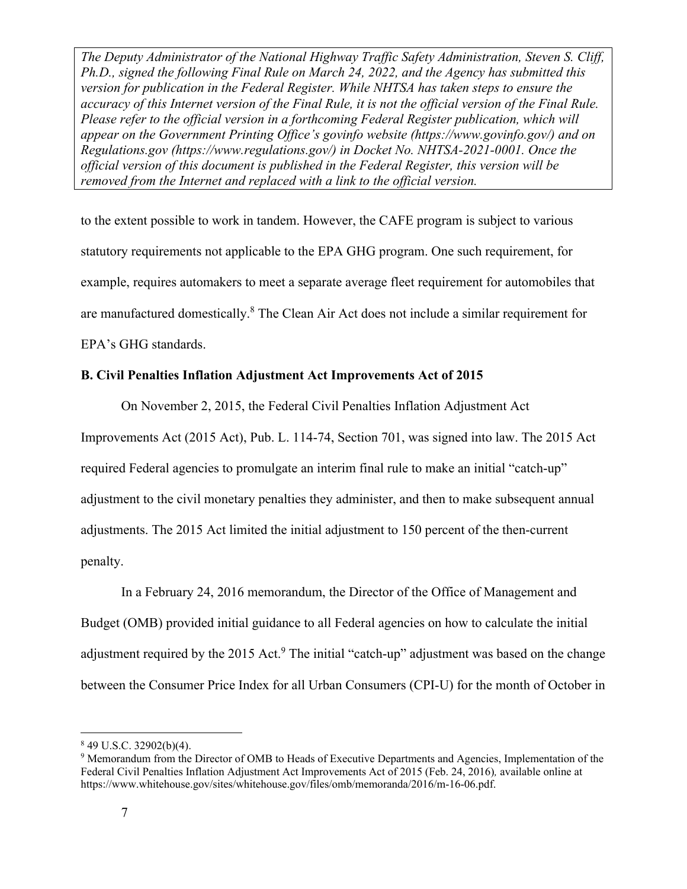*The Deputy Administrator of the National Highway Traffic Safety Administration, Steven S. Cliff, Ph.D., signed the following Final Rule on March 24, 2022, and the Agency has submitted this version for publication in the Federal Register. While NHTSA has taken steps to ensure the accuracy of this Internet version of the Final Rule, it is not the official version of the Final Rule. Please refer to the official version in a forthcoming Federal Register publication, which will appear on the Government Printing Office's govinfo website (https://www.govinfo.gov/) and on Regulations.gov (https://www.regulations.gov/) in Docket No. NHTSA-2021-0001. Once the official version of this document is published in the Federal Register, this version will be removed from the Internet and replaced with a link to the official version.*

to the extent possible to work in tandem. However, the CAFE program is subject to various statutory requirements not applicable to the EPA GHG program. One such requirement, for example, requires automakers to meet a separate average fleet requirement for automobiles that are manufactured domestically.[8] The Clean Air Act does not include a similar requirement for EPA's GHG standards.

**B. Civil Penalties Inflation Adjustment Act Improvements Act of 2015**

On November 2, 2015, the Federal Civil Penalties Inflation Adjustment Act Improvements Act (2015 Act), Pub. L. 114-74, Section 701, was signed into law. The 2015 Act required Federal agencies to promulgate an interim final rule to make an initial "catch-up" adjustment to the civil monetary penalties they administer, and then to make subsequent annual adjustments. The 2015 Act limited the initial adjustment to 150 percent of the then-current penalty.

In a February 24, 2016 memorandum, the Director of the Office of Management and Budget (OMB) provided initial guidance to all Federal agencies on how to calculate the initial adjustment required by the 2015 Act.[9] The initial "catch-up" adjustment was based on the change between the Consumer Price Index for all Urban Consumers (CPI-U) for the month of October in

[8] 49 U.S.C. 32902(b)(4).

[9] Memorandum from the Director of OMB to Heads of Executive Departments and Agencies, Implementation of the Federal Civil Penalties Inflation Adjustment Act Improvements Act of 2015 (Feb. 24, 2016), available online at https://www.whitehouse.gov/sites/whitehouse.gov/files/omb/memoranda/2016/m-16-06.pdf.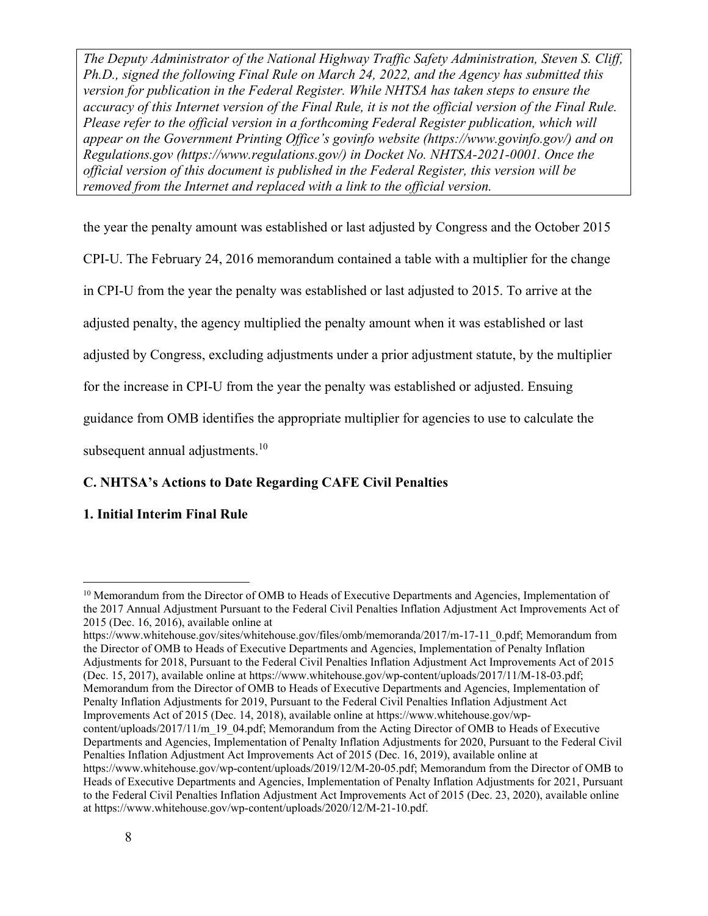*The Deputy Administrator of the National Highway Traffic Safety Administration, Steven S. Cliff, Ph.D., signed the following Final Rule on March 24, 2022, and the Agency has submitted this version for publication in the Federal Register. While NHTSA has taken steps to ensure the accuracy of this Internet version of the Final Rule, it is not the official version of the Final Rule. Please refer to the official version in a forthcoming Federal Register publication, which will appear on the Government Printing Office's govinfo website (https://www.govinfo.gov/) and on Regulations.gov (https://www.regulations.gov/) in Docket No. NHTSA-2021-0001. Once the official version of this document is published in the Federal Register, this version will be removed from the Internet and replaced with a link to the official version.*

the year the penalty amount was established or last adjusted by Congress and the October 2015 CPI-U. The February 24, 2016 memorandum contained a table with a multiplier for the change in CPI-U from the year the penalty was established or last adjusted to 2015. To arrive at the adjusted penalty, the agency multiplied the penalty amount when it was established or last adjusted by Congress, excluding adjustments under a prior adjustment statute, by the multiplier for the increase in CPI-U from the year the penalty was established or adjusted. Ensuing guidance from OMB identifies the appropriate multiplier for agencies to use to calculate the subsequent annual adjustments.[10]

### C. NHTSA's Actions to Date Regarding CAFE Civil Penalties

#### 1. Initial Interim Final Rule

[10] Memorandum from the Director of OMB to Heads of Executive Departments and Agencies, Implementation of the 2017 Annual Adjustment Pursuant to the Federal Civil Penalties Inflation Adjustment Act Improvements Act of 2015 (Dec. 16, 2016), available online at https://www.whitehouse.gov/sites/whitehouse.gov/files/omb/memoranda/2017/m-17-11_0.pdf; Memorandum from the Director of OMB to Heads of Executive Departments and Agencies, Implementation of Penalty Inflation Adjustments for 2018, Pursuant to the Federal Civil Penalties Inflation Adjustment Act Improvements Act of 2015 (Dec. 15, 2017), available online at https://www.whitehouse.gov/wp-content/uploads/2017/11/M-18-03.pdf; Memorandum from the Director of OMB to Heads of Executive Departments and Agencies, Implementation of Penalty Inflation Adjustments for 2019, Pursuant to the Federal Civil Penalties Inflation Adjustment Act Improvements Act of 2015 (Dec. 14, 2018), available online at https://www.whitehouse.gov/wp-content/uploads/2017/11/m_19_04.pdf; Memorandum from the Acting Director of OMB to Heads of Executive Departments and Agencies, Implementation of Penalty Inflation Adjustments for 2020, Pursuant to the Federal Civil Penalties Inflation Adjustment Act Improvements Act of 2015 (Dec. 16, 2019), available online at https://www.whitehouse.gov/wp-content/uploads/2019/12/M-20-05.pdf; Memorandum from the Director of OMB to Heads of Executive Departments and Agencies, Implementation of Penalty Inflation Adjustments for 2021, Pursuant to the Federal Civil Penalties Inflation Adjustment Act Improvements Act of 2015 (Dec. 23, 2020), available online at https://www.whitehouse.gov/wp-content/uploads/2020/12/M-21-10.pdf.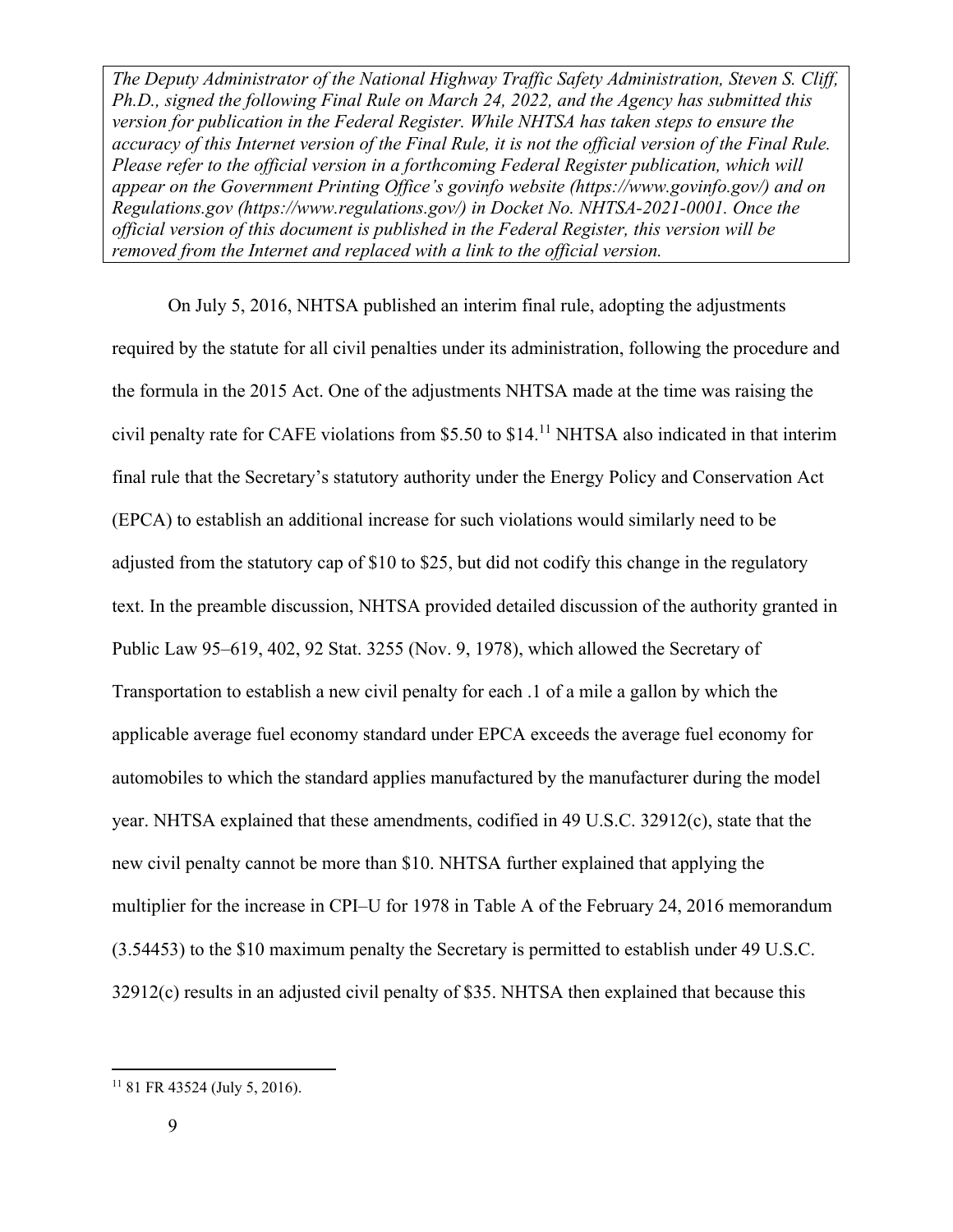*The Deputy Administrator of the National Highway Traffic Safety Administration, Steven S. Cliff, Ph.D., signed the following Final Rule on March 24, 2022, and the Agency has submitted this version for publication in the Federal Register. While NHTSA has taken steps to ensure the accuracy of this Internet version of the Final Rule, it is not the official version of the Final Rule. Please refer to the official version in a forthcoming Federal Register publication, which will appear on the Government Printing Office's govinfo website (https://www.govinfo.gov/) and on Regulations.gov (https://www.regulations.gov/) in Docket No. NHTSA-2021-0001. Once the official version of this document is published in the Federal Register, this version will be removed from the Internet and replaced with a link to the official version.*

On July 5, 2016, NHTSA published an interim final rule, adopting the adjustments required by the statute for all civil penalties under its administration, following the procedure and the formula in the 2015 Act. One of the adjustments NHTSA made at the time was raising the civil penalty rate for CAFE violations from $5.50 to $14.[11] NHTSA also indicated in that interim final rule that the Secretary's statutory authority under the Energy Policy and Conservation Act (EPCA) to establish an additional increase for such violations would similarly need to be adjusted from the statutory cap of $10 to $25, but did not codify this change in the regulatory text. In the preamble discussion, NHTSA provided detailed discussion of the authority granted in Public Law 95–619, 402, 92 Stat. 3255 (Nov. 9, 1978), which allowed the Secretary of Transportation to establish a new civil penalty for each .1 of a mile a gallon by which the applicable average fuel economy standard under EPCA exceeds the average fuel economy for automobiles to which the standard applies manufactured by the manufacturer during the model year. NHTSA explained that these amendments, codified in 49 U.S.C. 32912(c), state that the new civil penalty cannot be more than $10. NHTSA further explained that applying the multiplier for the increase in CPI–U for 1978 in Table A of the February 24, 2016 memorandum (3.54453) to the $10 maximum penalty the Secretary is permitted to establish under 49 U.S.C. 32912(c) results in an adjusted civil penalty of $35. NHTSA then explained that because this

---

[11] 81 FR 43524 (July 5, 2016).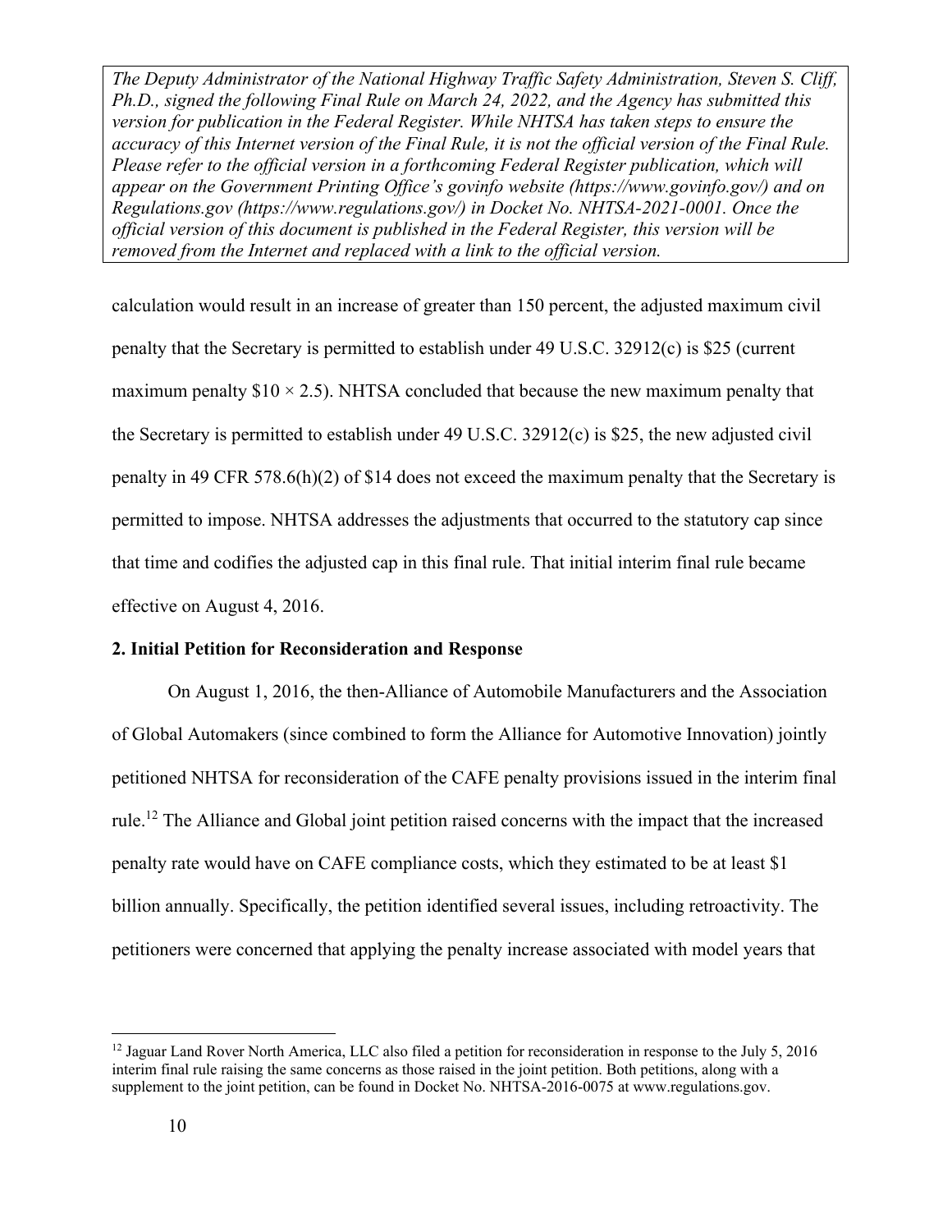calculation would result in an increase of greater than 150 percent, the adjusted maximum civil penalty that the Secretary is permitted to establish under 49 U.S.C. 32912(c) is $25 (current maximum penalty $10 × 2.5). NHTSA concluded that because the new maximum penalty that the Secretary is permitted to establish under 49 U.S.C. 32912(c) is $25, the new adjusted civil penalty in 49 CFR 578.6(h)(2) of $14 does not exceed the maximum penalty that the Secretary is permitted to impose. NHTSA addresses the adjustments that occurred to the statutory cap since that time and codifies the adjusted cap in this final rule. That initial interim final rule became effective on August 4, 2016.

**2. Initial Petition for Reconsideration and Response**

On August 1, 2016, the then-Alliance of Automobile Manufacturers and the Association of Global Automakers (since combined to form the Alliance for Automotive Innovation) jointly petitioned NHTSA for reconsideration of the CAFE penalty provisions issued in the interim final rule.[12] The Alliance and Global joint petition raised concerns with the impact that the increased penalty rate would have on CAFE compliance costs, which they estimated to be at least $1 billion annually. Specifically, the petition identified several issues, including retroactivity. The petitioners were concerned that applying the penalty increase associated with model years that

---

[12] Jaguar Land Rover North America, LLC also filed a petition for reconsideration in response to the July 5, 2016 interim final rule raising the same concerns as those raised in the joint petition. Both petitions, along with a supplement to the joint petition, can be found in Docket No. NHTSA-2016-0075 at www.regulations.gov.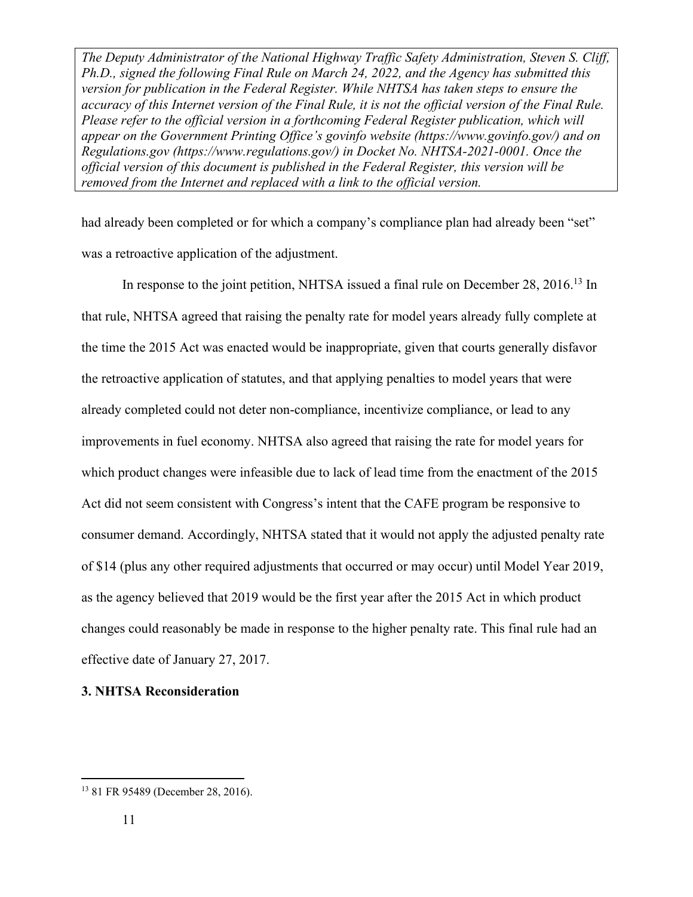had already been completed or for which a company's compliance plan had already been "set" was a retroactive application of the adjustment.

In response to the joint petition, NHTSA issued a final rule on December 28, 2016.[13] In that rule, NHTSA agreed that raising the penalty rate for model years already fully complete at the time the 2015 Act was enacted would be inappropriate, given that courts generally disfavor the retroactive application of statutes, and that applying penalties to model years that were already completed could not deter non-compliance, incentivize compliance, or lead to any improvements in fuel economy. NHTSA also agreed that raising the rate for model years for which product changes were infeasible due to lack of lead time from the enactment of the 2015 Act did not seem consistent with Congress's intent that the CAFE program be responsive to consumer demand. Accordingly, NHTSA stated that it would not apply the adjusted penalty rate of $14 (plus any other required adjustments that occurred or may occur) until Model Year 2019, as the agency believed that 2019 would be the first year after the 2015 Act in which product changes could reasonably be made in response to the higher penalty rate. This final rule had an effective date of January 27, 2017.

### 3. NHTSA Reconsideration

[13] 81 FR 95489 (December 28, 2016).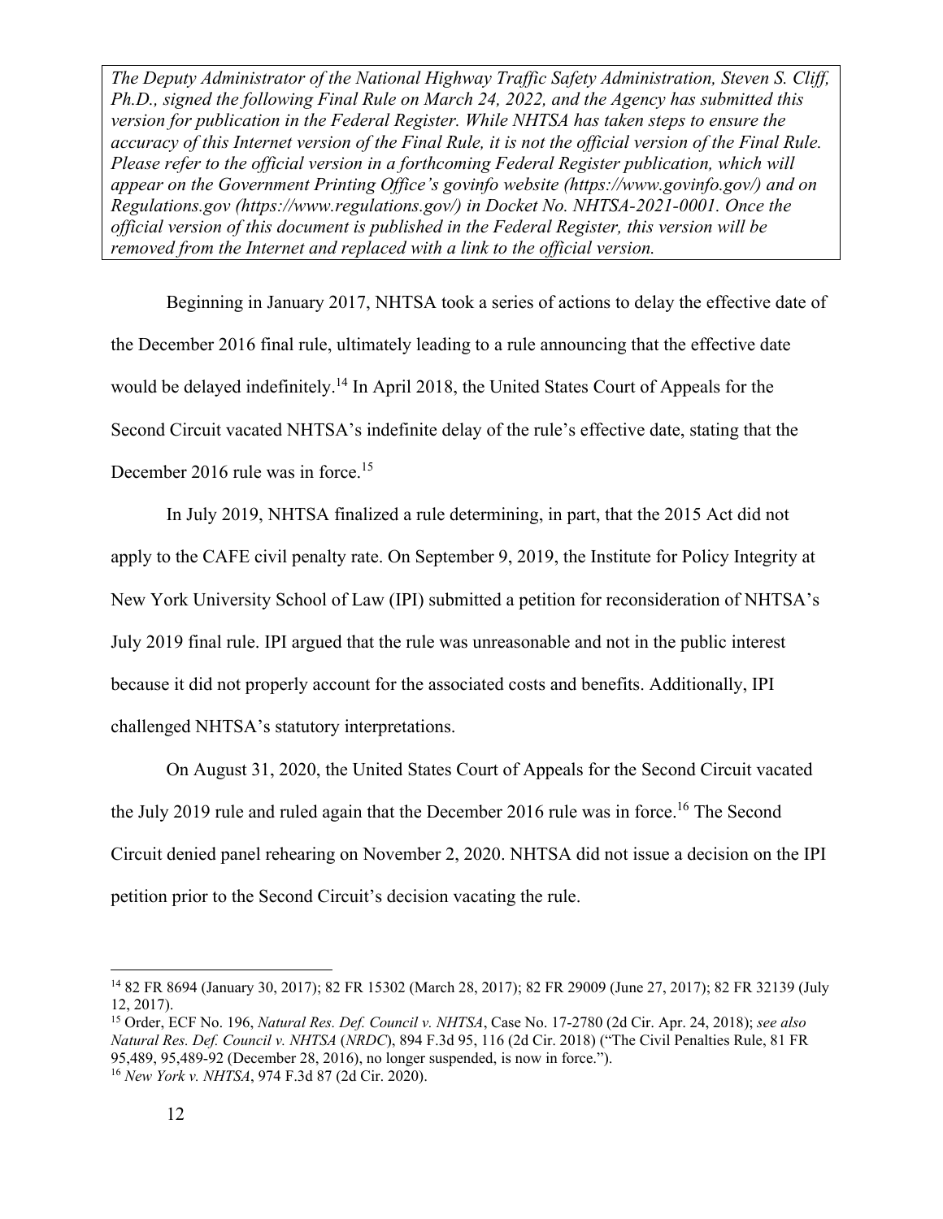*The Deputy Administrator of the National Highway Traffic Safety Administration, Steven S. Cliff, Ph.D., signed the following Final Rule on March 24, 2022, and the Agency has submitted this version for publication in the Federal Register. While NHTSA has taken steps to ensure the accuracy of this Internet version of the Final Rule, it is not the official version of the Final Rule. Please refer to the official version in a forthcoming Federal Register publication, which will appear on the Government Printing Office's govinfo website (https://www.govinfo.gov/) and on Regulations.gov (https://www.regulations.gov/) in Docket No. NHTSA-2021-0001. Once the official version of this document is published in the Federal Register, this version will be removed from the Internet and replaced with a link to the official version.*

Beginning in January 2017, NHTSA took a series of actions to delay the effective date of the December 2016 final rule, ultimately leading to a rule announcing that the effective date would be delayed indefinitely.[14] In April 2018, the United States Court of Appeals for the Second Circuit vacated NHTSA's indefinite delay of the rule's effective date, stating that the December 2016 rule was in force.[15]

In July 2019, NHTSA finalized a rule determining, in part, that the 2015 Act did not apply to the CAFE civil penalty rate. On September 9, 2019, the Institute for Policy Integrity at New York University School of Law (IPI) submitted a petition for reconsideration of NHTSA's July 2019 final rule. IPI argued that the rule was unreasonable and not in the public interest because it did not properly account for the associated costs and benefits. Additionally, IPI challenged NHTSA's statutory interpretations.

On August 31, 2020, the United States Court of Appeals for the Second Circuit vacated the July 2019 rule and ruled again that the December 2016 rule was in force.[16] The Second Circuit denied panel rehearing on November 2, 2020. NHTSA did not issue a decision on the IPI petition prior to the Second Circuit's decision vacating the rule.

---

[14] 82 FR 8694 (January 30, 2017); 82 FR 15302 (March 28, 2017); 82 FR 29009 (June 27, 2017); 82 FR 32139 (July 12, 2017).

[15] Order, ECF No. 196, *Natural Res. Def. Council v. NHTSA*, Case No. 17-2780 (2d Cir. Apr. 24, 2018); *see also Natural Res. Def. Council v. NHTSA* (*NRDC*), 894 F.3d 95, 116 (2d Cir. 2018) ("The Civil Penalties Rule, 81 FR 95,489, 95,489-92 (December 28, 2016), no longer suspended, is now in force.").

[16] *New York v. NHTSA*, 974 F.3d 87 (2d Cir. 2020).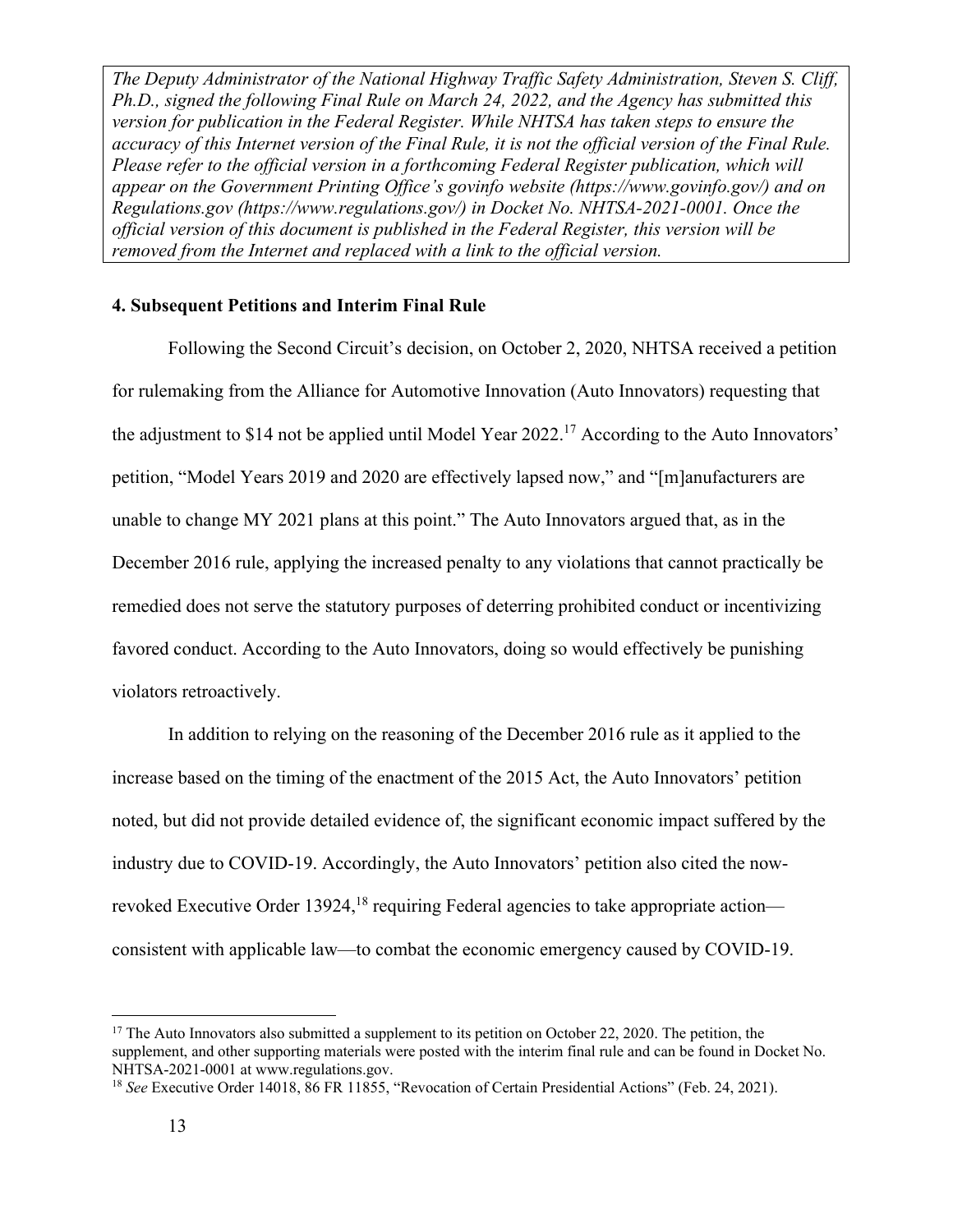*The Deputy Administrator of the National Highway Traffic Safety Administration, Steven S. Cliff, Ph.D., signed the following Final Rule on March 24, 2022, and the Agency has submitted this version for publication in the Federal Register. While NHTSA has taken steps to ensure the accuracy of this Internet version of the Final Rule, it is not the official version of the Final Rule. Please refer to the official version in a forthcoming Federal Register publication, which will appear on the Government Printing Office's govinfo website (https://www.govinfo.gov/) and on Regulations.gov (https://www.regulations.gov/) in Docket No. NHTSA-2021-0001. Once the official version of this document is published in the Federal Register, this version will be removed from the Internet and replaced with a link to the official version.*

### 4. Subsequent Petitions and Interim Final Rule

Following the Second Circuit's decision, on October 2, 2020, NHTSA received a petition for rulemaking from the Alliance for Automotive Innovation (Auto Innovators) requesting that the adjustment to $14 not be applied until Model Year 2022.[17] According to the Auto Innovators' petition, "Model Years 2019 and 2020 are effectively lapsed now," and "[m]anufacturers are unable to change MY 2021 plans at this point." The Auto Innovators argued that, as in the December 2016 rule, applying the increased penalty to any violations that cannot practically be remedied does not serve the statutory purposes of deterring prohibited conduct or incentivizing favored conduct. According to the Auto Innovators, doing so would effectively be punishing violators retroactively.

In addition to relying on the reasoning of the December 2016 rule as it applied to the increase based on the timing of the enactment of the 2015 Act, the Auto Innovators' petition noted, but did not provide detailed evidence of, the significant economic impact suffered by the industry due to COVID-19. Accordingly, the Auto Innovators' petition also cited the now-revoked Executive Order 13924,[18] requiring Federal agencies to take appropriate action—consistent with applicable law—to combat the economic emergency caused by COVID-19.

---

[17] The Auto Innovators also submitted a supplement to its petition on October 22, 2020. The petition, the supplement, and other supporting materials were posted with the interim final rule and can be found in Docket No. NHTSA-2021-0001 at www.regulations.gov.

[18] *See* Executive Order 14018, 86 FR 11855, "Revocation of Certain Presidential Actions" (Feb. 24, 2021).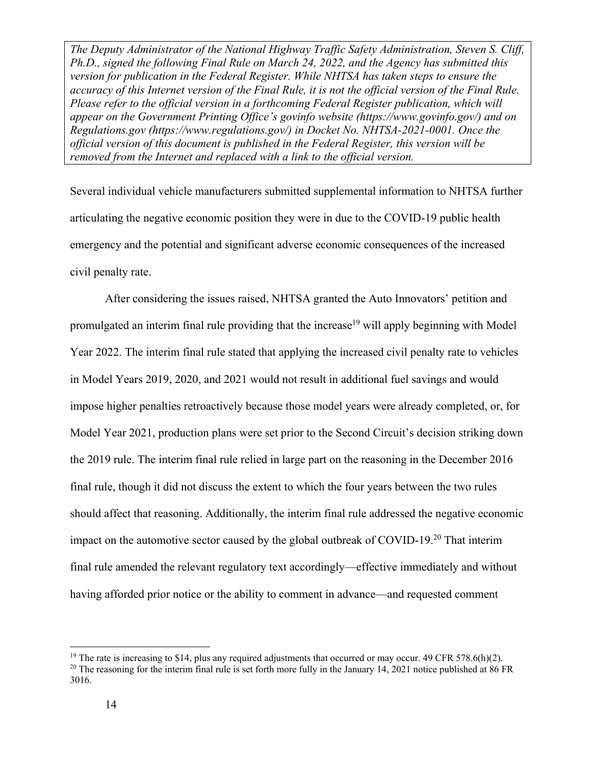*The Deputy Administrator of the National Highway Traffic Safety Administration, Steven S. Cliff, Ph.D., signed the following Final Rule on March 24, 2022, and the Agency has submitted this version for publication in the Federal Register. While NHTSA has taken steps to ensure the accuracy of this Internet version of the Final Rule, it is not the official version of the Final Rule. Please refer to the official version in a forthcoming Federal Register publication, which will appear on the Government Printing Office's govinfo website (https://www.govinfo.gov/) and on Regulations.gov (https://www.regulations.gov/) in Docket No. NHTSA-2021-0001. Once the official version of this document is published in the Federal Register, this version will be removed from the Internet and replaced with a link to the official version.*

Several individual vehicle manufacturers submitted supplemental information to NHTSA further articulating the negative economic position they were in due to the COVID-19 public health emergency and the potential and significant adverse economic consequences of the increased civil penalty rate.

After considering the issues raised, NHTSA granted the Auto Innovators' petition and promulgated an interim final rule providing that the increase[19] will apply beginning with Model Year 2022. The interim final rule stated that applying the increased civil penalty rate to vehicles in Model Years 2019, 2020, and 2021 would not result in additional fuel savings and would impose higher penalties retroactively because those model years were already completed, or, for Model Year 2021, production plans were set prior to the Second Circuit's decision striking down the 2019 rule. The interim final rule relied in large part on the reasoning in the December 2016 final rule, though it did not discuss the extent to which the four years between the two rules should affect that reasoning. Additionally, the interim final rule addressed the negative economic impact on the automotive sector caused by the global outbreak of COVID-19.[20] That interim final rule amended the relevant regulatory text accordingly—effective immediately and without having afforded prior notice or the ability to comment in advance—and requested comment

[19] The rate is increasing to $14, plus any required adjustments that occurred or may occur. 49 CFR 578.6(h)(2).

[20] The reasoning for the interim final rule is set forth more fully in the January 14, 2021 notice published at 86 FR 3016.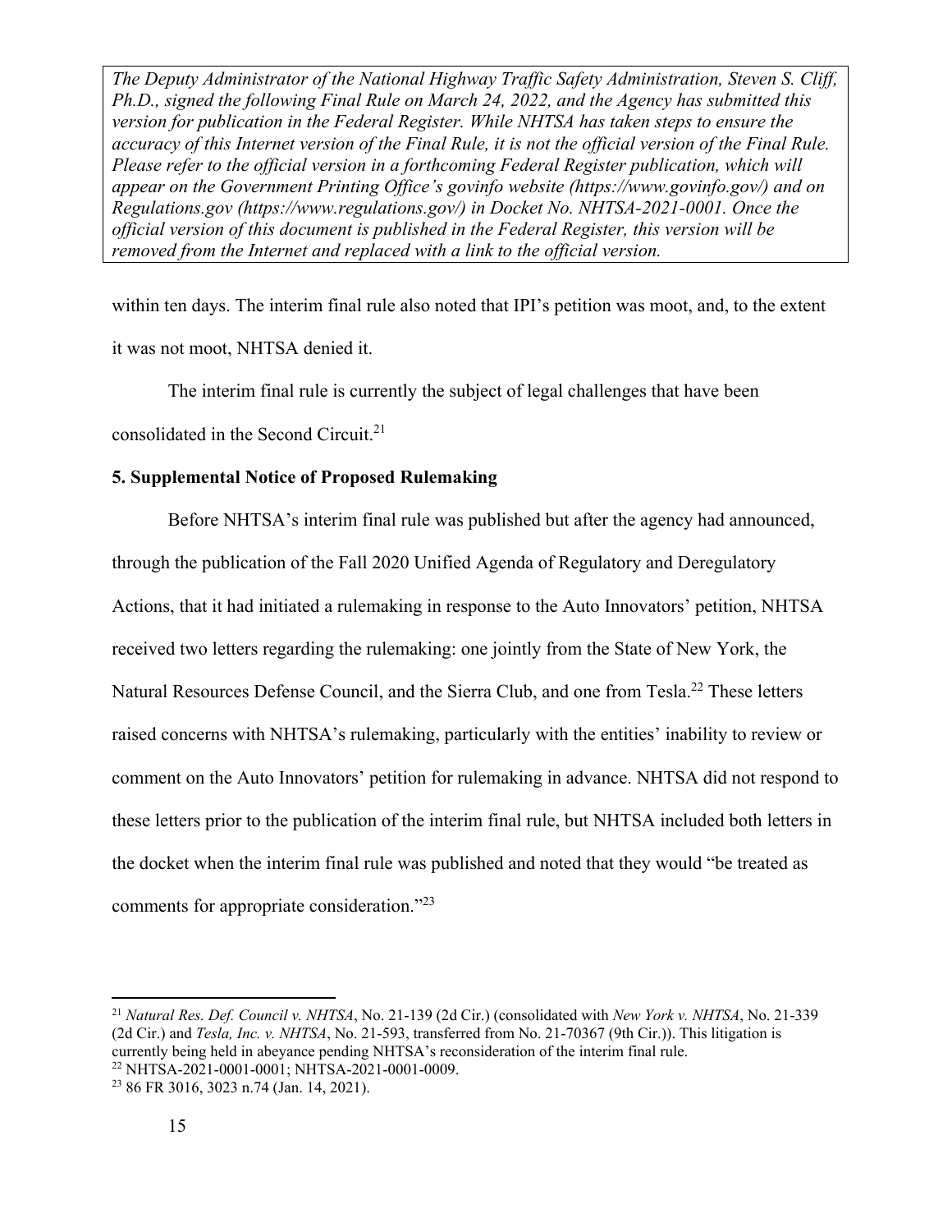*The Deputy Administrator of the National Highway Traffic Safety Administration, Steven S. Cliff, Ph.D., signed the following Final Rule on March 24, 2022, and the Agency has submitted this version for publication in the Federal Register. While NHTSA has taken steps to ensure the accuracy of this Internet version of the Final Rule, it is not the official version of the Final Rule. Please refer to the official version in a forthcoming Federal Register publication, which will appear on the Government Printing Office's govinfo website (https://www.govinfo.gov/) and on Regulations.gov (https://www.regulations.gov/) in Docket No. NHTSA-2021-0001. Once the official version of this document is published in the Federal Register, this version will be removed from the Internet and replaced with a link to the official version.*

within ten days. The interim final rule also noted that IPI's petition was moot, and, to the extent it was not moot, NHTSA denied it.

The interim final rule is currently the subject of legal challenges that have been consolidated in the Second Circuit.[21]

**5. Supplemental Notice of Proposed Rulemaking**

Before NHTSA's interim final rule was published but after the agency had announced, through the publication of the Fall 2020 Unified Agenda of Regulatory and Deregulatory Actions, that it had initiated a rulemaking in response to the Auto Innovators' petition, NHTSA received two letters regarding the rulemaking: one jointly from the State of New York, the Natural Resources Defense Council, and the Sierra Club, and one from Tesla.[22] These letters raised concerns with NHTSA's rulemaking, particularly with the entities' inability to review or comment on the Auto Innovators' petition for rulemaking in advance. NHTSA did not respond to these letters prior to the publication of the interim final rule, but NHTSA included both letters in the docket when the interim final rule was published and noted that they would "be treated as comments for appropriate consideration."[23]

---

[21] *Natural Res. Def. Council v. NHTSA*, No. 21-139 (2d Cir.) (consolidated with *New York v. NHTSA*, No. 21-339 (2d Cir.) and *Tesla, Inc. v. NHTSA*, No. 21-593, transferred from No. 21-70367 (9th Cir.)). This litigation is currently being held in abeyance pending NHTSA's reconsideration of the interim final rule.

[22] NHTSA-2021-0001-0001; NHTSA-2021-0001-0009.

[23] 86 FR 3016, 3023 n.74 (Jan. 14, 2021).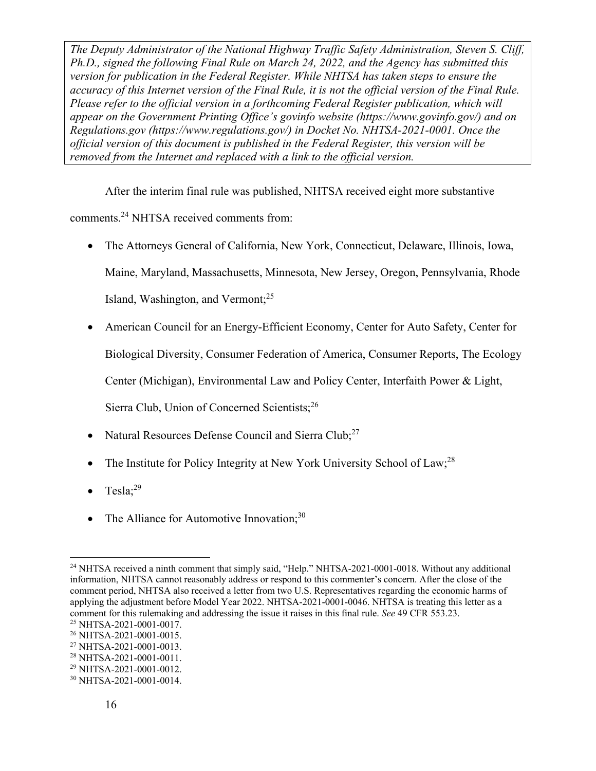*The Deputy Administrator of the National Highway Traffic Safety Administration, Steven S. Cliff, Ph.D., signed the following Final Rule on March 24, 2022, and the Agency has submitted this version for publication in the Federal Register. While NHTSA has taken steps to ensure the accuracy of this Internet version of the Final Rule, it is not the official version of the Final Rule. Please refer to the official version in a forthcoming Federal Register publication, which will appear on the Government Printing Office's govinfo website (https://www.govinfo.gov/) and on Regulations.gov (https://www.regulations.gov/) in Docket No. NHTSA-2021-0001. Once the official version of this document is published in the Federal Register, this version will be removed from the Internet and replaced with a link to the official version.*

After the interim final rule was published, NHTSA received eight more substantive comments.[24] NHTSA received comments from:

- The Attorneys General of California, New York, Connecticut, Delaware, Illinois, Iowa, Maine, Maryland, Massachusetts, Minnesota, New Jersey, Oregon, Pennsylvania, Rhode Island, Washington, and Vermont;[25]
- American Council for an Energy-Efficient Economy, Center for Auto Safety, Center for Biological Diversity, Consumer Federation of America, Consumer Reports, The Ecology Center (Michigan), Environmental Law and Policy Center, Interfaith Power & Light, Sierra Club, Union of Concerned Scientists;[26]
- Natural Resources Defense Council and Sierra Club;[27]
- The Institute for Policy Integrity at New York University School of Law;[28]
- Tesla;[29]
- The Alliance for Automotive Innovation;[30]

---

[24] NHTSA received a ninth comment that simply said, "Help." NHTSA-2021-0001-0018. Without any additional information, NHTSA cannot reasonably address or respond to this commenter's concern. After the close of the comment period, NHTSA also received a letter from two U.S. Representatives regarding the economic harms of applying the adjustment before Model Year 2022. NHTSA-2021-0001-0046. NHTSA is treating this letter as a comment for this rulemaking and addressing the issue it raises in this final rule. *See* 49 CFR 553.23.

[25] NHTSA-2021-0001-0017.

[26] NHTSA-2021-0001-0015.

[27] NHTSA-2021-0001-0013.

[28] NHTSA-2021-0001-0011.

[29] NHTSA-2021-0001-0012.

[30] NHTSA-2021-0001-0014.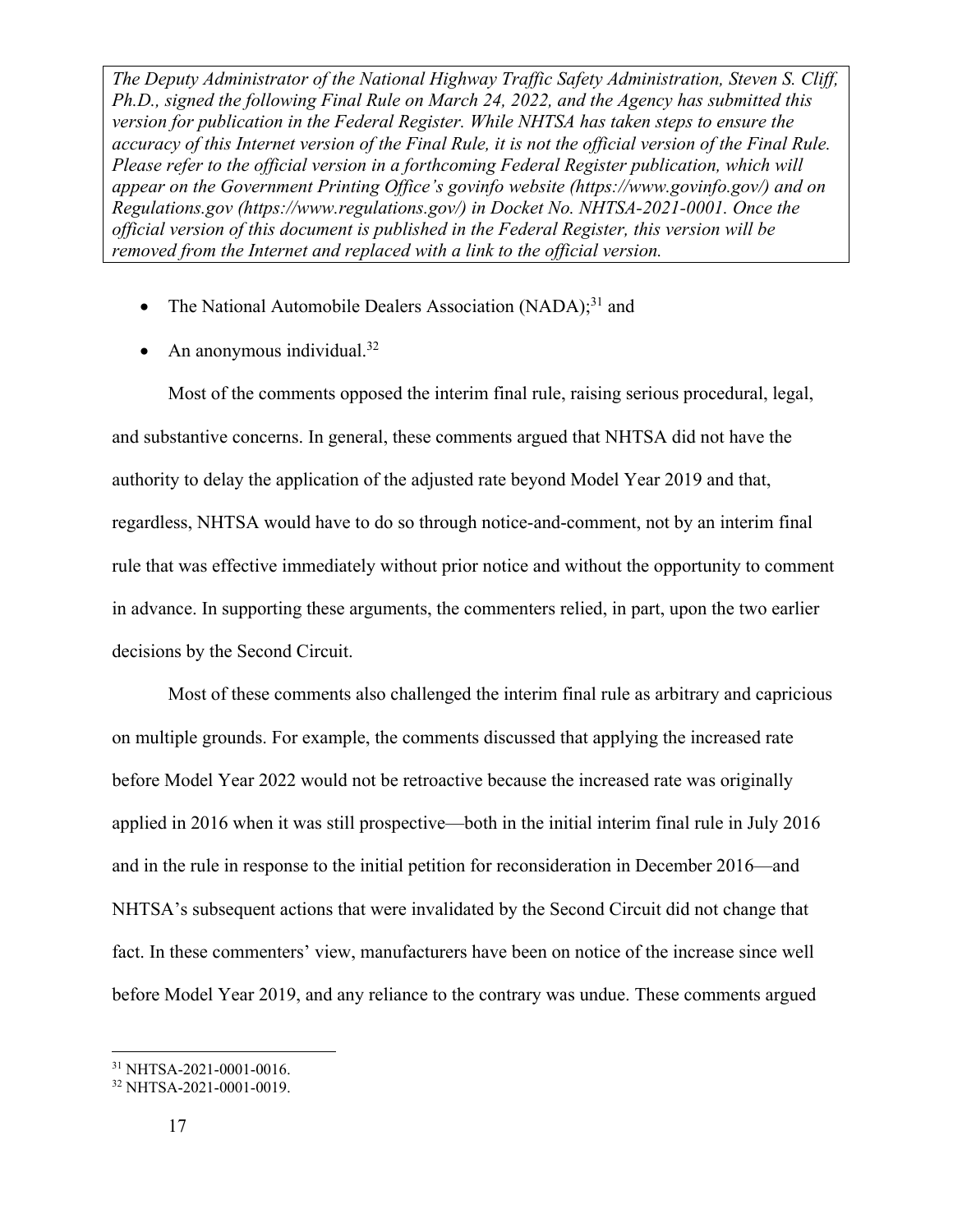- The National Automobile Dealers Association (NADA);[31] and
- An anonymous individual.[32]

Most of the comments opposed the interim final rule, raising serious procedural, legal, and substantive concerns. In general, these comments argued that NHTSA did not have the authority to delay the application of the adjusted rate beyond Model Year 2019 and that, regardless, NHTSA would have to do so through notice-and-comment, not by an interim final rule that was effective immediately without prior notice and without the opportunity to comment in advance. In supporting these arguments, the commenters relied, in part, upon the two earlier decisions by the Second Circuit.

Most of these comments also challenged the interim final rule as arbitrary and capricious on multiple grounds. For example, the comments discussed that applying the increased rate before Model Year 2022 would not be retroactive because the increased rate was originally applied in 2016 when it was still prospective—both in the initial interim final rule in July 2016 and in the rule in response to the initial petition for reconsideration in December 2016—and NHTSA's subsequent actions that were invalidated by the Second Circuit did not change that fact. In these commenters' view, manufacturers have been on notice of the increase since well before Model Year 2019, and any reliance to the contrary was undue. These comments argued

[31] NHTSA-2021-0001-0016.

[32] NHTSA-2021-0001-0019.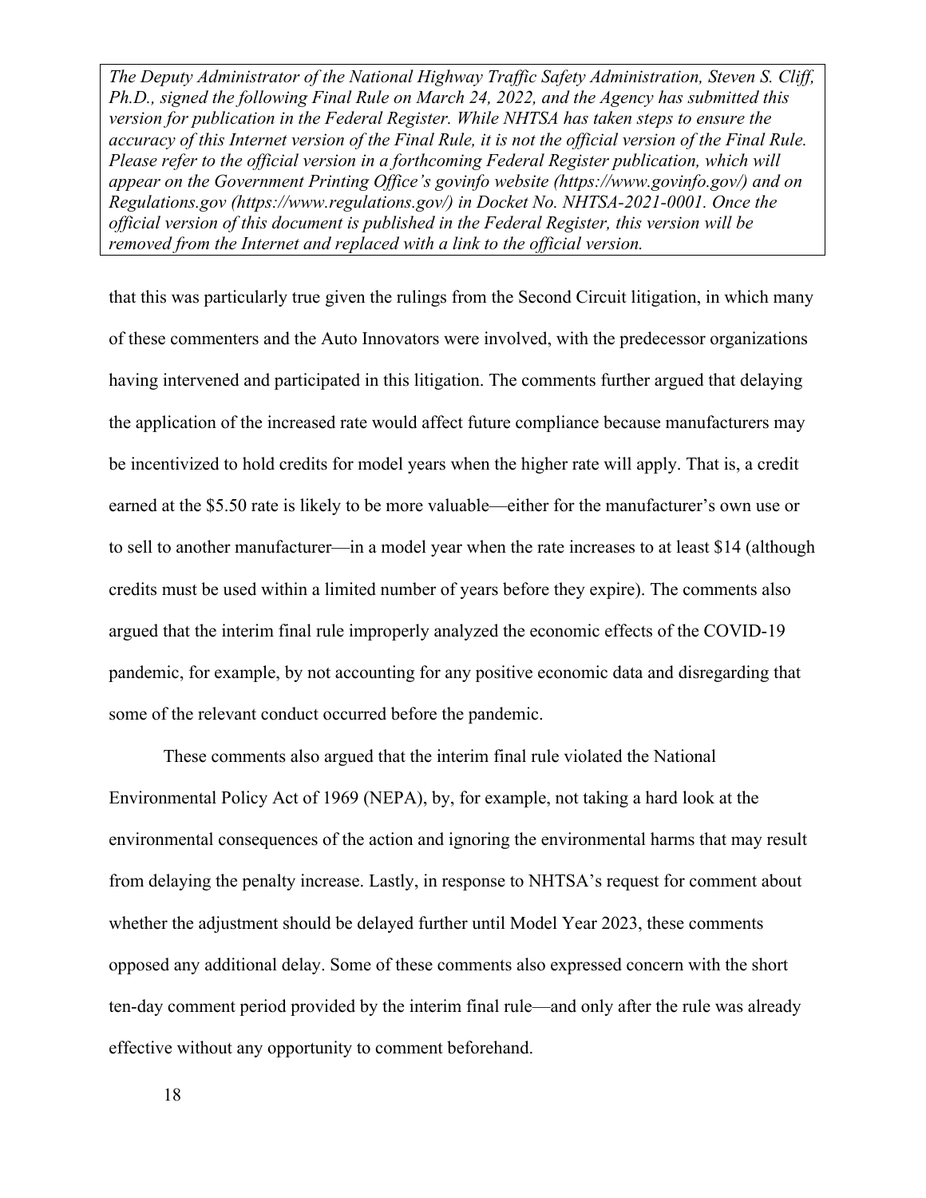that this was particularly true given the rulings from the Second Circuit litigation, in which many of these commenters and the Auto Innovators were involved, with the predecessor organizations having intervened and participated in this litigation. The comments further argued that delaying the application of the increased rate would affect future compliance because manufacturers may be incentivized to hold credits for model years when the higher rate will apply. That is, a credit earned at the $5.50 rate is likely to be more valuable—either for the manufacturer's own use or to sell to another manufacturer—in a model year when the rate increases to at least $14 (although credits must be used within a limited number of years before they expire). The comments also argued that the interim final rule improperly analyzed the economic effects of the COVID-19 pandemic, for example, by not accounting for any positive economic data and disregarding that some of the relevant conduct occurred before the pandemic.

These comments also argued that the interim final rule violated the National Environmental Policy Act of 1969 (NEPA), by, for example, not taking a hard look at the environmental consequences of the action and ignoring the environmental harms that may result from delaying the penalty increase. Lastly, in response to NHTSA's request for comment about whether the adjustment should be delayed further until Model Year 2023, these comments opposed any additional delay. Some of these comments also expressed concern with the short ten-day comment period provided by the interim final rule—and only after the rule was already effective without any opportunity to comment beforehand.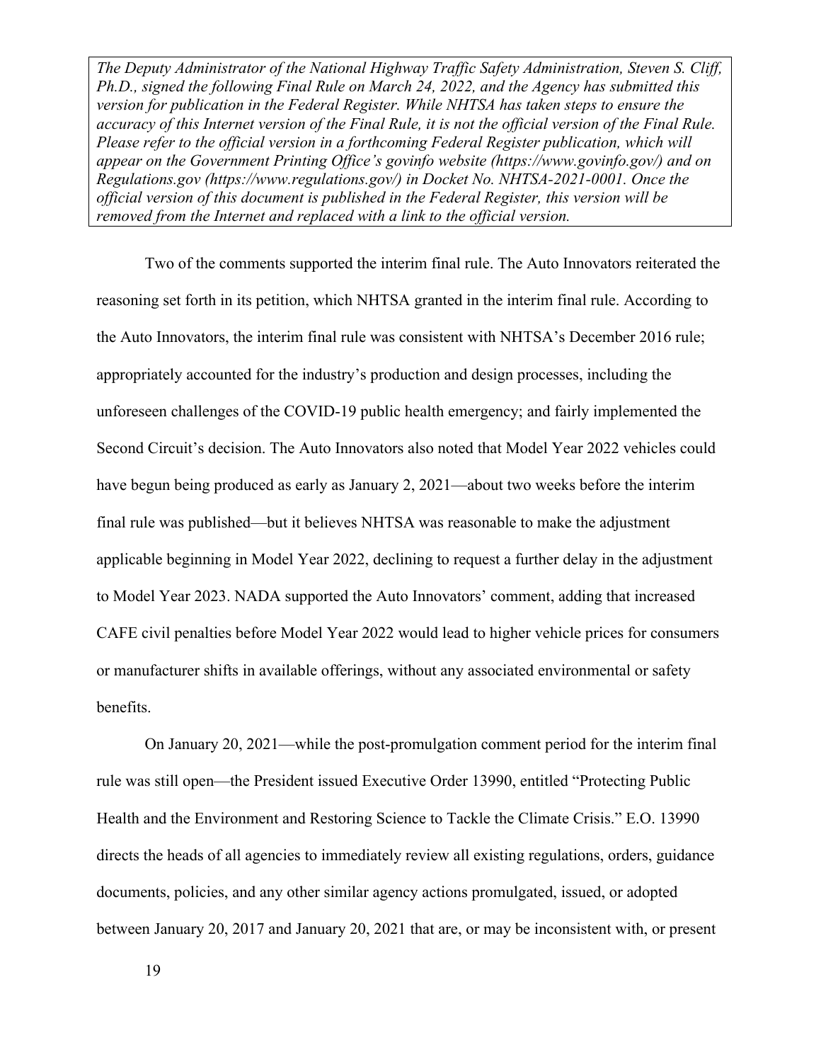Two of the comments supported the interim final rule. The Auto Innovators reiterated the reasoning set forth in its petition, which NHTSA granted in the interim final rule. According to the Auto Innovators, the interim final rule was consistent with NHTSA's December 2016 rule; appropriately accounted for the industry's production and design processes, including the unforeseen challenges of the COVID-19 public health emergency; and fairly implemented the Second Circuit's decision. The Auto Innovators also noted that Model Year 2022 vehicles could have begun being produced as early as January 2, 2021—about two weeks before the interim final rule was published—but it believes NHTSA was reasonable to make the adjustment applicable beginning in Model Year 2022, declining to request a further delay in the adjustment to Model Year 2023. NADA supported the Auto Innovators' comment, adding that increased CAFE civil penalties before Model Year 2022 would lead to higher vehicle prices for consumers or manufacturer shifts in available offerings, without any associated environmental or safety benefits.

On January 20, 2021—while the post-promulgation comment period for the interim final rule was still open—the President issued Executive Order 13990, entitled "Protecting Public Health and the Environment and Restoring Science to Tackle the Climate Crisis." E.O. 13990 directs the heads of all agencies to immediately review all existing regulations, orders, guidance documents, policies, and any other similar agency actions promulgated, issued, or adopted between January 20, 2017 and January 20, 2021 that are, or may be inconsistent with, or present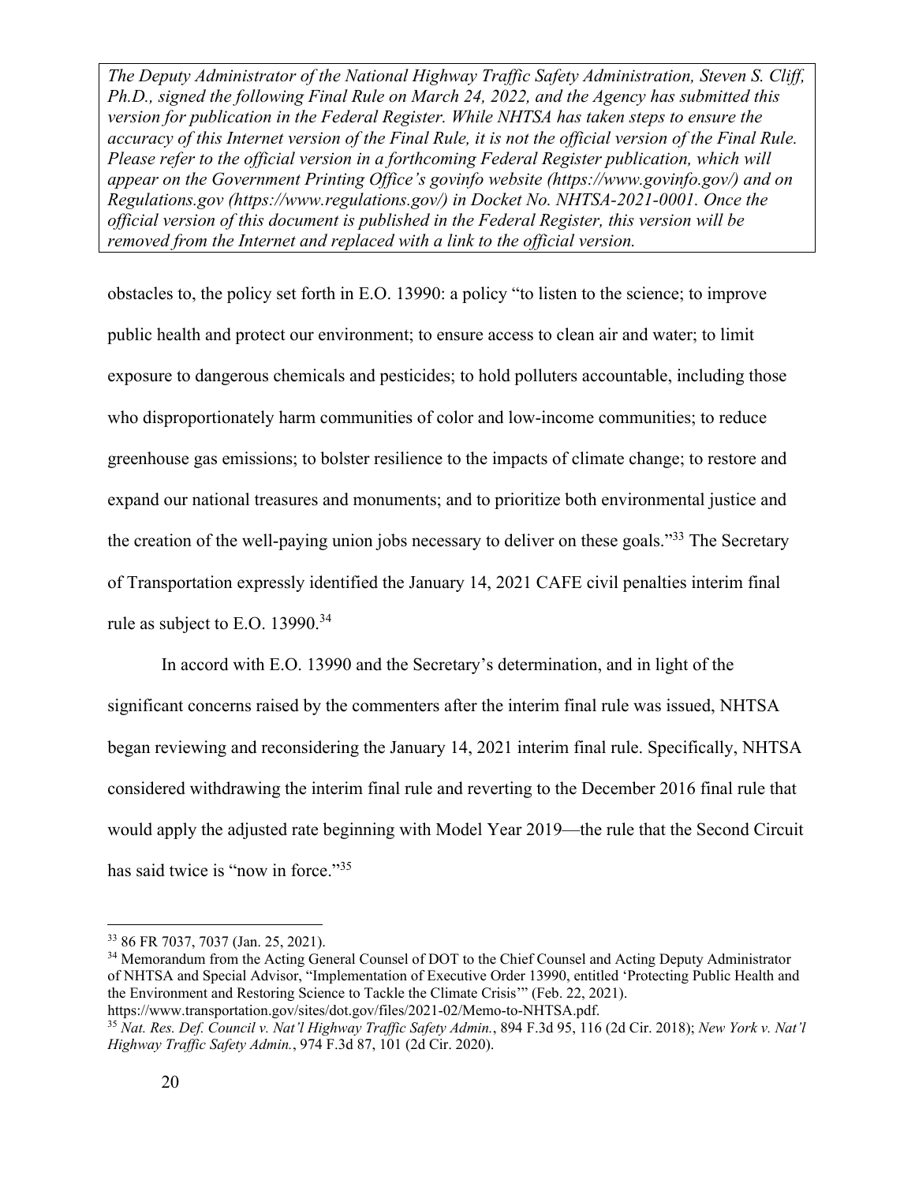obstacles to, the policy set forth in E.O. 13990: a policy "to listen to the science; to improve public health and protect our environment; to ensure access to clean air and water; to limit exposure to dangerous chemicals and pesticides; to hold polluters accountable, including those who disproportionately harm communities of color and low-income communities; to reduce greenhouse gas emissions; to bolster resilience to the impacts of climate change; to restore and expand our national treasures and monuments; and to prioritize both environmental justice and the creation of the well-paying union jobs necessary to deliver on these goals."[33] The Secretary of Transportation expressly identified the January 14, 2021 CAFE civil penalties interim final rule as subject to E.O. 13990.[34]

In accord with E.O. 13990 and the Secretary's determination, and in light of the significant concerns raised by the commenters after the interim final rule was issued, NHTSA began reviewing and reconsidering the January 14, 2021 interim final rule. Specifically, NHTSA considered withdrawing the interim final rule and reverting to the December 2016 final rule that would apply the adjusted rate beginning with Model Year 2019—the rule that the Second Circuit has said twice is "now in force."[35]

---

[33] 86 FR 7037, 7037 (Jan. 25, 2021).

[34] Memorandum from the Acting General Counsel of DOT to the Chief Counsel and Acting Deputy Administrator of NHTSA and Special Advisor, "Implementation of Executive Order 13990, entitled 'Protecting Public Health and the Environment and Restoring Science to Tackle the Climate Crisis'" (Feb. 22, 2021). https://www.transportation.gov/sites/dot.gov/files/2021-02/Memo-to-NHTSA.pdf.

[35] *Nat. Res. Def. Council v. Nat'l Highway Traffic Safety Admin.*, 894 F.3d 95, 116 (2d Cir. 2018); *New York v. Nat'l Highway Traffic Safety Admin.*, 974 F.3d 87, 101 (2d Cir. 2020).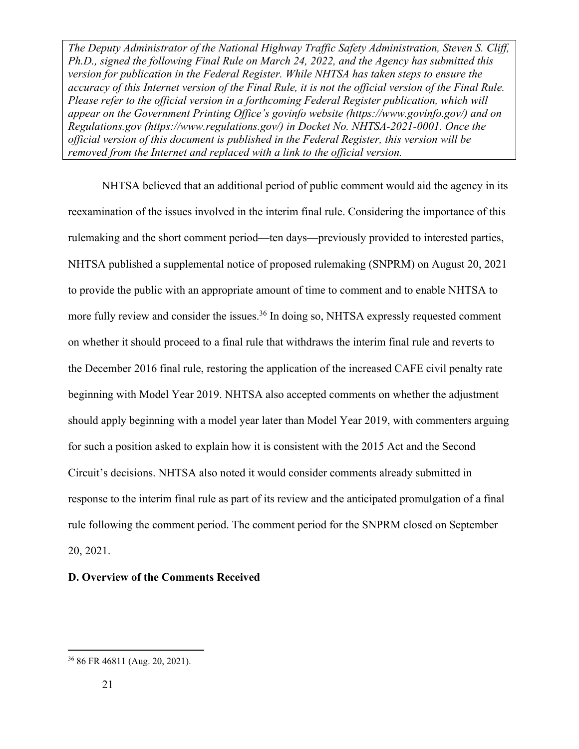NHTSA believed that an additional period of public comment would aid the agency in its reexamination of the issues involved in the interim final rule. Considering the importance of this rulemaking and the short comment period—ten days—previously provided to interested parties, NHTSA published a supplemental notice of proposed rulemaking (SNPRM) on August 20, 2021 to provide the public with an appropriate amount of time to comment and to enable NHTSA to more fully review and consider the issues.[36] In doing so, NHTSA expressly requested comment on whether it should proceed to a final rule that withdraws the interim final rule and reverts to the December 2016 final rule, restoring the application of the increased CAFE civil penalty rate beginning with Model Year 2019. NHTSA also accepted comments on whether the adjustment should apply beginning with a model year later than Model Year 2019, with commenters arguing for such a position asked to explain how it is consistent with the 2015 Act and the Second Circuit's decisions. NHTSA also noted it would consider comments already submitted in response to the interim final rule as part of its review and the anticipated promulgation of a final rule following the comment period. The comment period for the SNPRM closed on September 20, 2021.

**D. Overview of the Comments Received**

[36] 86 FR 46811 (Aug. 20, 2021).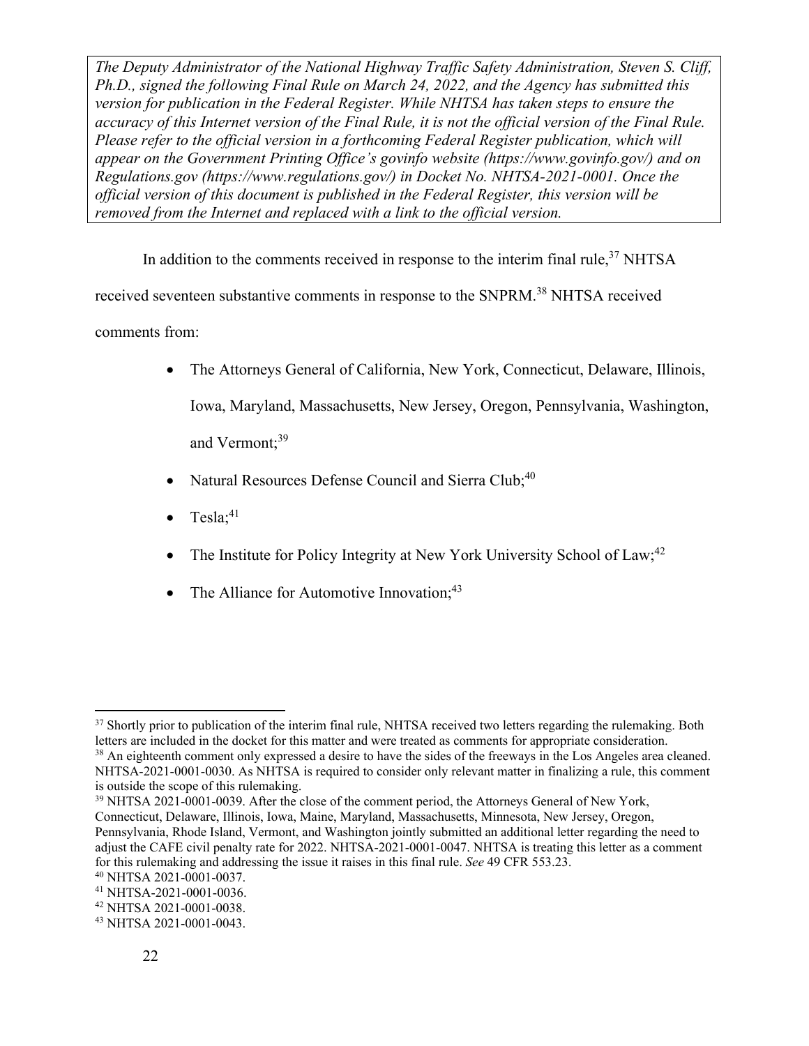*The Deputy Administrator of the National Highway Traffic Safety Administration, Steven S. Cliff, Ph.D., signed the following Final Rule on March 24, 2022, and the Agency has submitted this version for publication in the Federal Register. While NHTSA has taken steps to ensure the accuracy of this Internet version of the Final Rule, it is not the official version of the Final Rule. Please refer to the official version in a forthcoming Federal Register publication, which will appear on the Government Printing Office's govinfo website (https://www.govinfo.gov/) and on Regulations.gov (https://www.regulations.gov/) in Docket No. NHTSA-2021-0001. Once the official version of this document is published in the Federal Register, this version will be removed from the Internet and replaced with a link to the official version.*

In addition to the comments received in response to the interim final rule,[37] NHTSA received seventeen substantive comments in response to the SNPRM.[38] NHTSA received comments from:

- The Attorneys General of California, New York, Connecticut, Delaware, Illinois, Iowa, Maryland, Massachusetts, New Jersey, Oregon, Pennsylvania, Washington, and Vermont;[39]
- Natural Resources Defense Council and Sierra Club;[40]
- Tesla;[41]
- The Institute for Policy Integrity at New York University School of Law;[42]
- The Alliance for Automotive Innovation;[43]

---

[37] Shortly prior to publication of the interim final rule, NHTSA received two letters regarding the rulemaking. Both letters are included in the docket for this matter and were treated as comments for appropriate consideration.

[38] An eighteenth comment only expressed a desire to have the sides of the freeways in the Los Angeles area cleaned. NHTSA-2021-0001-0030. As NHTSA is required to consider only relevant matter in finalizing a rule, this comment is outside the scope of this rulemaking.

[39] NHTSA 2021-0001-0039. After the close of the comment period, the Attorneys General of New York, Connecticut, Delaware, Illinois, Iowa, Maine, Maryland, Massachusetts, Minnesota, New Jersey, Oregon, Pennsylvania, Rhode Island, Vermont, and Washington jointly submitted an additional letter regarding the need to adjust the CAFE civil penalty rate for 2022. NHTSA-2021-0001-0047. NHTSA is treating this letter as a comment for this rulemaking and addressing the issue it raises in this final rule. *See* 49 CFR 553.23.

[40] NHTSA 2021-0001-0037.

[41] NHTSA-2021-0001-0036.

[42] NHTSA 2021-0001-0038.

[43] NHTSA 2021-0001-0043.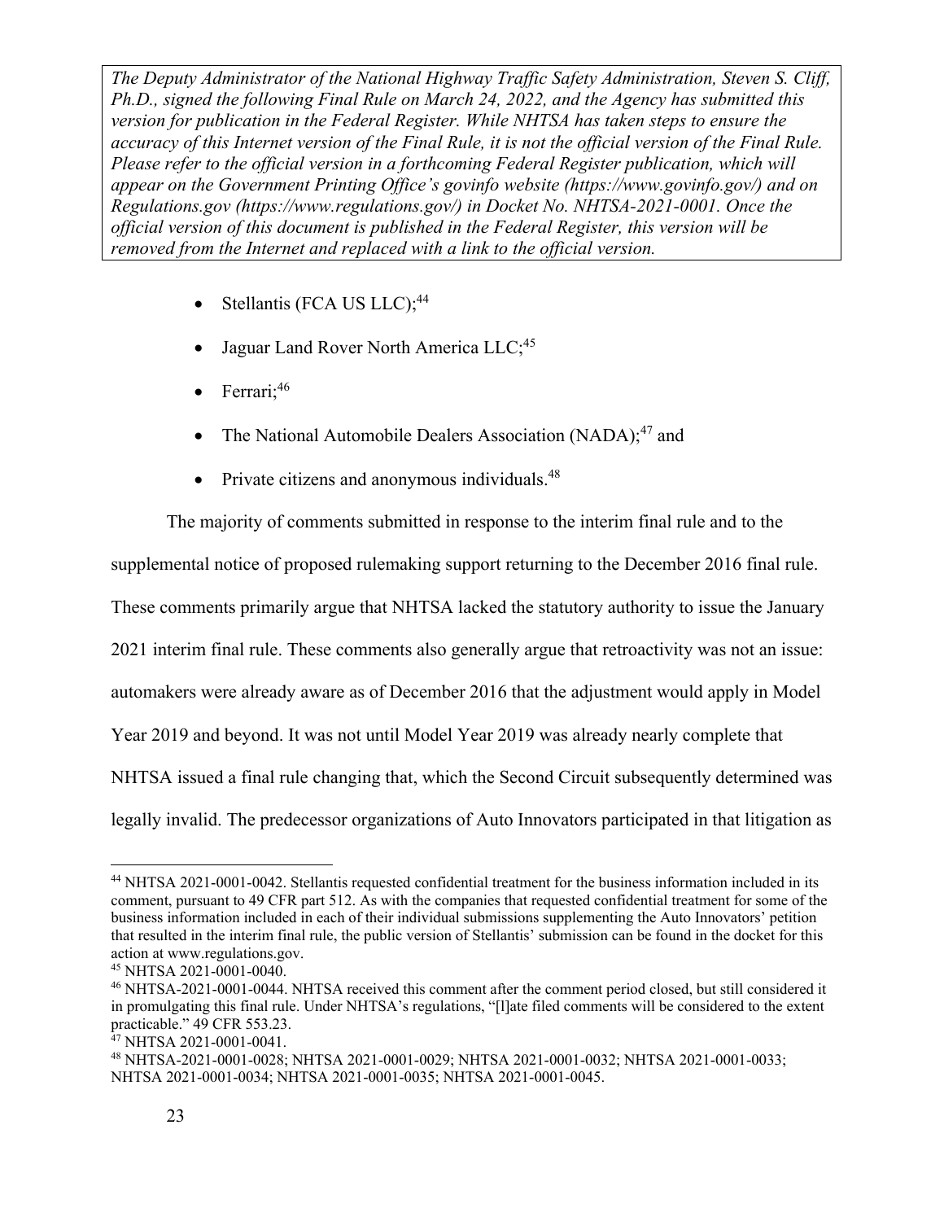*The Deputy Administrator of the National Highway Traffic Safety Administration, Steven S. Cliff, Ph.D., signed the following Final Rule on March 24, 2022, and the Agency has submitted this version for publication in the Federal Register. While NHTSA has taken steps to ensure the accuracy of this Internet version of the Final Rule, it is not the official version of the Final Rule. Please refer to the official version in a forthcoming Federal Register publication, which will appear on the Government Printing Office's govinfo website (https://www.govinfo.gov/) and on Regulations.gov (https://www.regulations.gov/) in Docket No. NHTSA-2021-0001. Once the official version of this document is published in the Federal Register, this version will be removed from the Internet and replaced with a link to the official version.*

- Stellantis (FCA US LLC);[44]
- Jaguar Land Rover North America LLC;[45]
- Ferrari;[46]
- The National Automobile Dealers Association (NADA);[47] and
- Private citizens and anonymous individuals.[48]

The majority of comments submitted in response to the interim final rule and to the supplemental notice of proposed rulemaking support returning to the December 2016 final rule. These comments primarily argue that NHTSA lacked the statutory authority to issue the January 2021 interim final rule. These comments also generally argue that retroactivity was not an issue: automakers were already aware as of December 2016 that the adjustment would apply in Model Year 2019 and beyond. It was not until Model Year 2019 was already nearly complete that NHTSA issued a final rule changing that, which the Second Circuit subsequently determined was legally invalid. The predecessor organizations of Auto Innovators participated in that litigation as

---

[44] NHTSA 2021-0001-0042. Stellantis requested confidential treatment for the business information included in its comment, pursuant to 49 CFR part 512. As with the companies that requested confidential treatment for some of the business information included in each of their individual submissions supplementing the Auto Innovators' petition that resulted in the interim final rule, the public version of Stellantis' submission can be found in the docket for this action at www.regulations.gov.

[45] NHTSA 2021-0001-0040.

[46] NHTSA-2021-0001-0044. NHTSA received this comment after the comment period closed, but still considered it in promulgating this final rule. Under NHTSA's regulations, "[l]ate filed comments will be considered to the extent practicable." 49 CFR 553.23.

[47] NHTSA 2021-0001-0041.

[48] NHTSA-2021-0001-0028; NHTSA 2021-0001-0029; NHTSA 2021-0001-0032; NHTSA 2021-0001-0033; NHTSA 2021-0001-0034; NHTSA 2021-0001-0035; NHTSA 2021-0001-0045.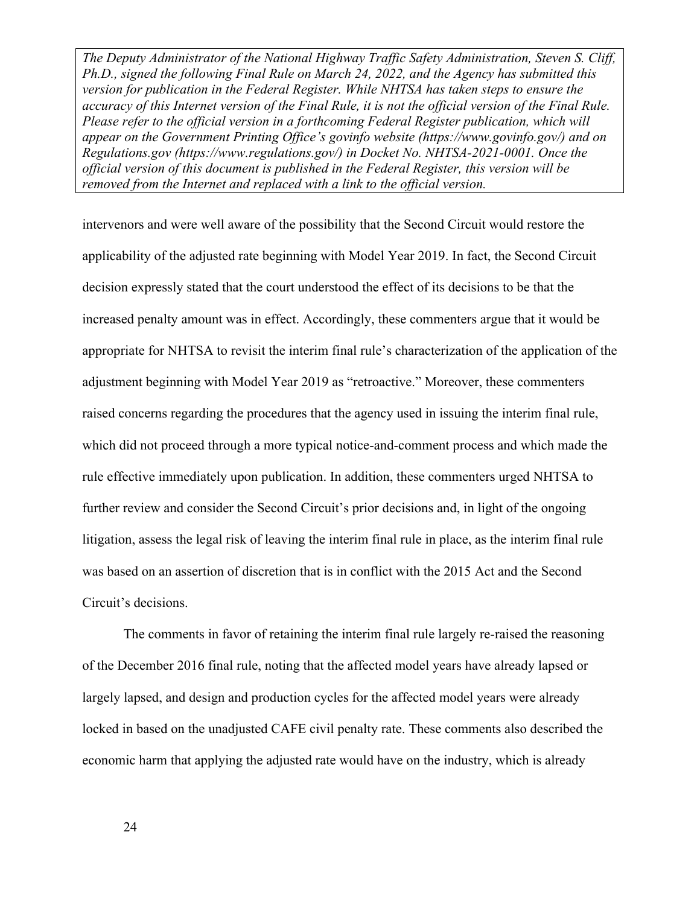intervenors and were well aware of the possibility that the Second Circuit would restore the applicability of the adjusted rate beginning with Model Year 2019. In fact, the Second Circuit decision expressly stated that the court understood the effect of its decisions to be that the increased penalty amount was in effect. Accordingly, these commenters argue that it would be appropriate for NHTSA to revisit the interim final rule's characterization of the application of the adjustment beginning with Model Year 2019 as "retroactive." Moreover, these commenters raised concerns regarding the procedures that the agency used in issuing the interim final rule, which did not proceed through a more typical notice-and-comment process and which made the rule effective immediately upon publication. In addition, these commenters urged NHTSA to further review and consider the Second Circuit's prior decisions and, in light of the ongoing litigation, assess the legal risk of leaving the interim final rule in place, as the interim final rule was based on an assertion of discretion that is in conflict with the 2015 Act and the Second Circuit's decisions.

The comments in favor of retaining the interim final rule largely re-raised the reasoning of the December 2016 final rule, noting that the affected model years have already lapsed or largely lapsed, and design and production cycles for the affected model years were already locked in based on the unadjusted CAFE civil penalty rate. These comments also described the economic harm that applying the adjusted rate would have on the industry, which is already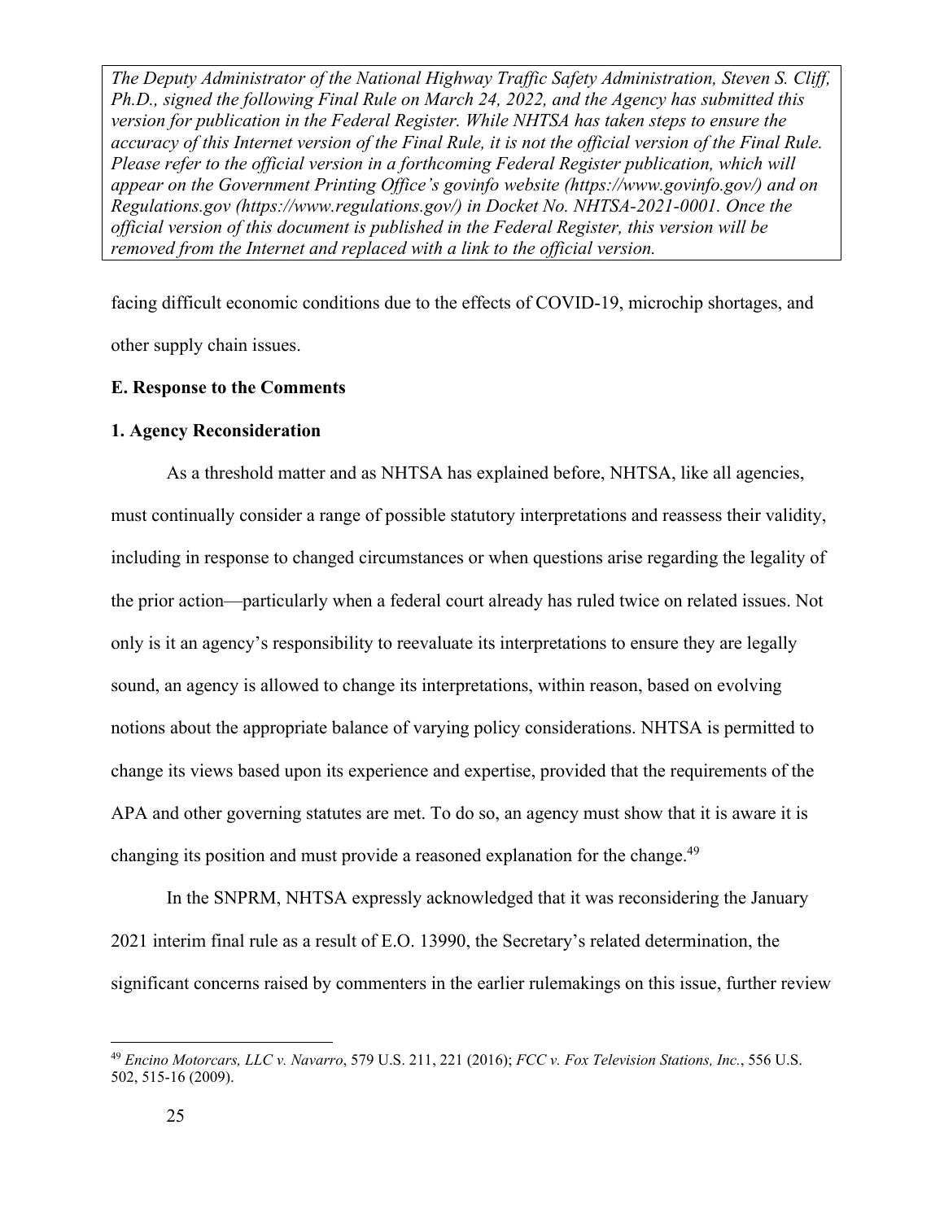facing difficult economic conditions due to the effects of COVID-19, microchip shortages, and other supply chain issues.

**E. Response to the Comments**

**1. Agency Reconsideration**

As a threshold matter and as NHTSA has explained before, NHTSA, like all agencies, must continually consider a range of possible statutory interpretations and reassess their validity, including in response to changed circumstances or when questions arise regarding the legality of the prior action—particularly when a federal court already has ruled twice on related issues. Not only is it an agency's responsibility to reevaluate its interpretations to ensure they are legally sound, an agency is allowed to change its interpretations, within reason, based on evolving notions about the appropriate balance of varying policy considerations. NHTSA is permitted to change its views based upon its experience and expertise, provided that the requirements of the APA and other governing statutes are met. To do so, an agency must show that it is aware it is changing its position and must provide a reasoned explanation for the change.[49]

In the SNPRM, NHTSA expressly acknowledged that it was reconsidering the January 2021 interim final rule as a result of E.O. 13990, the Secretary's related determination, the significant concerns raised by commenters in the earlier rulemakings on this issue, further review

[49] *Encino Motorcars, LLC v. Navarro*, 579 U.S. 211, 221 (2016); *FCC v. Fox Television Stations, Inc.*, 556 U.S. 502, 515-16 (2009).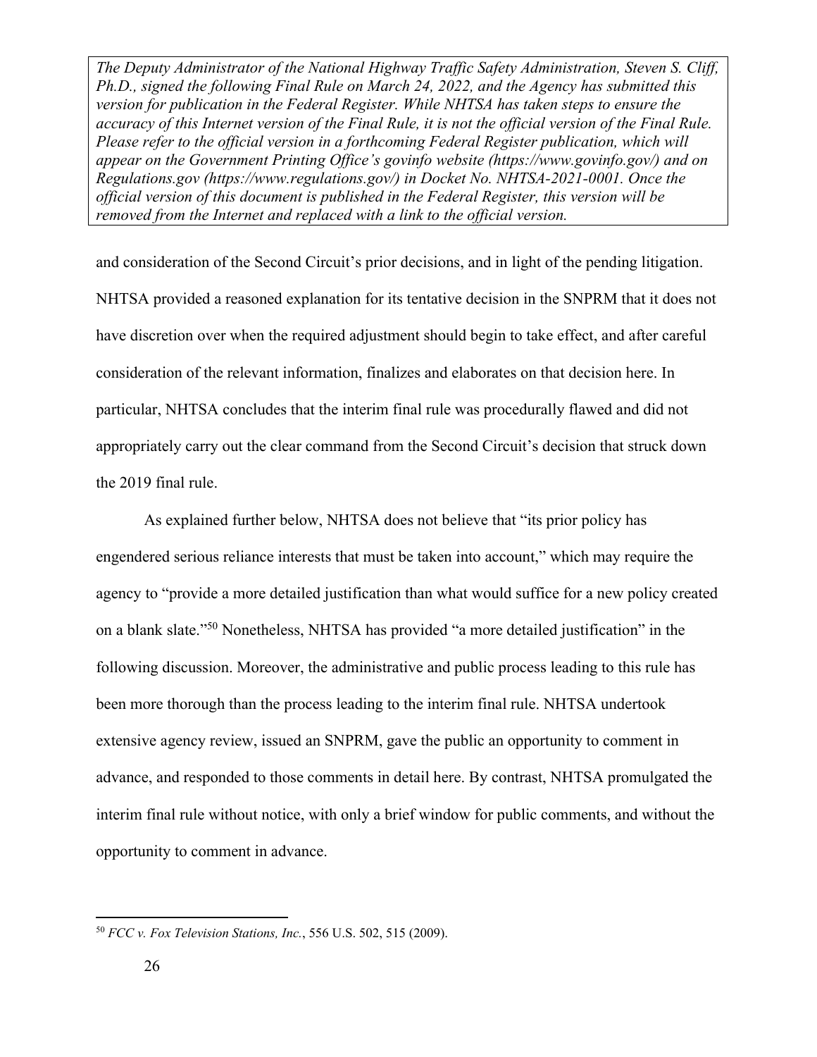*The Deputy Administrator of the National Highway Traffic Safety Administration, Steven S. Cliff, Ph.D., signed the following Final Rule on March 24, 2022, and the Agency has submitted this version for publication in the Federal Register. While NHTSA has taken steps to ensure the accuracy of this Internet version of the Final Rule, it is not the official version of the Final Rule. Please refer to the official version in a forthcoming Federal Register publication, which will appear on the Government Printing Office's govinfo website (https://www.govinfo.gov/) and on Regulations.gov (https://www.regulations.gov/) in Docket No. NHTSA-2021-0001. Once the official version of this document is published in the Federal Register, this version will be removed from the Internet and replaced with a link to the official version.*

and consideration of the Second Circuit's prior decisions, and in light of the pending litigation. NHTSA provided a reasoned explanation for its tentative decision in the SNPRM that it does not have discretion over when the required adjustment should begin to take effect, and after careful consideration of the relevant information, finalizes and elaborates on that decision here. In particular, NHTSA concludes that the interim final rule was procedurally flawed and did not appropriately carry out the clear command from the Second Circuit's decision that struck down the 2019 final rule.

As explained further below, NHTSA does not believe that "its prior policy has engendered serious reliance interests that must be taken into account," which may require the agency to "provide a more detailed justification than what would suffice for a new policy created on a blank slate."[50] Nonetheless, NHTSA has provided "a more detailed justification" in the following discussion. Moreover, the administrative and public process leading to this rule has been more thorough than the process leading to the interim final rule. NHTSA undertook extensive agency review, issued an SNPRM, gave the public an opportunity to comment in advance, and responded to those comments in detail here. By contrast, NHTSA promulgated the interim final rule without notice, with only a brief window for public comments, and without the opportunity to comment in advance.

[50] *FCC v. Fox Television Stations, Inc.*, 556 U.S. 502, 515 (2009).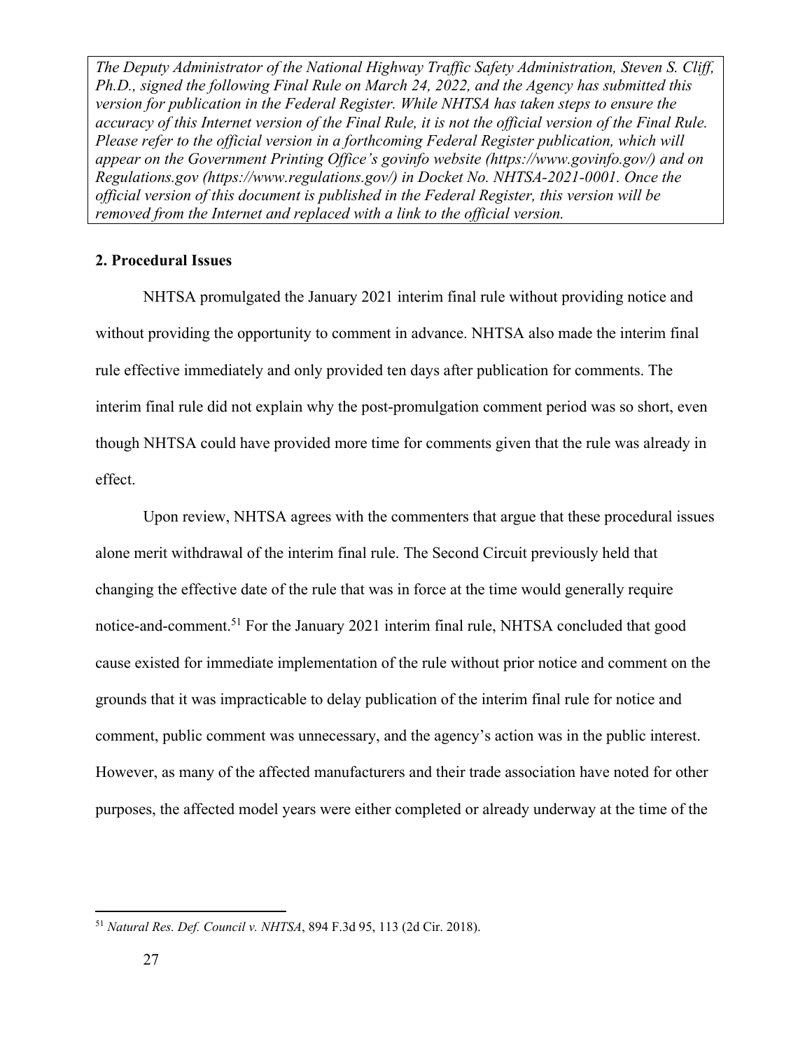*The Deputy Administrator of the National Highway Traffic Safety Administration, Steven S. Cliff, Ph.D., signed the following Final Rule on March 24, 2022, and the Agency has submitted this version for publication in the Federal Register. While NHTSA has taken steps to ensure the accuracy of this Internet version of the Final Rule, it is not the official version of the Final Rule. Please refer to the official version in a forthcoming Federal Register publication, which will appear on the Government Printing Office's govinfo website (https://www.govinfo.gov/) and on Regulations.gov (https://www.regulations.gov/) in Docket No. NHTSA-2021-0001. Once the official version of this document is published in the Federal Register, this version will be removed from the Internet and replaced with a link to the official version.*

**2. Procedural Issues**

NHTSA promulgated the January 2021 interim final rule without providing notice and without providing the opportunity to comment in advance. NHTSA also made the interim final rule effective immediately and only provided ten days after publication for comments. The interim final rule did not explain why the post-promulgation comment period was so short, even though NHTSA could have provided more time for comments given that the rule was already in effect.

Upon review, NHTSA agrees with the commenters that argue that these procedural issues alone merit withdrawal of the interim final rule. The Second Circuit previously held that changing the effective date of the rule that was in force at the time would generally require notice-and-comment.[51] For the January 2021 interim final rule, NHTSA concluded that good cause existed for immediate implementation of the rule without prior notice and comment on the grounds that it was impracticable to delay publication of the interim final rule for notice and comment, public comment was unnecessary, and the agency's action was in the public interest. However, as many of the affected manufacturers and their trade association have noted for other purposes, the affected model years were either completed or already underway at the time of the

[51] *Natural Res. Def. Council v. NHTSA*, 894 F.3d 95, 113 (2d Cir. 2018).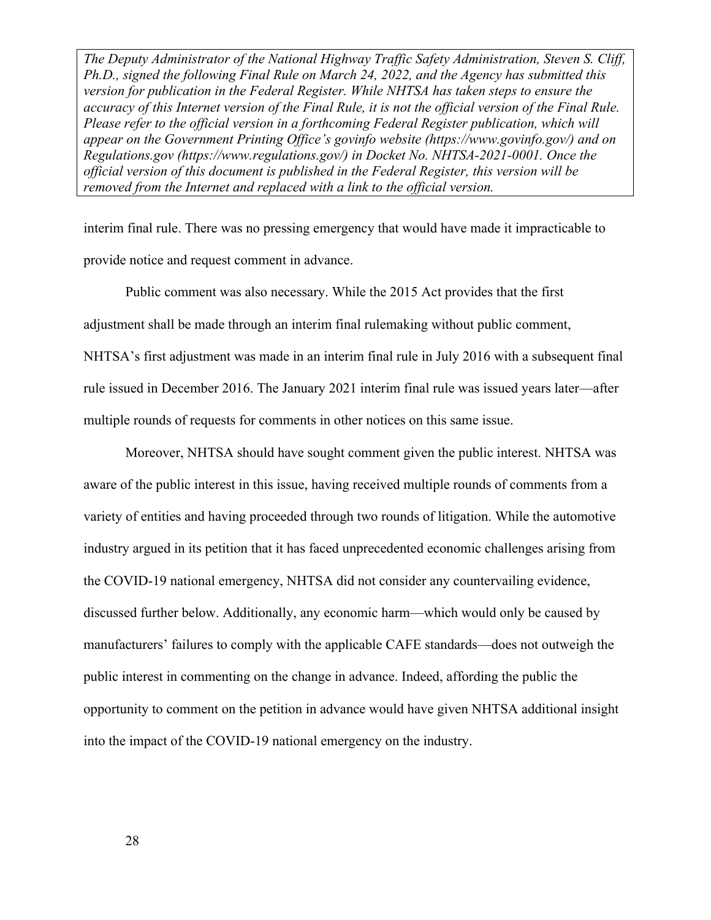*The Deputy Administrator of the National Highway Traffic Safety Administration, Steven S. Cliff, Ph.D., signed the following Final Rule on March 24, 2022, and the Agency has submitted this version for publication in the Federal Register. While NHTSA has taken steps to ensure the accuracy of this Internet version of the Final Rule, it is not the official version of the Final Rule. Please refer to the official version in a forthcoming Federal Register publication, which will appear on the Government Printing Office's govinfo website (https://www.govinfo.gov/) and on Regulations.gov (https://www.regulations.gov/) in Docket No. NHTSA-2021-0001. Once the official version of this document is published in the Federal Register, this version will be removed from the Internet and replaced with a link to the official version.*

interim final rule. There was no pressing emergency that would have made it impracticable to provide notice and request comment in advance.

Public comment was also necessary. While the 2015 Act provides that the first adjustment shall be made through an interim final rulemaking without public comment, NHTSA's first adjustment was made in an interim final rule in July 2016 with a subsequent final rule issued in December 2016. The January 2021 interim final rule was issued years later—after multiple rounds of requests for comments in other notices on this same issue.

Moreover, NHTSA should have sought comment given the public interest. NHTSA was aware of the public interest in this issue, having received multiple rounds of comments from a variety of entities and having proceeded through two rounds of litigation. While the automotive industry argued in its petition that it has faced unprecedented economic challenges arising from the COVID-19 national emergency, NHTSA did not consider any countervailing evidence, discussed further below. Additionally, any economic harm—which would only be caused by manufacturers' failures to comply with the applicable CAFE standards—does not outweigh the public interest in commenting on the change in advance. Indeed, affording the public the opportunity to comment on the petition in advance would have given NHTSA additional insight into the impact of the COVID-19 national emergency on the industry.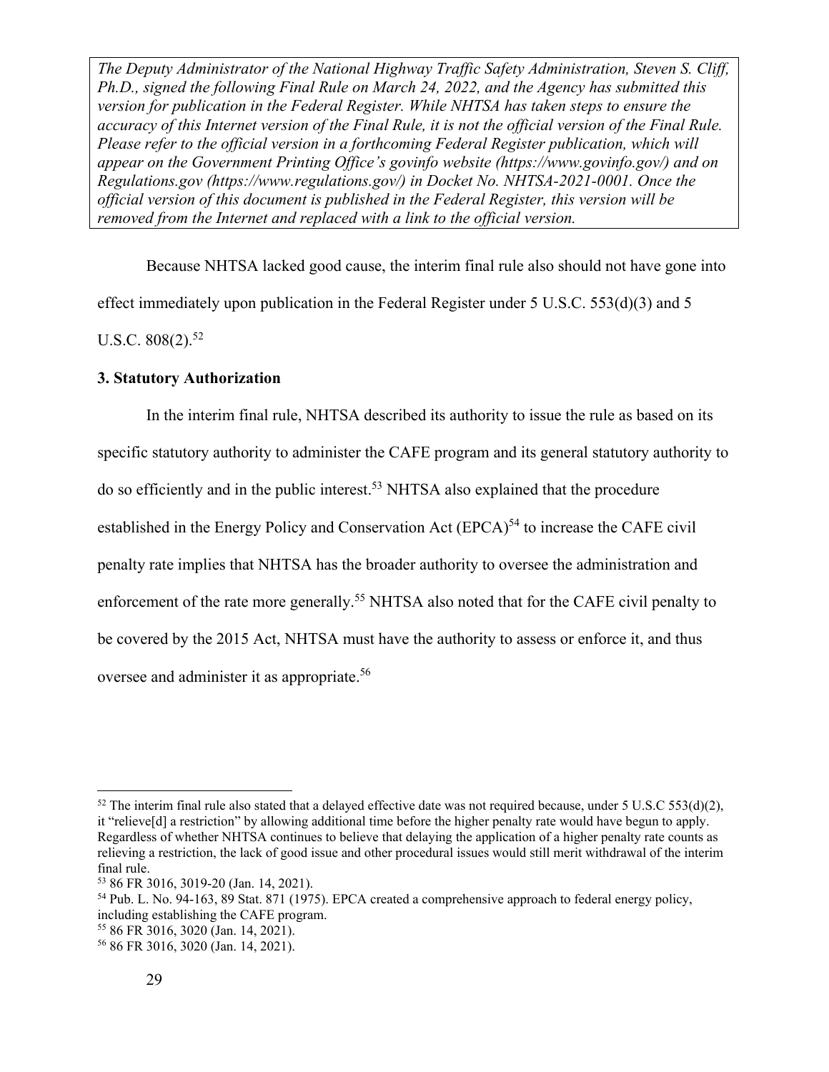*The Deputy Administrator of the National Highway Traffic Safety Administration, Steven S. Cliff, Ph.D., signed the following Final Rule on March 24, 2022, and the Agency has submitted this version for publication in the Federal Register. While NHTSA has taken steps to ensure the accuracy of this Internet version of the Final Rule, it is not the official version of the Final Rule. Please refer to the official version in a forthcoming Federal Register publication, which will appear on the Government Printing Office's govinfo website (https://www.govinfo.gov/) and on Regulations.gov (https://www.regulations.gov/) in Docket No. NHTSA-2021-0001. Once the official version of this document is published in the Federal Register, this version will be removed from the Internet and replaced with a link to the official version.*

Because NHTSA lacked good cause, the interim final rule also should not have gone into effect immediately upon publication in the Federal Register under 5 U.S.C. 553(d)(3) and 5 U.S.C. 808(2).[52]

### 3. Statutory Authorization

In the interim final rule, NHTSA described its authority to issue the rule as based on its specific statutory authority to administer the CAFE program and its general statutory authority to do so efficiently and in the public interest.[53] NHTSA also explained that the procedure established in the Energy Policy and Conservation Act (EPCA)[54] to increase the CAFE civil penalty rate implies that NHTSA has the broader authority to oversee the administration and enforcement of the rate more generally.[55] NHTSA also noted that for the CAFE civil penalty to be covered by the 2015 Act, NHTSA must have the authority to assess or enforce it, and thus oversee and administer it as appropriate.[56]

---

[52] The interim final rule also stated that a delayed effective date was not required because, under 5 U.S.C 553(d)(2), it "relieve[d] a restriction" by allowing additional time before the higher penalty rate would have begun to apply. Regardless of whether NHTSA continues to believe that delaying the application of a higher penalty rate counts as relieving a restriction, the lack of good issue and other procedural issues would still merit withdrawal of the interim final rule.

[53] 86 FR 3016, 3019-20 (Jan. 14, 2021).

[54] Pub. L. No. 94-163, 89 Stat. 871 (1975). EPCA created a comprehensive approach to federal energy policy, including establishing the CAFE program.

[55] 86 FR 3016, 3020 (Jan. 14, 2021).

[56] 86 FR 3016, 3020 (Jan. 14, 2021).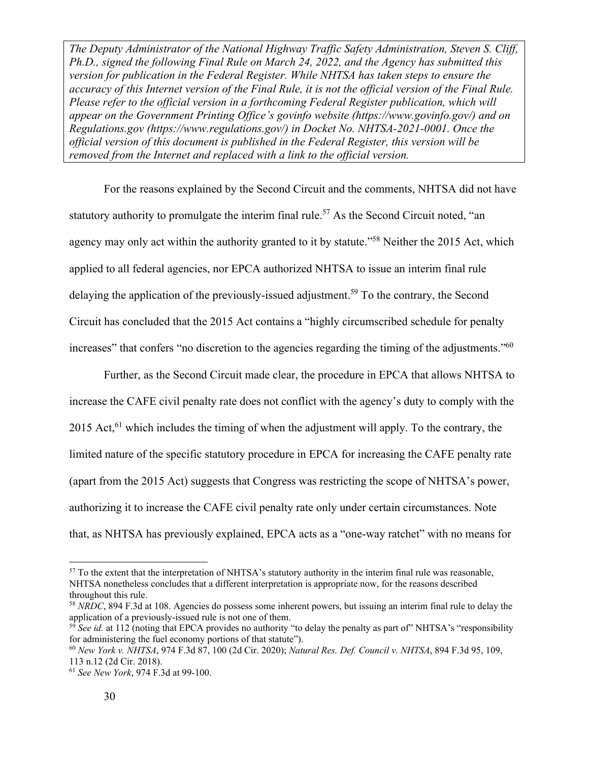*The Deputy Administrator of the National Highway Traffic Safety Administration, Steven S. Cliff, Ph.D., signed the following Final Rule on March 24, 2022, and the Agency has submitted this version for publication in the Federal Register. While NHTSA has taken steps to ensure the accuracy of this Internet version of the Final Rule, it is not the official version of the Final Rule. Please refer to the official version in a forthcoming Federal Register publication, which will appear on the Government Printing Office's govinfo website (https://www.govinfo.gov/) and on Regulations.gov (https://www.regulations.gov/) in Docket No. NHTSA-2021-0001. Once the official version of this document is published in the Federal Register, this version will be removed from the Internet and replaced with a link to the official version.*

For the reasons explained by the Second Circuit and the comments, NHTSA did not have statutory authority to promulgate the interim final rule.[57] As the Second Circuit noted, "an agency may only act within the authority granted to it by statute."[58] Neither the 2015 Act, which applied to all federal agencies, nor EPCA authorized NHTSA to issue an interim final rule delaying the application of the previously-issued adjustment.[59] To the contrary, the Second Circuit has concluded that the 2015 Act contains a "highly circumscribed schedule for penalty increases" that confers "no discretion to the agencies regarding the timing of the adjustments."[60]

Further, as the Second Circuit made clear, the procedure in EPCA that allows NHTSA to increase the CAFE civil penalty rate does not conflict with the agency's duty to comply with the 2015 Act,[61] which includes the timing of when the adjustment will apply. To the contrary, the limited nature of the specific statutory procedure in EPCA for increasing the CAFE penalty rate (apart from the 2015 Act) suggests that Congress was restricting the scope of NHTSA's power, authorizing it to increase the CAFE civil penalty rate only under certain circumstances. Note that, as NHTSA has previously explained, EPCA acts as a "one-way ratchet" with no means for

[57] To the extent that the interpretation of NHTSA's statutory authority in the interim final rule was reasonable, NHTSA nonetheless concludes that a different interpretation is appropriate now, for the reasons described throughout this rule.

[58] *NRDC*, 894 F.3d at 108. Agencies do possess some inherent powers, but issuing an interim final rule to delay the application of a previously-issued rule is not one of them.

[59] *See id.* at 112 (noting that EPCA provides no authority "to delay the penalty as part of" NHTSA's "responsibility for administering the fuel economy portions of that statute").

[60] *New York v. NHTSA*, 974 F.3d 87, 100 (2d Cir. 2020); *Natural Res. Def. Council v. NHTSA*, 894 F.3d 95, 109, 113 n.12 (2d Cir. 2018).

[61] *See New York*, 974 F.3d at 99-100.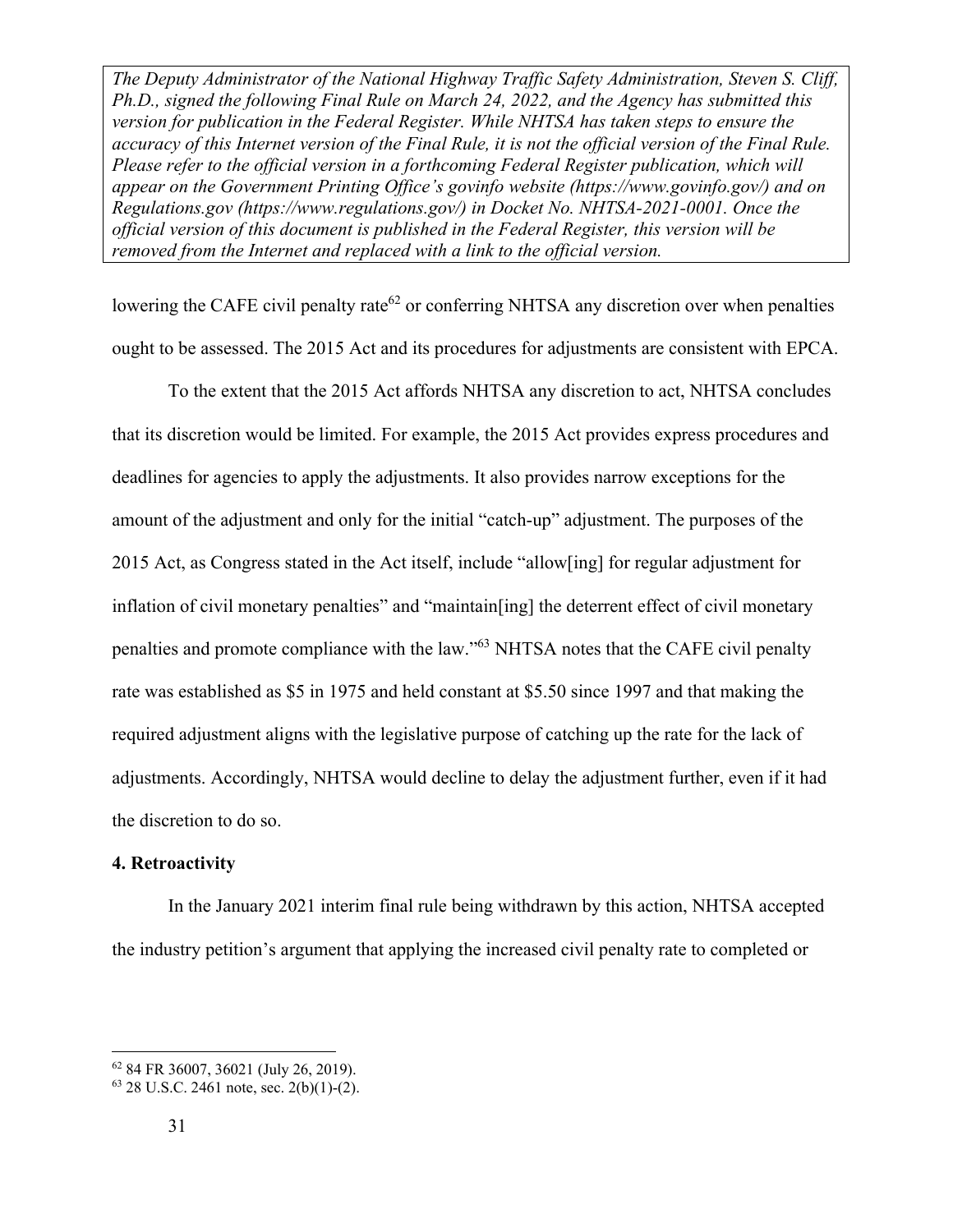lowering the CAFE civil penalty rate[62] or conferring NHTSA any discretion over when penalties ought to be assessed. The 2015 Act and its procedures for adjustments are consistent with EPCA.

To the extent that the 2015 Act affords NHTSA any discretion to act, NHTSA concludes that its discretion would be limited. For example, the 2015 Act provides express procedures and deadlines for agencies to apply the adjustments. It also provides narrow exceptions for the amount of the adjustment and only for the initial "catch-up" adjustment. The purposes of the 2015 Act, as Congress stated in the Act itself, include "allow[ing] for regular adjustment for inflation of civil monetary penalties" and "maintain[ing] the deterrent effect of civil monetary penalties and promote compliance with the law."[63] NHTSA notes that the CAFE civil penalty rate was established as $5 in 1975 and held constant at $5.50 since 1997 and that making the required adjustment aligns with the legislative purpose of catching up the rate for the lack of adjustments. Accordingly, NHTSA would decline to delay the adjustment further, even if it had the discretion to do so.

**4. Retroactivity**

In the January 2021 interim final rule being withdrawn by this action, NHTSA accepted the industry petition's argument that applying the increased civil penalty rate to completed or

---

[62] 84 FR 36007, 36021 (July 26, 2019).

[63] 28 U.S.C. 2461 note, sec. 2(b)(1)-(2).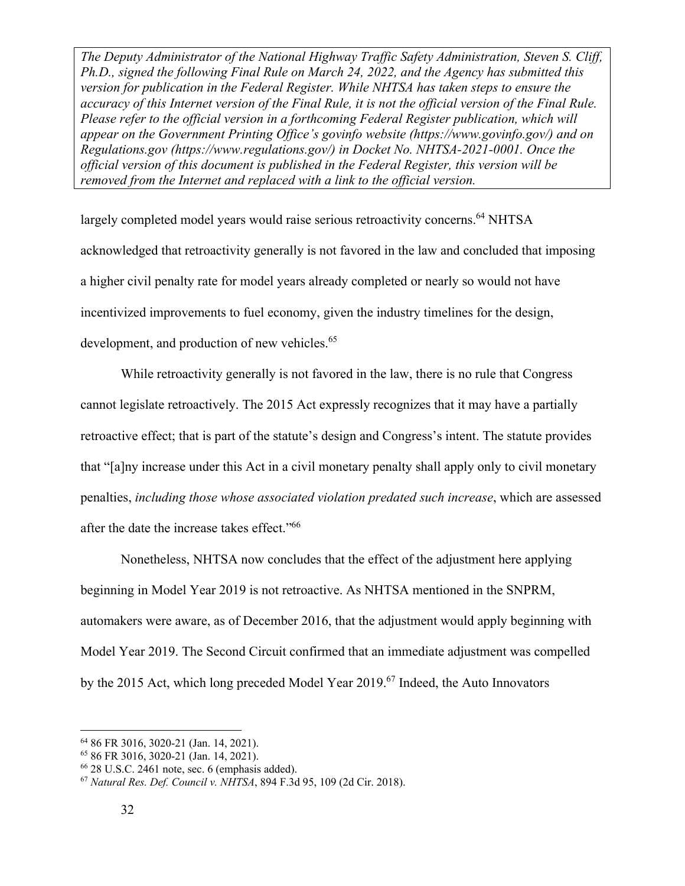largely completed model years would raise serious retroactivity concerns.[64] NHTSA acknowledged that retroactivity generally is not favored in the law and concluded that imposing a higher civil penalty rate for model years already completed or nearly so would not have incentivized improvements to fuel economy, given the industry timelines for the design, development, and production of new vehicles.[65]

While retroactivity generally is not favored in the law, there is no rule that Congress cannot legislate retroactively. The 2015 Act expressly recognizes that it may have a partially retroactive effect; that is part of the statute's design and Congress's intent. The statute provides that "[a]ny increase under this Act in a civil monetary penalty shall apply only to civil monetary penalties, *including those whose associated violation predated such increase*, which are assessed after the date the increase takes effect."[66]

Nonetheless, NHTSA now concludes that the effect of the adjustment here applying beginning in Model Year 2019 is not retroactive. As NHTSA mentioned in the SNPRM, automakers were aware, as of December 2016, that the adjustment would apply beginning with Model Year 2019. The Second Circuit confirmed that an immediate adjustment was compelled by the 2015 Act, which long preceded Model Year 2019.[67] Indeed, the Auto Innovators

---

[64] 86 FR 3016, 3020-21 (Jan. 14, 2021).

[65] 86 FR 3016, 3020-21 (Jan. 14, 2021).

[66] 28 U.S.C. 2461 note, sec. 6 (emphasis added).

[67] *Natural Res. Def. Council v. NHTSA*, 894 F.3d 95, 109 (2d Cir. 2018).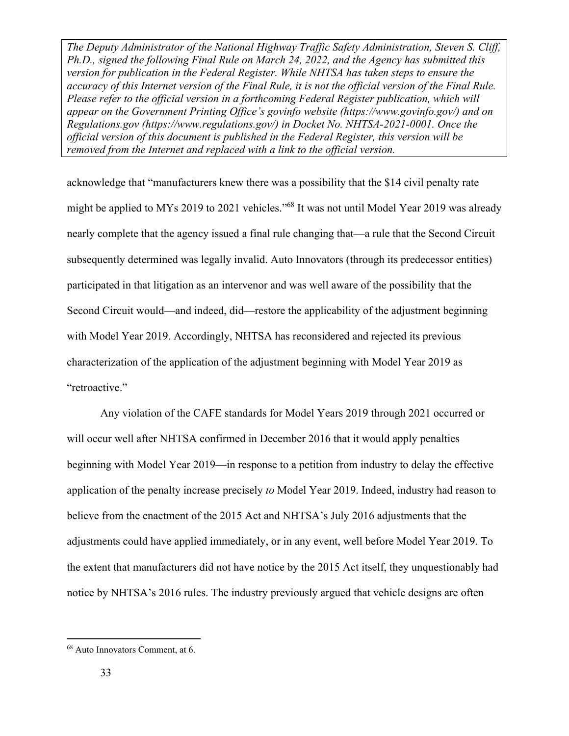*The Deputy Administrator of the National Highway Traffic Safety Administration, Steven S. Cliff, Ph.D., signed the following Final Rule on March 24, 2022, and the Agency has submitted this version for publication in the Federal Register. While NHTSA has taken steps to ensure the accuracy of this Internet version of the Final Rule, it is not the official version of the Final Rule. Please refer to the official version in a forthcoming Federal Register publication, which will appear on the Government Printing Office's govinfo website (https://www.govinfo.gov/) and on Regulations.gov (https://www.regulations.gov/) in Docket No. NHTSA-2021-0001. Once the official version of this document is published in the Federal Register, this version will be removed from the Internet and replaced with a link to the official version.*

acknowledge that "manufacturers knew there was a possibility that the $14 civil penalty rate might be applied to MYs 2019 to 2021 vehicles."[68] It was not until Model Year 2019 was already nearly complete that the agency issued a final rule changing that—a rule that the Second Circuit subsequently determined was legally invalid. Auto Innovators (through its predecessor entities) participated in that litigation as an intervenor and was well aware of the possibility that the Second Circuit would—and indeed, did—restore the applicability of the adjustment beginning with Model Year 2019. Accordingly, NHTSA has reconsidered and rejected its previous characterization of the application of the adjustment beginning with Model Year 2019 as "retroactive."

Any violation of the CAFE standards for Model Years 2019 through 2021 occurred or will occur well after NHTSA confirmed in December 2016 that it would apply penalties beginning with Model Year 2019—in response to a petition from industry to delay the effective application of the penalty increase precisely *to* Model Year 2019. Indeed, industry had reason to believe from the enactment of the 2015 Act and NHTSA's July 2016 adjustments that the adjustments could have applied immediately, or in any event, well before Model Year 2019. To the extent that manufacturers did not have notice by the 2015 Act itself, they unquestionably had notice by NHTSA's 2016 rules. The industry previously argued that vehicle designs are often

[68] Auto Innovators Comment, at 6.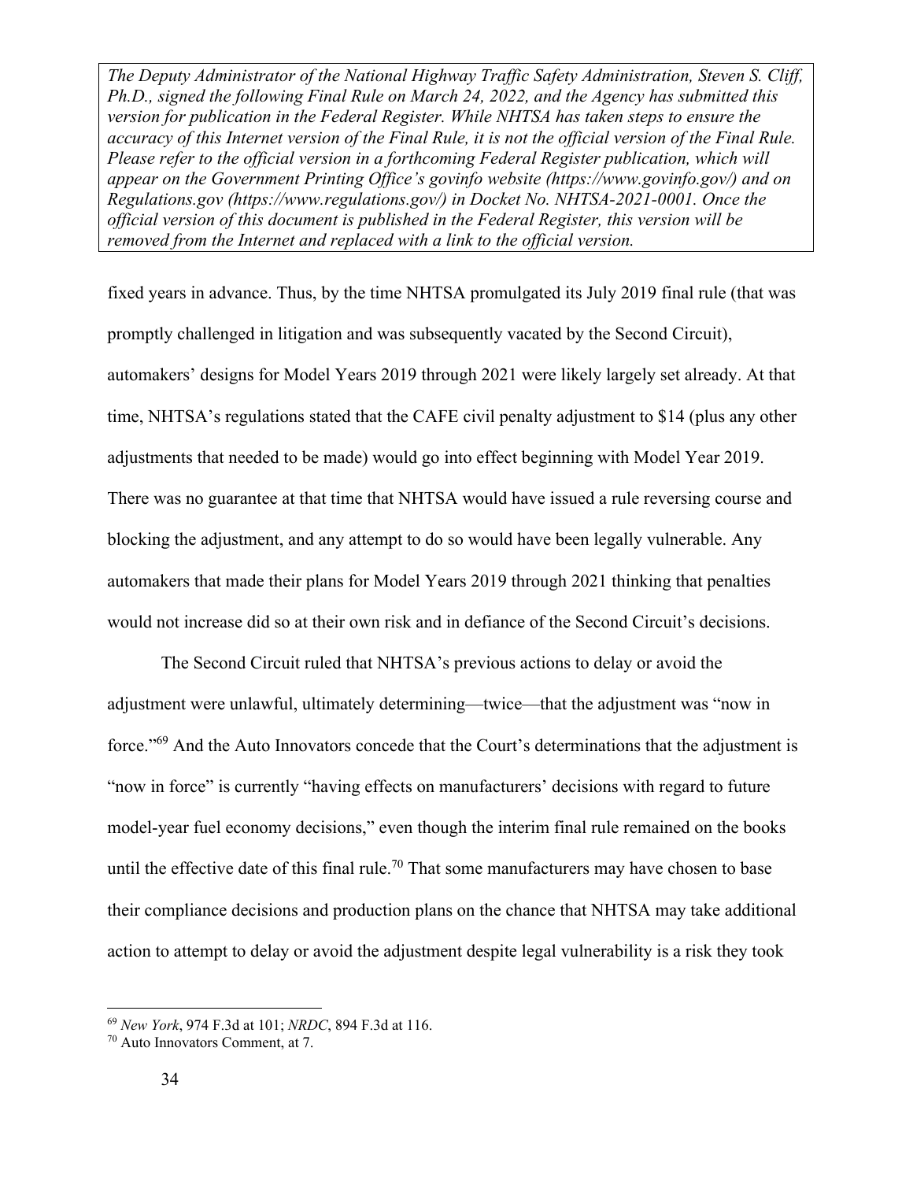fixed years in advance. Thus, by the time NHTSA promulgated its July 2019 final rule (that was promptly challenged in litigation and was subsequently vacated by the Second Circuit), automakers' designs for Model Years 2019 through 2021 were likely largely set already. At that time, NHTSA's regulations stated that the CAFE civil penalty adjustment to $14 (plus any other adjustments that needed to be made) would go into effect beginning with Model Year 2019. There was no guarantee at that time that NHTSA would have issued a rule reversing course and blocking the adjustment, and any attempt to do so would have been legally vulnerable. Any automakers that made their plans for Model Years 2019 through 2021 thinking that penalties would not increase did so at their own risk and in defiance of the Second Circuit's decisions.

The Second Circuit ruled that NHTSA's previous actions to delay or avoid the adjustment were unlawful, ultimately determining—twice—that the adjustment was "now in force."[69] And the Auto Innovators concede that the Court's determinations that the adjustment is "now in force" is currently "having effects on manufacturers' decisions with regard to future model-year fuel economy decisions," even though the interim final rule remained on the books until the effective date of this final rule.[70] That some manufacturers may have chosen to base their compliance decisions and production plans on the chance that NHTSA may take additional action to attempt to delay or avoid the adjustment despite legal vulnerability is a risk they took

[69] *New York*, 974 F.3d at 101; *NRDC*, 894 F.3d at 116.

[70] Auto Innovators Comment, at 7.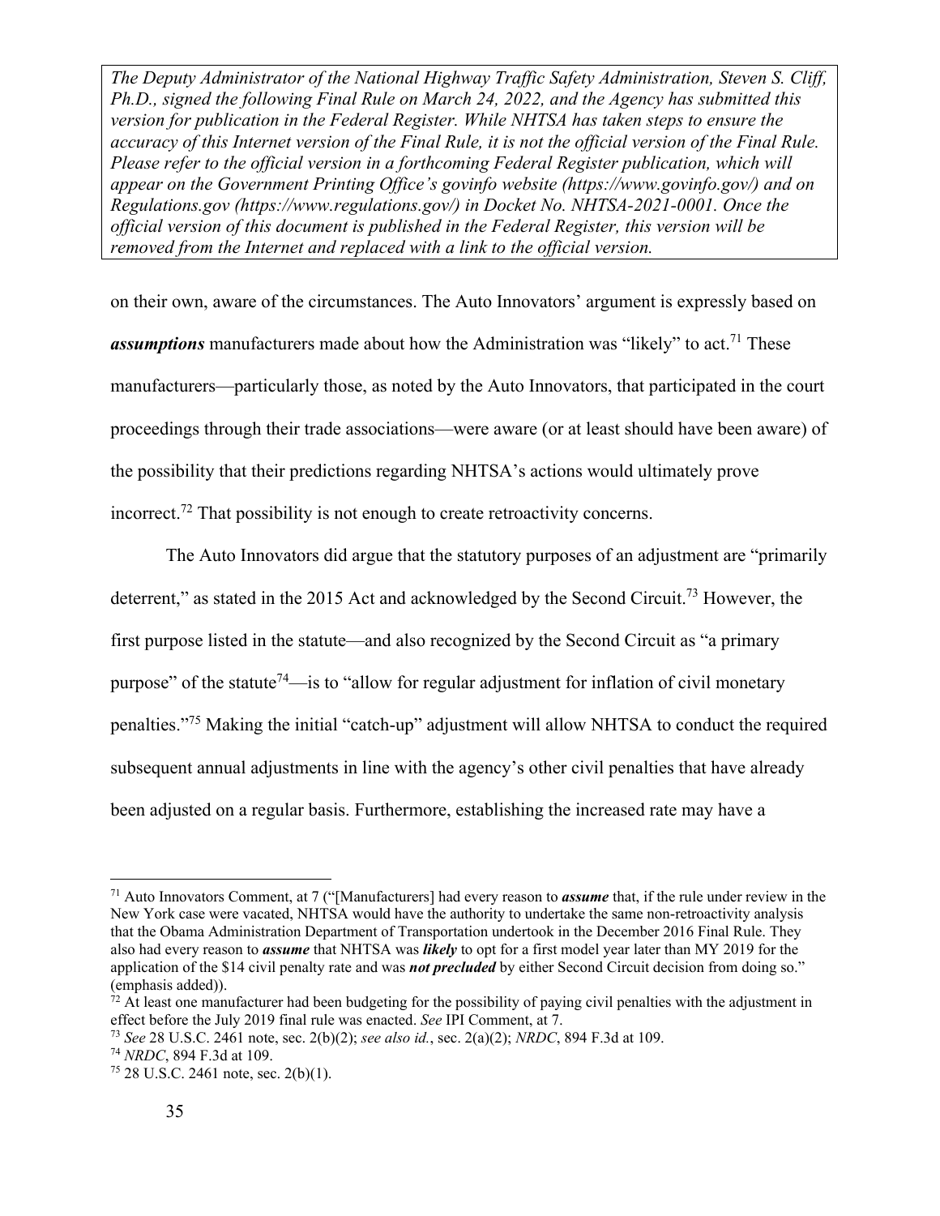on their own, aware of the circumstances. The Auto Innovators' argument is expressly based on ***assumptions*** manufacturers made about how the Administration was "likely" to act.[71] These manufacturers—particularly those, as noted by the Auto Innovators, that participated in the court proceedings through their trade associations—were aware (or at least should have been aware) of the possibility that their predictions regarding NHTSA's actions would ultimately prove incorrect.[72] That possibility is not enough to create retroactivity concerns.

The Auto Innovators did argue that the statutory purposes of an adjustment are "primarily deterrent," as stated in the 2015 Act and acknowledged by the Second Circuit.[73] However, the first purpose listed in the statute—and also recognized by the Second Circuit as "a primary purpose" of the statute[74]—is to "allow for regular adjustment for inflation of civil monetary penalties."[75] Making the initial "catch-up" adjustment will allow NHTSA to conduct the required subsequent annual adjustments in line with the agency's other civil penalties that have already been adjusted on a regular basis. Furthermore, establishing the increased rate may have a

---

[71] Auto Innovators Comment, at 7 ("[Manufacturers] had every reason to ***assume*** that, if the rule under review in the New York case were vacated, NHTSA would have the authority to undertake the same non-retroactivity analysis that the Obama Administration Department of Transportation undertook in the December 2016 Final Rule. They also had every reason to ***assume*** that NHTSA was ***likely*** to opt for a first model year later than MY 2019 for the application of the $14 civil penalty rate and was ***not precluded*** by either Second Circuit decision from doing so." (emphasis added)).

[72] At least one manufacturer had been budgeting for the possibility of paying civil penalties with the adjustment in effect before the July 2019 final rule was enacted. *See* IPI Comment, at 7.

[73] *See* 28 U.S.C. 2461 note, sec. 2(b)(2); *see also id.*, sec. 2(a)(2); *NRDC*, 894 F.3d at 109.

[74] *NRDC*, 894 F.3d at 109.

[75] 28 U.S.C. 2461 note, sec. 2(b)(1).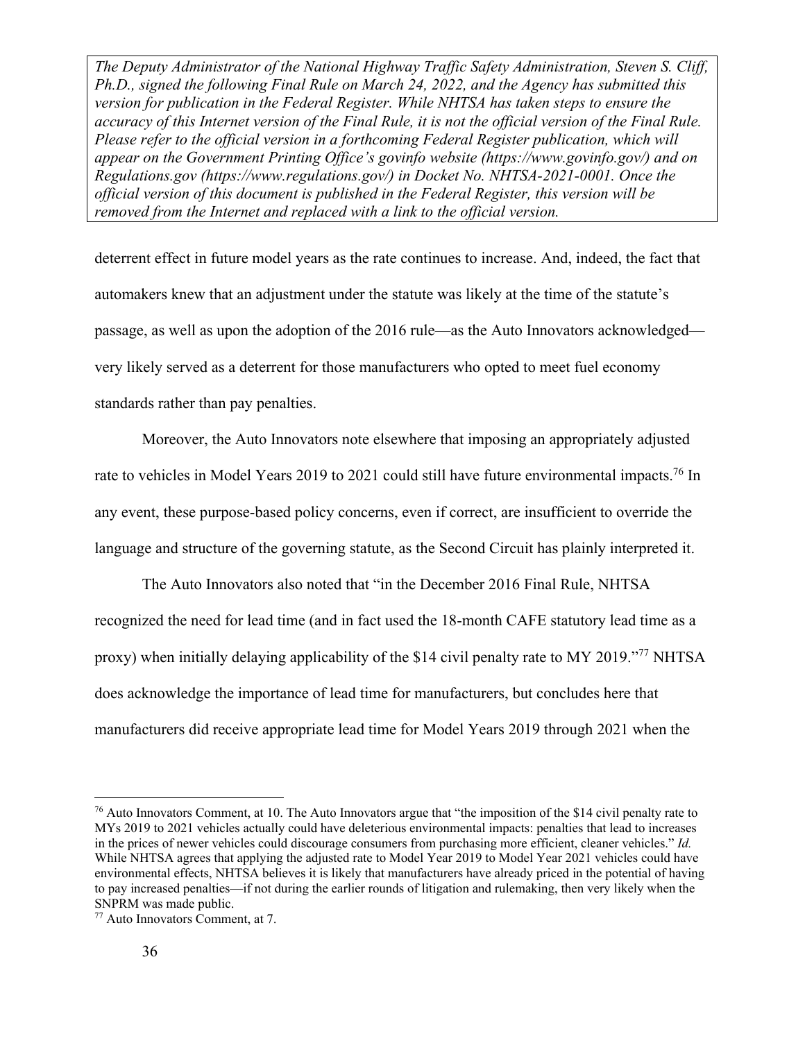*The Deputy Administrator of the National Highway Traffic Safety Administration, Steven S. Cliff, Ph.D., signed the following Final Rule on March 24, 2022, and the Agency has submitted this version for publication in the Federal Register. While NHTSA has taken steps to ensure the accuracy of this Internet version of the Final Rule, it is not the official version of the Final Rule. Please refer to the official version in a forthcoming Federal Register publication, which will appear on the Government Printing Office's govinfo website (https://www.govinfo.gov/) and on Regulations.gov (https://www.regulations.gov/) in Docket No. NHTSA-2021-0001. Once the official version of this document is published in the Federal Register, this version will be removed from the Internet and replaced with a link to the official version.*

deterrent effect in future model years as the rate continues to increase. And, indeed, the fact that automakers knew that an adjustment under the statute was likely at the time of the statute's passage, as well as upon the adoption of the 2016 rule—as the Auto Innovators acknowledged—very likely served as a deterrent for those manufacturers who opted to meet fuel economy standards rather than pay penalties.

Moreover, the Auto Innovators note elsewhere that imposing an appropriately adjusted rate to vehicles in Model Years 2019 to 2021 could still have future environmental impacts.[76] In any event, these purpose-based policy concerns, even if correct, are insufficient to override the language and structure of the governing statute, as the Second Circuit has plainly interpreted it.

The Auto Innovators also noted that "in the December 2016 Final Rule, NHTSA recognized the need for lead time (and in fact used the 18-month CAFE statutory lead time as a proxy) when initially delaying applicability of the $14 civil penalty rate to MY 2019."[77] NHTSA does acknowledge the importance of lead time for manufacturers, but concludes here that manufacturers did receive appropriate lead time for Model Years 2019 through 2021 when the

---

[76] Auto Innovators Comment, at 10. The Auto Innovators argue that "the imposition of the $14 civil penalty rate to MYs 2019 to 2021 vehicles actually could have deleterious environmental impacts: penalties that lead to increases in the prices of newer vehicles could discourage consumers from purchasing more efficient, cleaner vehicles." *Id.* While NHTSA agrees that applying the adjusted rate to Model Year 2019 to Model Year 2021 vehicles could have environmental effects, NHTSA believes it is likely that manufacturers have already priced in the potential of having to pay increased penalties—if not during the earlier rounds of litigation and rulemaking, then very likely when the SNPRM was made public.

[77] Auto Innovators Comment, at 7.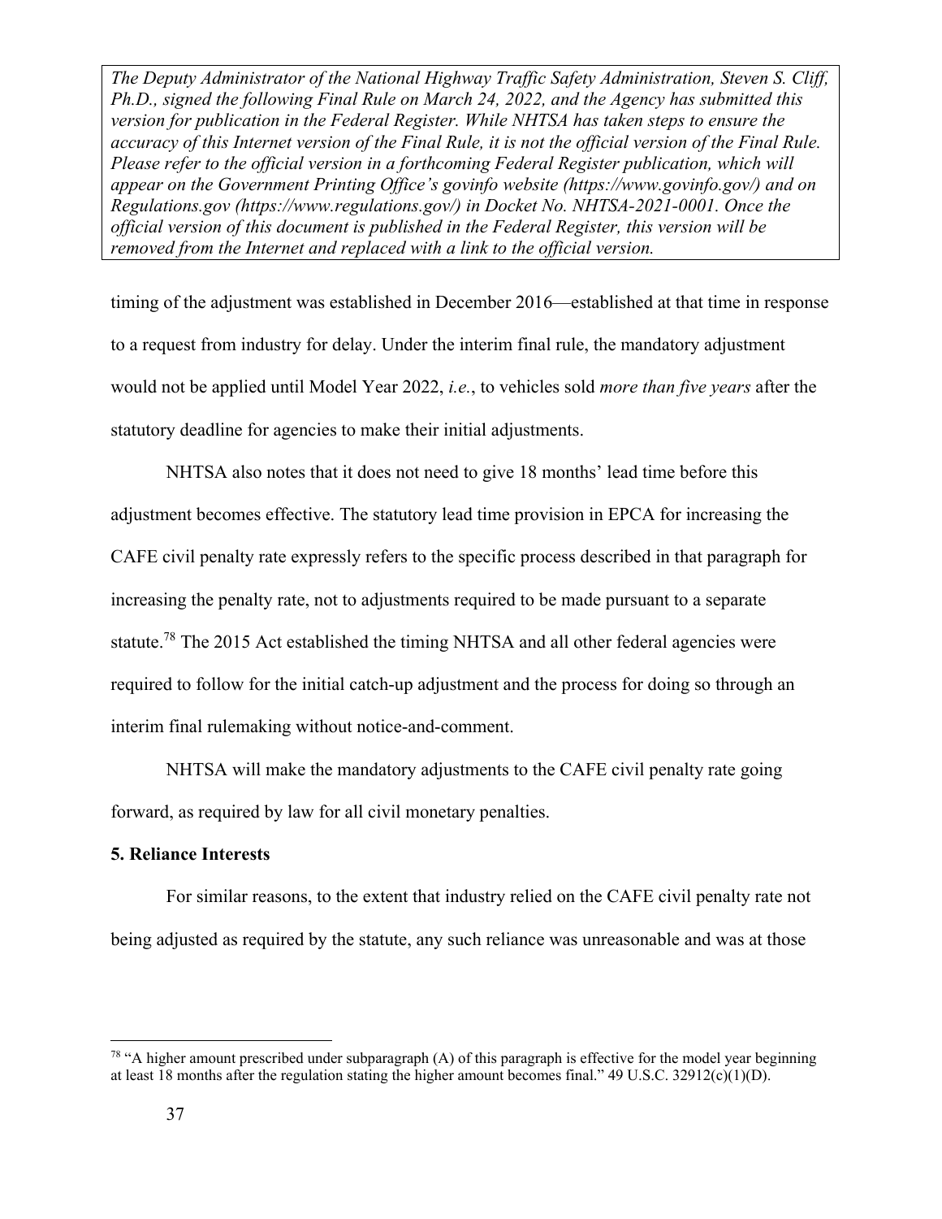timing of the adjustment was established in December 2016—established at that time in response to a request from industry for delay. Under the interim final rule, the mandatory adjustment would not be applied until Model Year 2022, *i.e.*, to vehicles sold *more than five years* after the statutory deadline for agencies to make their initial adjustments.

NHTSA also notes that it does not need to give 18 months' lead time before this adjustment becomes effective. The statutory lead time provision in EPCA for increasing the CAFE civil penalty rate expressly refers to the specific process described in that paragraph for increasing the penalty rate, not to adjustments required to be made pursuant to a separate statute.[78] The 2015 Act established the timing NHTSA and all other federal agencies were required to follow for the initial catch-up adjustment and the process for doing so through an interim final rulemaking without notice-and-comment.

NHTSA will make the mandatory adjustments to the CAFE civil penalty rate going forward, as required by law for all civil monetary penalties.

**5. Reliance Interests**

For similar reasons, to the extent that industry relied on the CAFE civil penalty rate not being adjusted as required by the statute, any such reliance was unreasonable and was at those

---

[78] "A higher amount prescribed under subparagraph (A) of this paragraph is effective for the model year beginning at least 18 months after the regulation stating the higher amount becomes final." 49 U.S.C. 32912(c)(1)(D).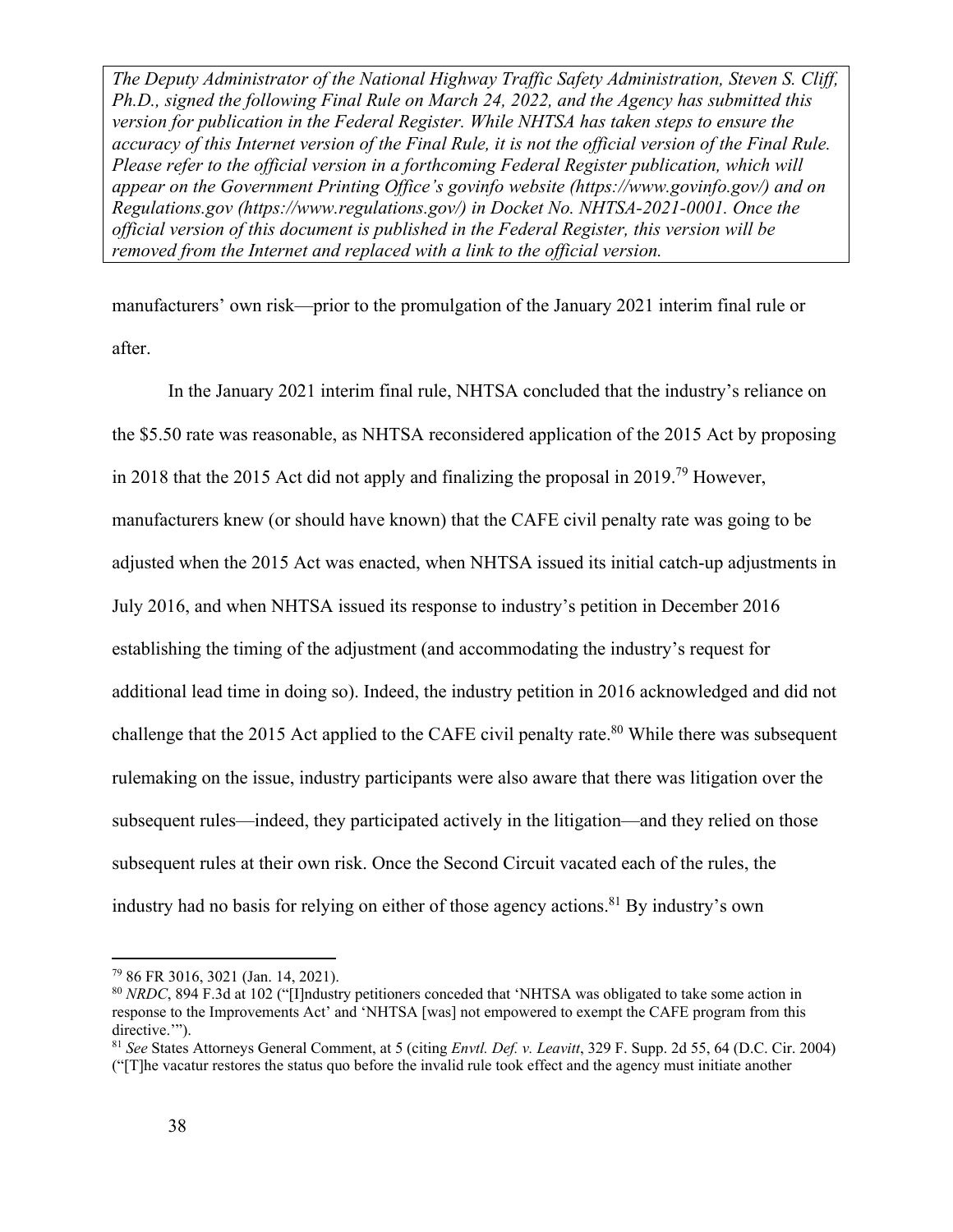*The Deputy Administrator of the National Highway Traffic Safety Administration, Steven S. Cliff, Ph.D., signed the following Final Rule on March 24, 2022, and the Agency has submitted this version for publication in the Federal Register. While NHTSA has taken steps to ensure the accuracy of this Internet version of the Final Rule, it is not the official version of the Final Rule. Please refer to the official version in a forthcoming Federal Register publication, which will appear on the Government Printing Office's govinfo website (https://www.govinfo.gov/) and on Regulations.gov (https://www.regulations.gov/) in Docket No. NHTSA-2021-0001. Once the official version of this document is published in the Federal Register, this version will be removed from the Internet and replaced with a link to the official version.*

manufacturers' own risk—prior to the promulgation of the January 2021 interim final rule or after.

In the January 2021 interim final rule, NHTSA concluded that the industry's reliance on the $5.50 rate was reasonable, as NHTSA reconsidered application of the 2015 Act by proposing in 2018 that the 2015 Act did not apply and finalizing the proposal in 2019.[79] However, manufacturers knew (or should have known) that the CAFE civil penalty rate was going to be adjusted when the 2015 Act was enacted, when NHTSA issued its initial catch-up adjustments in July 2016, and when NHTSA issued its response to industry's petition in December 2016 establishing the timing of the adjustment (and accommodating the industry's request for additional lead time in doing so). Indeed, the industry petition in 2016 acknowledged and did not challenge that the 2015 Act applied to the CAFE civil penalty rate.[80] While there was subsequent rulemaking on the issue, industry participants were also aware that there was litigation over the subsequent rules—indeed, they participated actively in the litigation—and they relied on those subsequent rules at their own risk. Once the Second Circuit vacated each of the rules, the industry had no basis for relying on either of those agency actions.[81] By industry's own

---

[79] 86 FR 3016, 3021 (Jan. 14, 2021).

[80] *NRDC*, 894 F.3d at 102 ("[I]ndustry petitioners conceded that 'NHTSA was obligated to take some action in response to the Improvements Act' and 'NHTSA [was] not empowered to exempt the CAFE program from this directive.'").

[81] *See* States Attorneys General Comment, at 5 (citing *Envtl. Def. v. Leavitt*, 329 F. Supp. 2d 55, 64 (D.C. Cir. 2004) ("[T]he vacatur restores the status quo before the invalid rule took effect and the agency must initiate another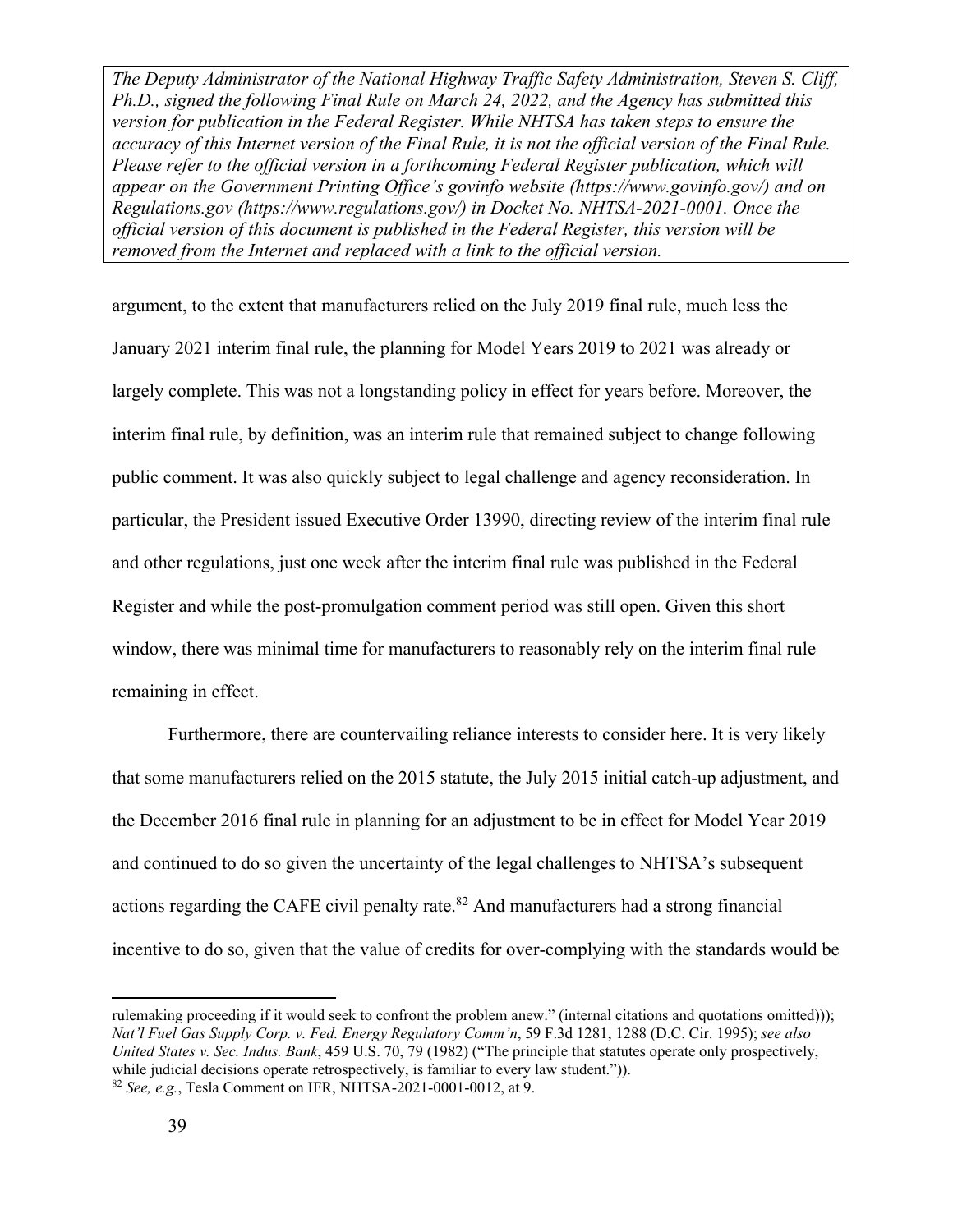*The Deputy Administrator of the National Highway Traffic Safety Administration, Steven S. Cliff, Ph.D., signed the following Final Rule on March 24, 2022, and the Agency has submitted this version for publication in the Federal Register. While NHTSA has taken steps to ensure the accuracy of this Internet version of the Final Rule, it is not the official version of the Final Rule. Please refer to the official version in a forthcoming Federal Register publication, which will appear on the Government Printing Office's govinfo website (https://www.govinfo.gov/) and on Regulations.gov (https://www.regulations.gov/) in Docket No. NHTSA-2021-0001. Once the official version of this document is published in the Federal Register, this version will be removed from the Internet and replaced with a link to the official version.*

argument, to the extent that manufacturers relied on the July 2019 final rule, much less the January 2021 interim final rule, the planning for Model Years 2019 to 2021 was already or largely complete. This was not a longstanding policy in effect for years before. Moreover, the interim final rule, by definition, was an interim rule that remained subject to change following public comment. It was also quickly subject to legal challenge and agency reconsideration. In particular, the President issued Executive Order 13990, directing review of the interim final rule and other regulations, just one week after the interim final rule was published in the Federal Register and while the post-promulgation comment period was still open. Given this short window, there was minimal time for manufacturers to reasonably rely on the interim final rule remaining in effect.

Furthermore, there are countervailing reliance interests to consider here. It is very likely that some manufacturers relied on the 2015 statute, the July 2015 initial catch-up adjustment, and the December 2016 final rule in planning for an adjustment to be in effect for Model Year 2019 and continued to do so given the uncertainty of the legal challenges to NHTSA's subsequent actions regarding the CAFE civil penalty rate.[82] And manufacturers had a strong financial incentive to do so, given that the value of credits for over-complying with the standards would be

---

rulemaking proceeding if it would seek to confront the problem anew." (internal citations and quotations omitted))); *Nat'l Fuel Gas Supply Corp. v. Fed. Energy Regulatory Comm'n*, 59 F.3d 1281, 1288 (D.C. Cir. 1995); *see also United States v. Sec. Indus. Bank*, 459 U.S. 70, 79 (1982) ("The principle that statutes operate only prospectively, while judicial decisions operate retrospectively, is familiar to every law student.")).

[82] *See, e.g.*, Tesla Comment on IFR, NHTSA-2021-0001-0012, at 9.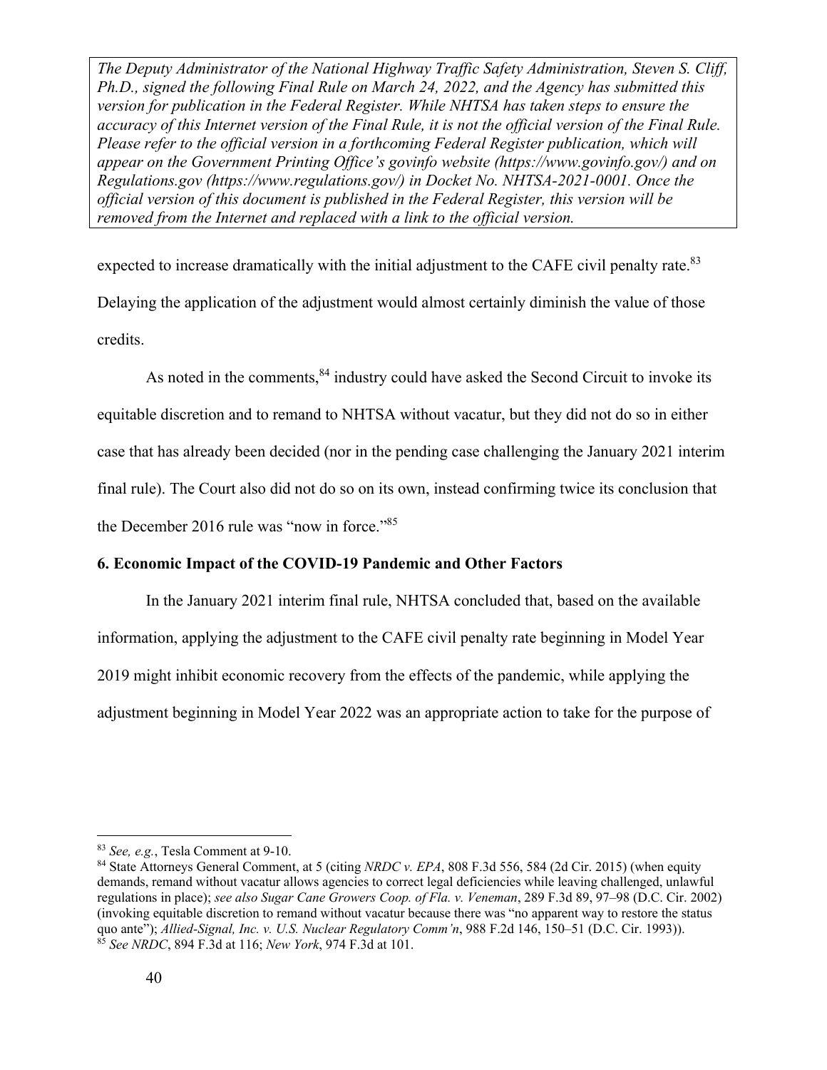expected to increase dramatically with the initial adjustment to the CAFE civil penalty rate.[83] Delaying the application of the adjustment would almost certainly diminish the value of those credits.

As noted in the comments,[84] industry could have asked the Second Circuit to invoke its equitable discretion and to remand to NHTSA without vacatur, but they did not do so in either case that has already been decided (nor in the pending case challenging the January 2021 interim final rule). The Court also did not do so on its own, instead confirming twice its conclusion that the December 2016 rule was "now in force."[85]

**6. Economic Impact of the COVID-19 Pandemic and Other Factors**

In the January 2021 interim final rule, NHTSA concluded that, based on the available information, applying the adjustment to the CAFE civil penalty rate beginning in Model Year 2019 might inhibit economic recovery from the effects of the pandemic, while applying the adjustment beginning in Model Year 2022 was an appropriate action to take for the purpose of

---

[83] *See, e.g.*, Tesla Comment at 9-10.

[84] State Attorneys General Comment, at 5 (citing *NRDC v. EPA*, 808 F.3d 556, 584 (2d Cir. 2015) (when equity demands, remand without vacatur allows agencies to correct legal deficiencies while leaving challenged, unlawful regulations in place); *see also Sugar Cane Growers Coop. of Fla. v. Veneman*, 289 F.3d 89, 97–98 (D.C. Cir. 2002) (invoking equitable discretion to remand without vacatur because there was "no apparent way to restore the status quo ante"); *Allied-Signal, Inc. v. U.S. Nuclear Regulatory Comm'n*, 988 F.2d 146, 150–51 (D.C. Cir. 1993)).

[85] *See NRDC*, 894 F.3d at 116; *New York*, 974 F.3d at 101.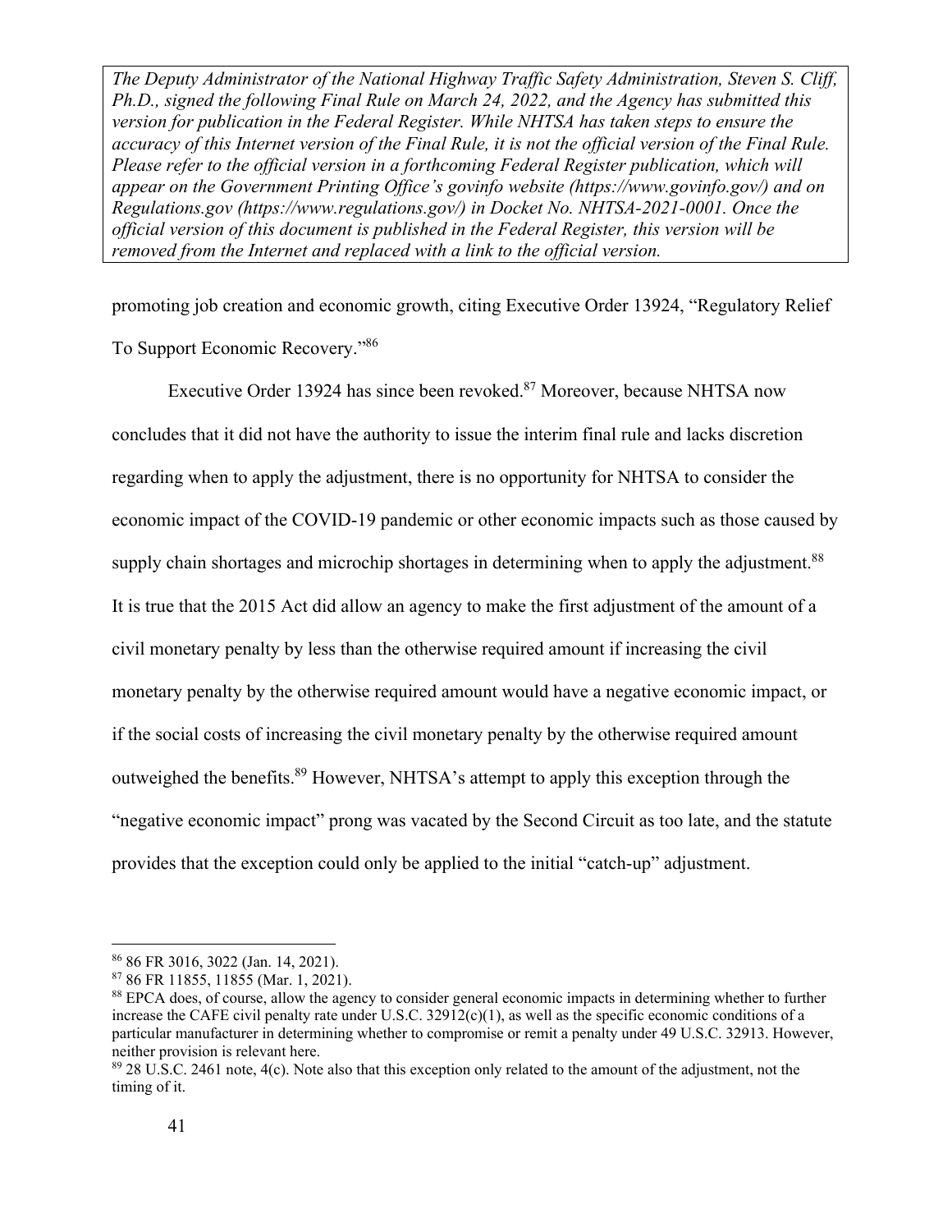*The Deputy Administrator of the National Highway Traffic Safety Administration, Steven S. Cliff, Ph.D., signed the following Final Rule on March 24, 2022, and the Agency has submitted this version for publication in the Federal Register. While NHTSA has taken steps to ensure the accuracy of this Internet version of the Final Rule, it is not the official version of the Final Rule. Please refer to the official version in a forthcoming Federal Register publication, which will appear on the Government Printing Office's govinfo website (https://www.govinfo.gov/) and on Regulations.gov (https://www.regulations.gov/) in Docket No. NHTSA-2021-0001. Once the official version of this document is published in the Federal Register, this version will be removed from the Internet and replaced with a link to the official version.*

promoting job creation and economic growth, citing Executive Order 13924, "Regulatory Relief To Support Economic Recovery."[86]

Executive Order 13924 has since been revoked.[87] Moreover, because NHTSA now concludes that it did not have the authority to issue the interim final rule and lacks discretion regarding when to apply the adjustment, there is no opportunity for NHTSA to consider the economic impact of the COVID-19 pandemic or other economic impacts such as those caused by supply chain shortages and microchip shortages in determining when to apply the adjustment.[88] It is true that the 2015 Act did allow an agency to make the first adjustment of the amount of a civil monetary penalty by less than the otherwise required amount if increasing the civil monetary penalty by the otherwise required amount would have a negative economic impact, or if the social costs of increasing the civil monetary penalty by the otherwise required amount outweighed the benefits.[89] However, NHTSA's attempt to apply this exception through the "negative economic impact" prong was vacated by the Second Circuit as too late, and the statute provides that the exception could only be applied to the initial "catch-up" adjustment.

---

[86] 86 FR 3016, 3022 (Jan. 14, 2021).

[87] 86 FR 11855, 11855 (Mar. 1, 2021).

[88] EPCA does, of course, allow the agency to consider general economic impacts in determining whether to further increase the CAFE civil penalty rate under U.S.C. 32912(c)(1), as well as the specific economic conditions of a particular manufacturer in determining whether to compromise or remit a penalty under 49 U.S.C. 32913. However, neither provision is relevant here.

[89] 28 U.S.C. 2461 note, 4(c). Note also that this exception only related to the amount of the adjustment, not the timing of it.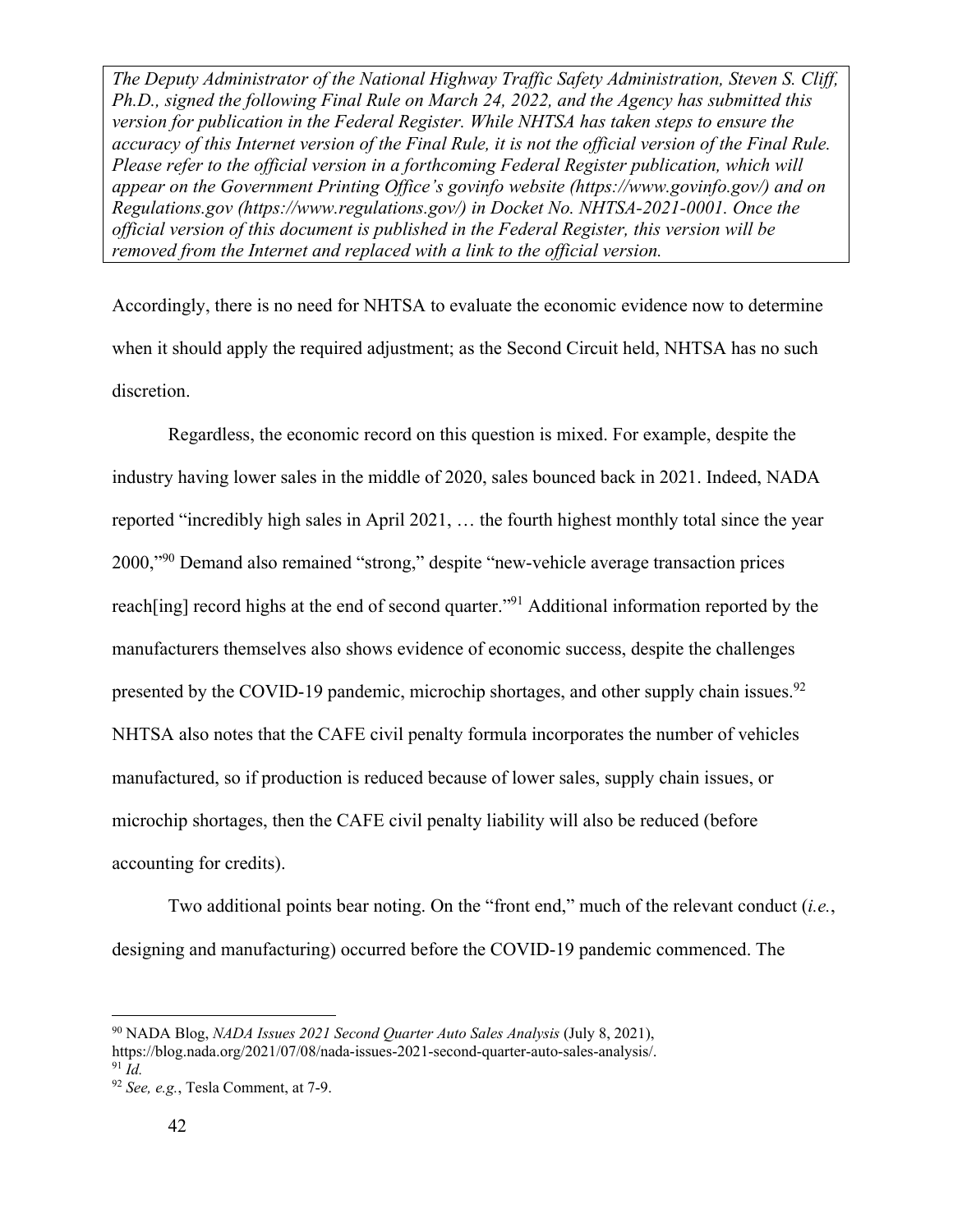*The Deputy Administrator of the National Highway Traffic Safety Administration, Steven S. Cliff, Ph.D., signed the following Final Rule on March 24, 2022, and the Agency has submitted this version for publication in the Federal Register. While NHTSA has taken steps to ensure the accuracy of this Internet version of the Final Rule, it is not the official version of the Final Rule. Please refer to the official version in a forthcoming Federal Register publication, which will appear on the Government Printing Office's govinfo website (https://www.govinfo.gov/) and on Regulations.gov (https://www.regulations.gov/) in Docket No. NHTSA-2021-0001. Once the official version of this document is published in the Federal Register, this version will be removed from the Internet and replaced with a link to the official version.*

Accordingly, there is no need for NHTSA to evaluate the economic evidence now to determine when it should apply the required adjustment; as the Second Circuit held, NHTSA has no such discretion.

Regardless, the economic record on this question is mixed. For example, despite the industry having lower sales in the middle of 2020, sales bounced back in 2021. Indeed, NADA reported "incredibly high sales in April 2021, … the fourth highest monthly total since the year 2000,"[90] Demand also remained "strong," despite "new-vehicle average transaction prices reach[ing] record highs at the end of second quarter."[91] Additional information reported by the manufacturers themselves also shows evidence of economic success, despite the challenges presented by the COVID-19 pandemic, microchip shortages, and other supply chain issues.[92] NHTSA also notes that the CAFE civil penalty formula incorporates the number of vehicles manufactured, so if production is reduced because of lower sales, supply chain issues, or microchip shortages, then the CAFE civil penalty liability will also be reduced (before accounting for credits).

Two additional points bear noting. On the "front end," much of the relevant conduct (*i.e.*, designing and manufacturing) occurred before the COVID-19 pandemic commenced. The

---

[90] NADA Blog, *NADA Issues 2021 Second Quarter Auto Sales Analysis* (July 8, 2021), https://blog.nada.org/2021/07/08/nada-issues-2021-second-quarter-auto-sales-analysis/.

[91] *Id.*

[92] *See, e.g.*, Tesla Comment, at 7-9.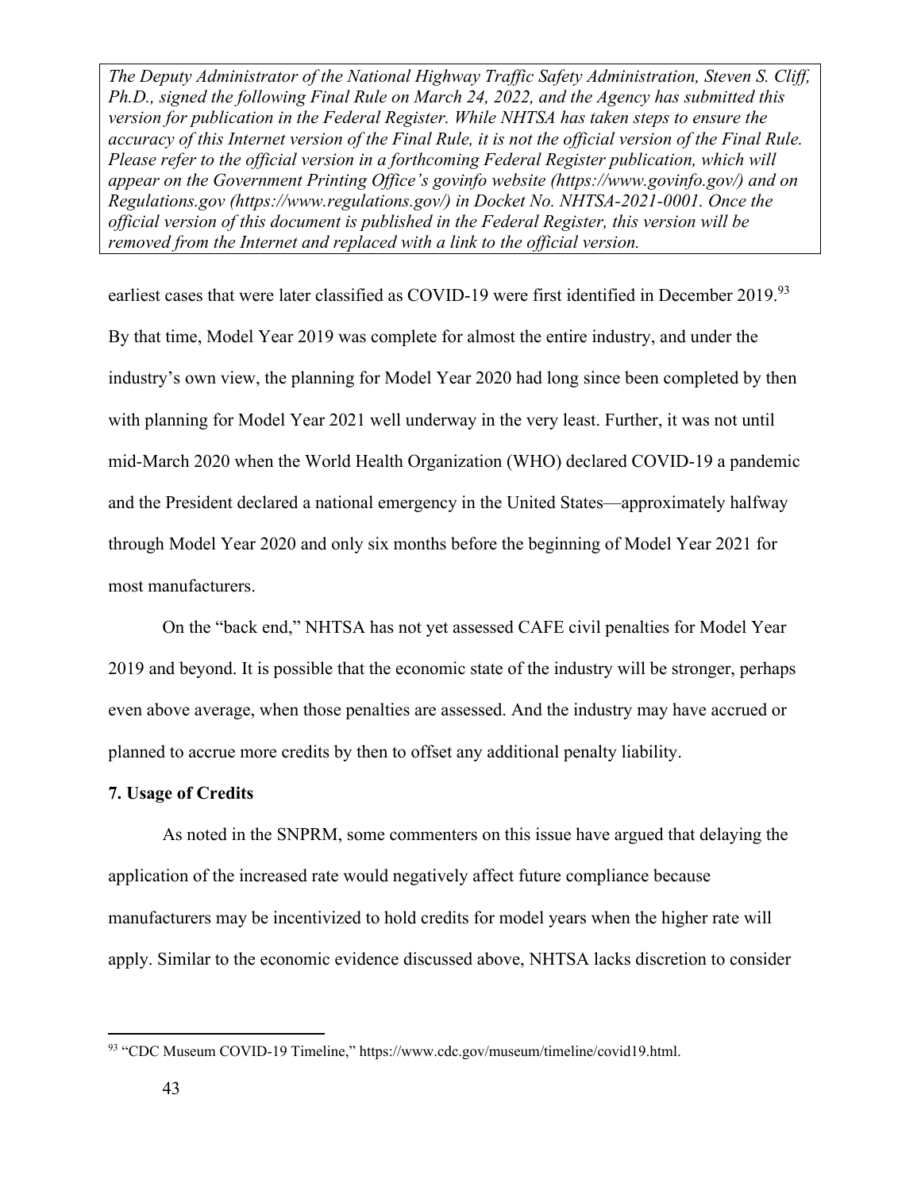earliest cases that were later classified as COVID-19 were first identified in December 2019.[93] By that time, Model Year 2019 was complete for almost the entire industry, and under the industry's own view, the planning for Model Year 2020 had long since been completed by then with planning for Model Year 2021 well underway in the very least. Further, it was not until mid-March 2020 when the World Health Organization (WHO) declared COVID-19 a pandemic and the President declared a national emergency in the United States—approximately halfway through Model Year 2020 and only six months before the beginning of Model Year 2021 for most manufacturers.

On the "back end," NHTSA has not yet assessed CAFE civil penalties for Model Year 2019 and beyond. It is possible that the economic state of the industry will be stronger, perhaps even above average, when those penalties are assessed. And the industry may have accrued or planned to accrue more credits by then to offset any additional penalty liability.

**7. Usage of Credits**

As noted in the SNPRM, some commenters on this issue have argued that delaying the application of the increased rate would negatively affect future compliance because manufacturers may be incentivized to hold credits for model years when the higher rate will apply. Similar to the economic evidence discussed above, NHTSA lacks discretion to consider

[93] "CDC Museum COVID-19 Timeline," https://www.cdc.gov/museum/timeline/covid19.html.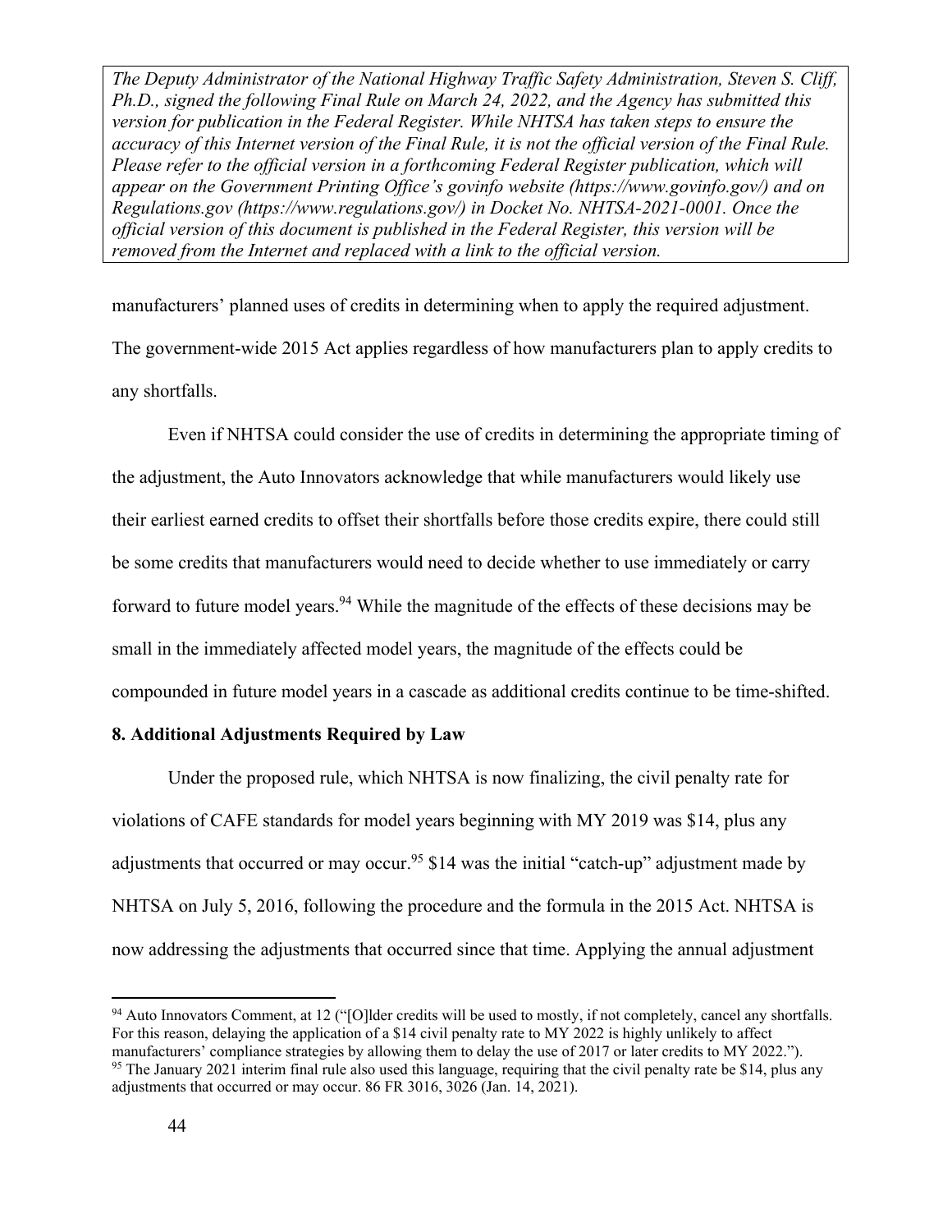*The Deputy Administrator of the National Highway Traffic Safety Administration, Steven S. Cliff, Ph.D., signed the following Final Rule on March 24, 2022, and the Agency has submitted this version for publication in the Federal Register. While NHTSA has taken steps to ensure the accuracy of this Internet version of the Final Rule, it is not the official version of the Final Rule. Please refer to the official version in a forthcoming Federal Register publication, which will appear on the Government Printing Office's govinfo website (https://www.govinfo.gov/) and on Regulations.gov (https://www.regulations.gov/) in Docket No. NHTSA-2021-0001. Once the official version of this document is published in the Federal Register, this version will be removed from the Internet and replaced with a link to the official version.*

manufacturers' planned uses of credits in determining when to apply the required adjustment. The government-wide 2015 Act applies regardless of how manufacturers plan to apply credits to any shortfalls.

Even if NHTSA could consider the use of credits in determining the appropriate timing of the adjustment, the Auto Innovators acknowledge that while manufacturers would likely use their earliest earned credits to offset their shortfalls before those credits expire, there could still be some credits that manufacturers would need to decide whether to use immediately or carry forward to future model years.[94] While the magnitude of the effects of these decisions may be small in the immediately affected model years, the magnitude of the effects could be compounded in future model years in a cascade as additional credits continue to be time-shifted.

**8. Additional Adjustments Required by Law**

Under the proposed rule, which NHTSA is now finalizing, the civil penalty rate for violations of CAFE standards for model years beginning with MY 2019 was $14, plus any adjustments that occurred or may occur.[95] $14 was the initial "catch-up" adjustment made by NHTSA on July 5, 2016, following the procedure and the formula in the 2015 Act. NHTSA is now addressing the adjustments that occurred since that time. Applying the annual adjustment

[94] Auto Innovators Comment, at 12 ("[O]lder credits will be used to mostly, if not completely, cancel any shortfalls. For this reason, delaying the application of a $14 civil penalty rate to MY 2022 is highly unlikely to affect manufacturers' compliance strategies by allowing them to delay the use of 2017 or later credits to MY 2022.").

[95] The January 2021 interim final rule also used this language, requiring that the civil penalty rate be $14, plus any adjustments that occurred or may occur. 86 FR 3016, 3026 (Jan. 14, 2021).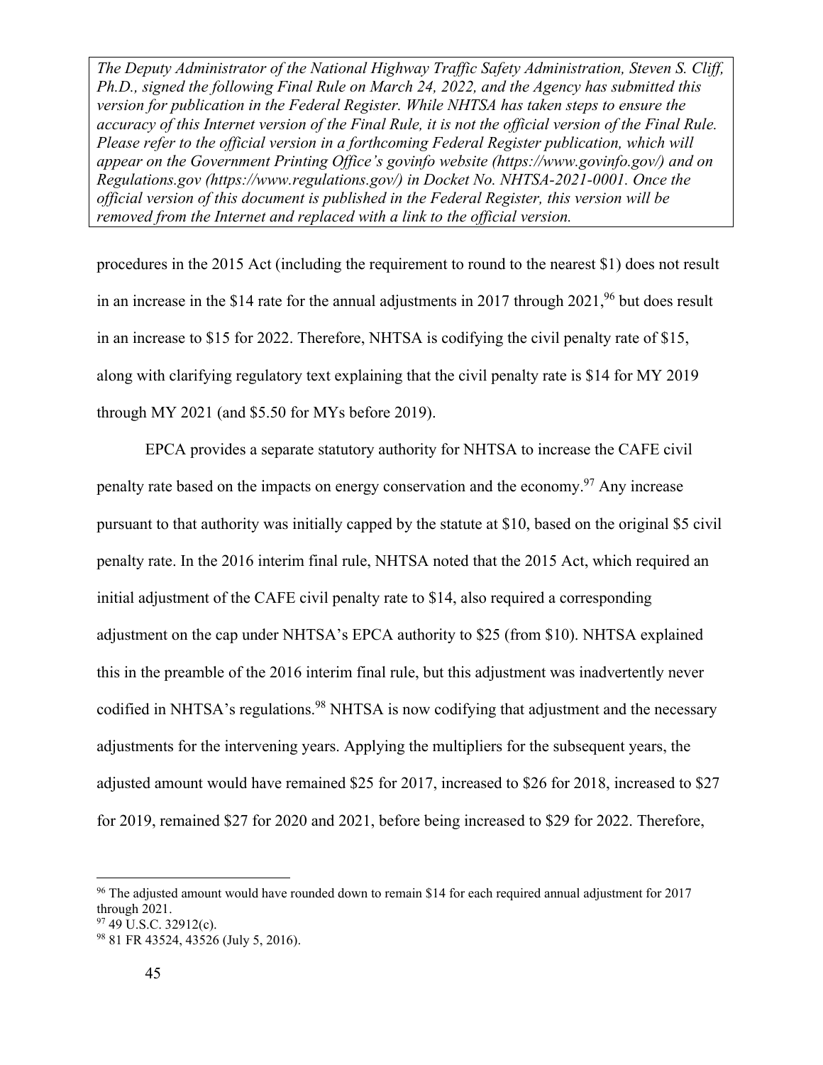*The Deputy Administrator of the National Highway Traffic Safety Administration, Steven S. Cliff, Ph.D., signed the following Final Rule on March 24, 2022, and the Agency has submitted this version for publication in the Federal Register. While NHTSA has taken steps to ensure the accuracy of this Internet version of the Final Rule, it is not the official version of the Final Rule. Please refer to the official version in a forthcoming Federal Register publication, which will appear on the Government Printing Office's govinfo website (https://www.govinfo.gov/) and on Regulations.gov (https://www.regulations.gov/) in Docket No. NHTSA-2021-0001. Once the official version of this document is published in the Federal Register, this version will be removed from the Internet and replaced with a link to the official version.*

procedures in the 2015 Act (including the requirement to round to the nearest $1) does not result in an increase in the $14 rate for the annual adjustments in 2017 through 2021,[96] but does result in an increase to $15 for 2022. Therefore, NHTSA is codifying the civil penalty rate of $15, along with clarifying regulatory text explaining that the civil penalty rate is $14 for MY 2019 through MY 2021 (and $5.50 for MYs before 2019).

EPCA provides a separate statutory authority for NHTSA to increase the CAFE civil penalty rate based on the impacts on energy conservation and the economy.[97] Any increase pursuant to that authority was initially capped by the statute at $10, based on the original $5 civil penalty rate. In the 2016 interim final rule, NHTSA noted that the 2015 Act, which required an initial adjustment of the CAFE civil penalty rate to $14, also required a corresponding adjustment on the cap under NHTSA's EPCA authority to $25 (from $10). NHTSA explained this in the preamble of the 2016 interim final rule, but this adjustment was inadvertently never codified in NHTSA's regulations.[98] NHTSA is now codifying that adjustment and the necessary adjustments for the intervening years. Applying the multipliers for the subsequent years, the adjusted amount would have remained $25 for 2017, increased to $26 for 2018, increased to $27 for 2019, remained $27 for 2020 and 2021, before being increased to $29 for 2022. Therefore,

---

[96] The adjusted amount would have rounded down to remain $14 for each required annual adjustment for 2017 through 2021.

[97] 49 U.S.C. 32912(c).

[98] 81 FR 43524, 43526 (July 5, 2016).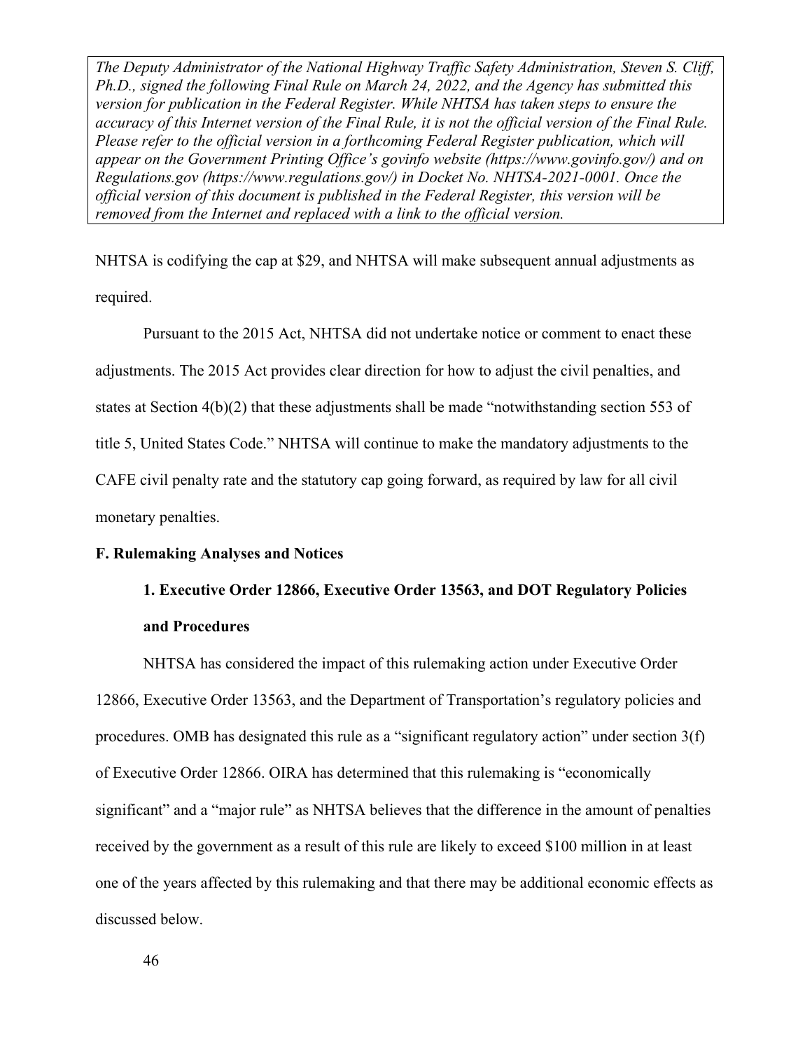*The Deputy Administrator of the National Highway Traffic Safety Administration, Steven S. Cliff, Ph.D., signed the following Final Rule on March 24, 2022, and the Agency has submitted this version for publication in the Federal Register. While NHTSA has taken steps to ensure the accuracy of this Internet version of the Final Rule, it is not the official version of the Final Rule. Please refer to the official version in a forthcoming Federal Register publication, which will appear on the Government Printing Office's govinfo website (https://www.govinfo.gov/) and on Regulations.gov (https://www.regulations.gov/) in Docket No. NHTSA-2021-0001. Once the official version of this document is published in the Federal Register, this version will be removed from the Internet and replaced with a link to the official version.*

NHTSA is codifying the cap at $29, and NHTSA will make subsequent annual adjustments as required.

Pursuant to the 2015 Act, NHTSA did not undertake notice or comment to enact these adjustments. The 2015 Act provides clear direction for how to adjust the civil penalties, and states at Section 4(b)(2) that these adjustments shall be made "notwithstanding section 553 of title 5, United States Code." NHTSA will continue to make the mandatory adjustments to the CAFE civil penalty rate and the statutory cap going forward, as required by law for all civil monetary penalties.

## F. Rulemaking Analyses and Notices

### 1. Executive Order 12866, Executive Order 13563, and DOT Regulatory Policies and Procedures

NHTSA has considered the impact of this rulemaking action under Executive Order 12866, Executive Order 13563, and the Department of Transportation's regulatory policies and procedures. OMB has designated this rule as a "significant regulatory action" under section 3(f) of Executive Order 12866. OIRA has determined that this rulemaking is "economically significant" and a "major rule" as NHTSA believes that the difference in the amount of penalties received by the government as a result of this rule are likely to exceed $100 million in at least one of the years affected by this rulemaking and that there may be additional economic effects as discussed below.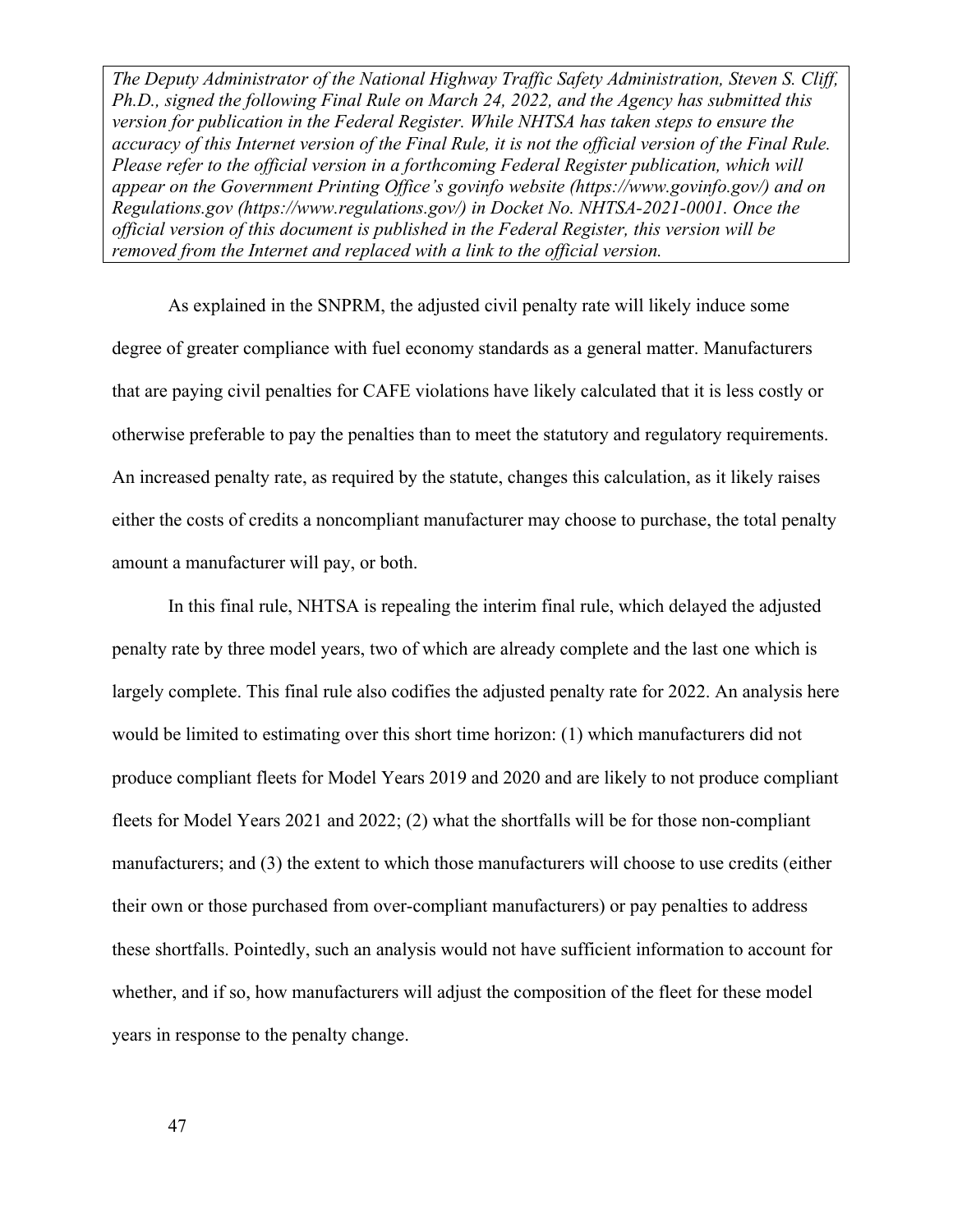As explained in the SNPRM, the adjusted civil penalty rate will likely induce some degree of greater compliance with fuel economy standards as a general matter. Manufacturers that are paying civil penalties for CAFE violations have likely calculated that it is less costly or otherwise preferable to pay the penalties than to meet the statutory and regulatory requirements. An increased penalty rate, as required by the statute, changes this calculation, as it likely raises either the costs of credits a noncompliant manufacturer may choose to purchase, the total penalty amount a manufacturer will pay, or both.

In this final rule, NHTSA is repealing the interim final rule, which delayed the adjusted penalty rate by three model years, two of which are already complete and the last one which is largely complete. This final rule also codifies the adjusted penalty rate for 2022. An analysis here would be limited to estimating over this short time horizon: (1) which manufacturers did not produce compliant fleets for Model Years 2019 and 2020 and are likely to not produce compliant fleets for Model Years 2021 and 2022; (2) what the shortfalls will be for those non-compliant manufacturers; and (3) the extent to which those manufacturers will choose to use credits (either their own or those purchased from over-compliant manufacturers) or pay penalties to address these shortfalls. Pointedly, such an analysis would not have sufficient information to account for whether, and if so, how manufacturers will adjust the composition of the fleet for these model years in response to the penalty change.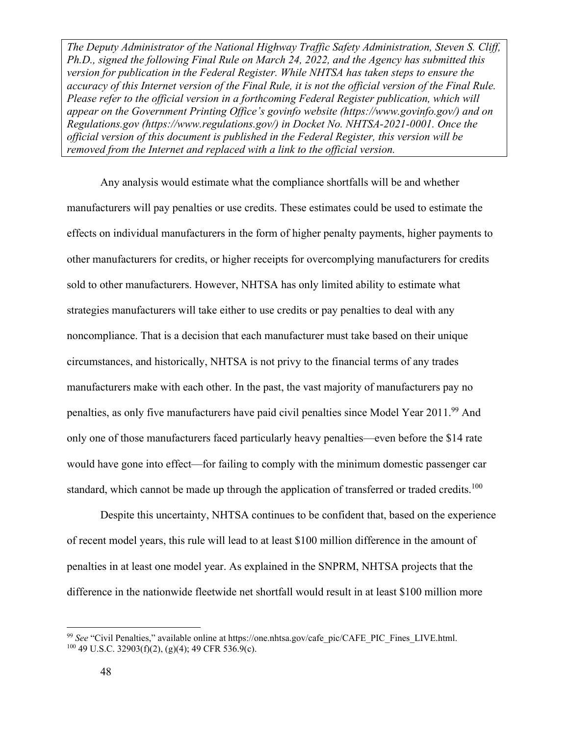*The Deputy Administrator of the National Highway Traffic Safety Administration, Steven S. Cliff, Ph.D., signed the following Final Rule on March 24, 2022, and the Agency has submitted this version for publication in the Federal Register. While NHTSA has taken steps to ensure the accuracy of this Internet version of the Final Rule, it is not the official version of the Final Rule. Please refer to the official version in a forthcoming Federal Register publication, which will appear on the Government Printing Office's govinfo website (https://www.govinfo.gov/) and on Regulations.gov (https://www.regulations.gov/) in Docket No. NHTSA-2021-0001. Once the official version of this document is published in the Federal Register, this version will be removed from the Internet and replaced with a link to the official version.*

Any analysis would estimate what the compliance shortfalls will be and whether manufacturers will pay penalties or use credits. These estimates could be used to estimate the effects on individual manufacturers in the form of higher penalty payments, higher payments to other manufacturers for credits, or higher receipts for overcomplying manufacturers for credits sold to other manufacturers. However, NHTSA has only limited ability to estimate what strategies manufacturers will take either to use credits or pay penalties to deal with any noncompliance. That is a decision that each manufacturer must take based on their unique circumstances, and historically, NHTSA is not privy to the financial terms of any trades manufacturers make with each other. In the past, the vast majority of manufacturers pay no penalties, as only five manufacturers have paid civil penalties since Model Year 2011.[99] And only one of those manufacturers faced particularly heavy penalties—even before the $14 rate would have gone into effect—for failing to comply with the minimum domestic passenger car standard, which cannot be made up through the application of transferred or traded credits.[100]

Despite this uncertainty, NHTSA continues to be confident that, based on the experience of recent model years, this rule will lead to at least $100 million difference in the amount of penalties in at least one model year. As explained in the SNPRM, NHTSA projects that the difference in the nationwide fleetwide net shortfall would result in at least $100 million more

[99] *See* "Civil Penalties," available online at https://one.nhtsa.gov/cafe_pic/CAFE_PIC_Fines_LIVE.html.

[100] 49 U.S.C. 32903(f)(2), (g)(4); 49 CFR 536.9(c).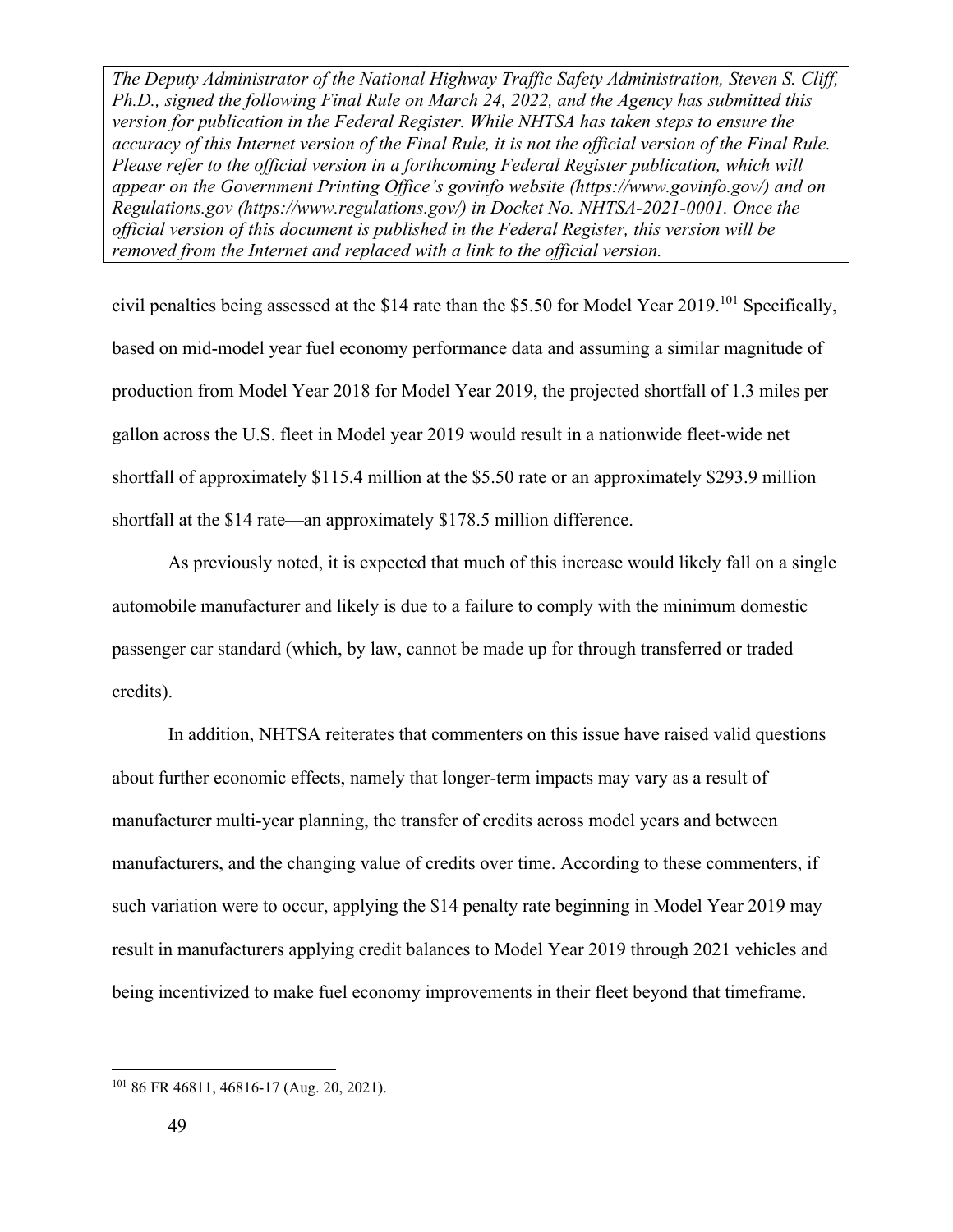*The Deputy Administrator of the National Highway Traffic Safety Administration, Steven S. Cliff, Ph.D., signed the following Final Rule on March 24, 2022, and the Agency has submitted this version for publication in the Federal Register. While NHTSA has taken steps to ensure the accuracy of this Internet version of the Final Rule, it is not the official version of the Final Rule. Please refer to the official version in a forthcoming Federal Register publication, which will appear on the Government Printing Office's govinfo website (https://www.govinfo.gov/) and on Regulations.gov (https://www.regulations.gov/) in Docket No. NHTSA-2021-0001. Once the official version of this document is published in the Federal Register, this version will be removed from the Internet and replaced with a link to the official version.*

civil penalties being assessed at the $14 rate than the $5.50 for Model Year 2019.[101] Specifically, based on mid-model year fuel economy performance data and assuming a similar magnitude of production from Model Year 2018 for Model Year 2019, the projected shortfall of 1.3 miles per gallon across the U.S. fleet in Model year 2019 would result in a nationwide fleet-wide net shortfall of approximately $115.4 million at the $5.50 rate or an approximately $293.9 million shortfall at the $14 rate—an approximately $178.5 million difference.

As previously noted, it is expected that much of this increase would likely fall on a single automobile manufacturer and likely is due to a failure to comply with the minimum domestic passenger car standard (which, by law, cannot be made up for through transferred or traded credits).

In addition, NHTSA reiterates that commenters on this issue have raised valid questions about further economic effects, namely that longer-term impacts may vary as a result of manufacturer multi-year planning, the transfer of credits across model years and between manufacturers, and the changing value of credits over time. According to these commenters, if such variation were to occur, applying the $14 penalty rate beginning in Model Year 2019 may result in manufacturers applying credit balances to Model Year 2019 through 2021 vehicles and being incentivized to make fuel economy improvements in their fleet beyond that timeframe.

---

[101] 86 FR 46811, 46816-17 (Aug. 20, 2021).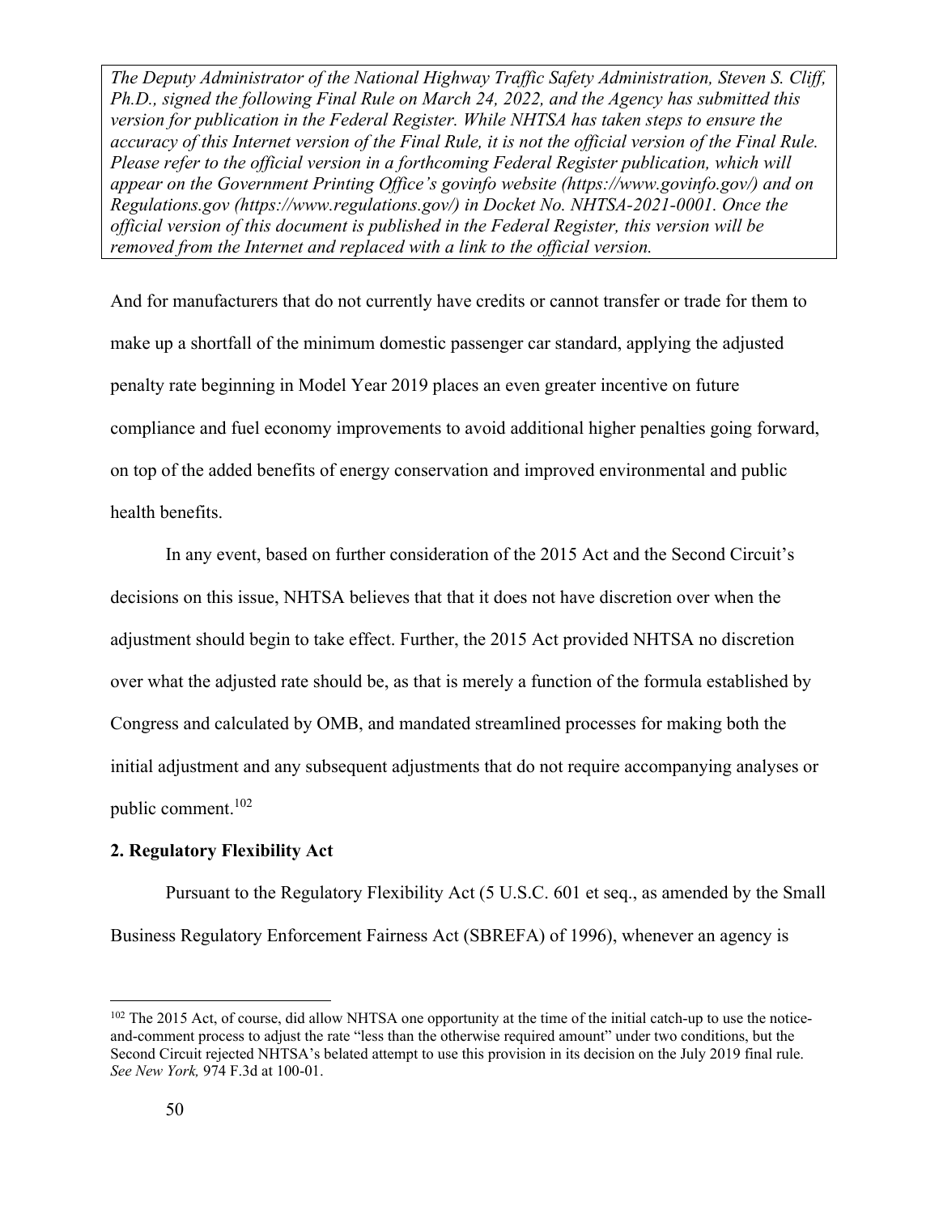*The Deputy Administrator of the National Highway Traffic Safety Administration, Steven S. Cliff, Ph.D., signed the following Final Rule on March 24, 2022, and the Agency has submitted this version for publication in the Federal Register. While NHTSA has taken steps to ensure the accuracy of this Internet version of the Final Rule, it is not the official version of the Final Rule. Please refer to the official version in a forthcoming Federal Register publication, which will appear on the Government Printing Office's govinfo website (https://www.govinfo.gov/) and on Regulations.gov (https://www.regulations.gov/) in Docket No. NHTSA-2021-0001. Once the official version of this document is published in the Federal Register, this version will be removed from the Internet and replaced with a link to the official version.*

And for manufacturers that do not currently have credits or cannot transfer or trade for them to make up a shortfall of the minimum domestic passenger car standard, applying the adjusted penalty rate beginning in Model Year 2019 places an even greater incentive on future compliance and fuel economy improvements to avoid additional higher penalties going forward, on top of the added benefits of energy conservation and improved environmental and public health benefits.

In any event, based on further consideration of the 2015 Act and the Second Circuit's decisions on this issue, NHTSA believes that that it does not have discretion over when the adjustment should begin to take effect. Further, the 2015 Act provided NHTSA no discretion over what the adjusted rate should be, as that is merely a function of the formula established by Congress and calculated by OMB, and mandated streamlined processes for making both the initial adjustment and any subsequent adjustments that do not require accompanying analyses or public comment.[102]

**2. Regulatory Flexibility Act**

Pursuant to the Regulatory Flexibility Act (5 U.S.C. 601 et seq., as amended by the Small Business Regulatory Enforcement Fairness Act (SBREFA) of 1996), whenever an agency is

[102] The 2015 Act, of course, did allow NHTSA one opportunity at the time of the initial catch-up to use the notice-and-comment process to adjust the rate "less than the otherwise required amount" under two conditions, but the Second Circuit rejected NHTSA's belated attempt to use this provision in its decision on the July 2019 final rule. *See New York,* 974 F.3d at 100-01.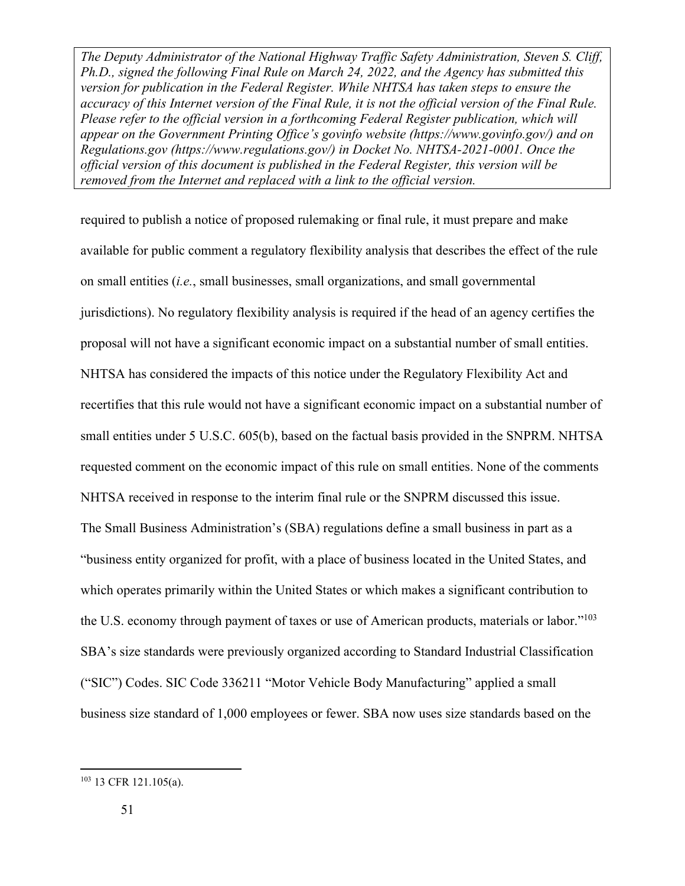*The Deputy Administrator of the National Highway Traffic Safety Administration, Steven S. Cliff, Ph.D., signed the following Final Rule on March 24, 2022, and the Agency has submitted this version for publication in the Federal Register. While NHTSA has taken steps to ensure the accuracy of this Internet version of the Final Rule, it is not the official version of the Final Rule. Please refer to the official version in a forthcoming Federal Register publication, which will appear on the Government Printing Office's govinfo website (https://www.govinfo.gov/) and on Regulations.gov (https://www.regulations.gov/) in Docket No. NHTSA-2021-0001. Once the official version of this document is published in the Federal Register, this version will be removed from the Internet and replaced with a link to the official version.*

required to publish a notice of proposed rulemaking or final rule, it must prepare and make available for public comment a regulatory flexibility analysis that describes the effect of the rule on small entities (*i.e.*, small businesses, small organizations, and small governmental jurisdictions). No regulatory flexibility analysis is required if the head of an agency certifies the proposal will not have a significant economic impact on a substantial number of small entities. NHTSA has considered the impacts of this notice under the Regulatory Flexibility Act and recertifies that this rule would not have a significant economic impact on a substantial number of small entities under 5 U.S.C. 605(b), based on the factual basis provided in the SNPRM. NHTSA requested comment on the economic impact of this rule on small entities. None of the comments NHTSA received in response to the interim final rule or the SNPRM discussed this issue.

The Small Business Administration's (SBA) regulations define a small business in part as a "business entity organized for profit, with a place of business located in the United States, and which operates primarily within the United States or which makes a significant contribution to the U.S. economy through payment of taxes or use of American products, materials or labor."[103] SBA's size standards were previously organized according to Standard Industrial Classification ("SIC") Codes. SIC Code 336211 "Motor Vehicle Body Manufacturing" applied a small business size standard of 1,000 employees or fewer. SBA now uses size standards based on the

[103] 13 CFR 121.105(a).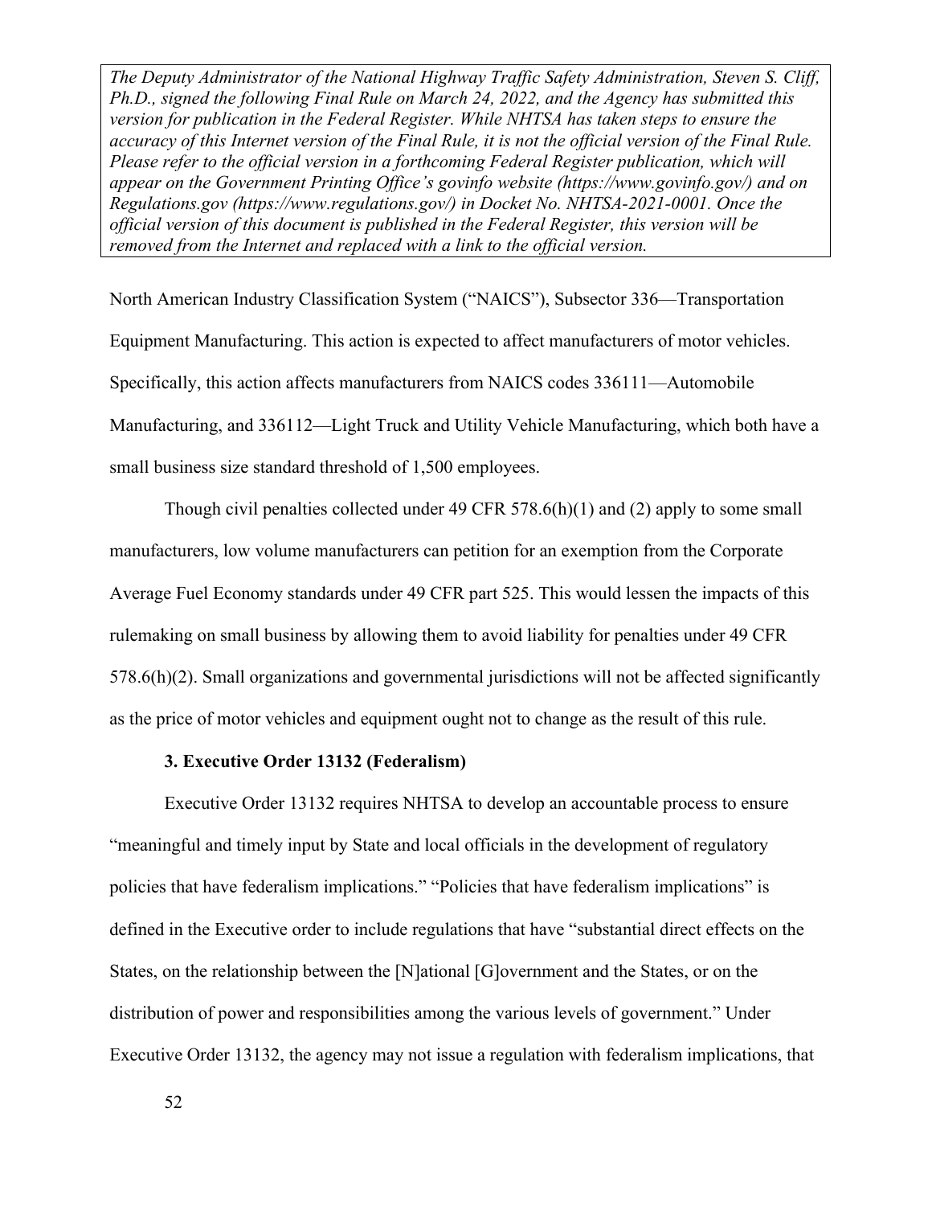*The Deputy Administrator of the National Highway Traffic Safety Administration, Steven S. Cliff, Ph.D., signed the following Final Rule on March 24, 2022, and the Agency has submitted this version for publication in the Federal Register. While NHTSA has taken steps to ensure the accuracy of this Internet version of the Final Rule, it is not the official version of the Final Rule. Please refer to the official version in a forthcoming Federal Register publication, which will appear on the Government Printing Office's govinfo website (https://www.govinfo.gov/) and on Regulations.gov (https://www.regulations.gov/) in Docket No. NHTSA-2021-0001. Once the official version of this document is published in the Federal Register, this version will be removed from the Internet and replaced with a link to the official version.*

North American Industry Classification System ("NAICS"), Subsector 336—Transportation Equipment Manufacturing. This action is expected to affect manufacturers of motor vehicles. Specifically, this action affects manufacturers from NAICS codes 336111—Automobile Manufacturing, and 336112—Light Truck and Utility Vehicle Manufacturing, which both have a small business size standard threshold of 1,500 employees.

Though civil penalties collected under 49 CFR 578.6(h)(1) and (2) apply to some small manufacturers, low volume manufacturers can petition for an exemption from the Corporate Average Fuel Economy standards under 49 CFR part 525. This would lessen the impacts of this rulemaking on small business by allowing them to avoid liability for penalties under 49 CFR 578.6(h)(2). Small organizations and governmental jurisdictions will not be affected significantly as the price of motor vehicles and equipment ought not to change as the result of this rule.

**3. Executive Order 13132 (Federalism)**

Executive Order 13132 requires NHTSA to develop an accountable process to ensure "meaningful and timely input by State and local officials in the development of regulatory policies that have federalism implications." "Policies that have federalism implications" is defined in the Executive order to include regulations that have "substantial direct effects on the States, on the relationship between the [N]ational [G]overnment and the States, or on the distribution of power and responsibilities among the various levels of government." Under Executive Order 13132, the agency may not issue a regulation with federalism implications, that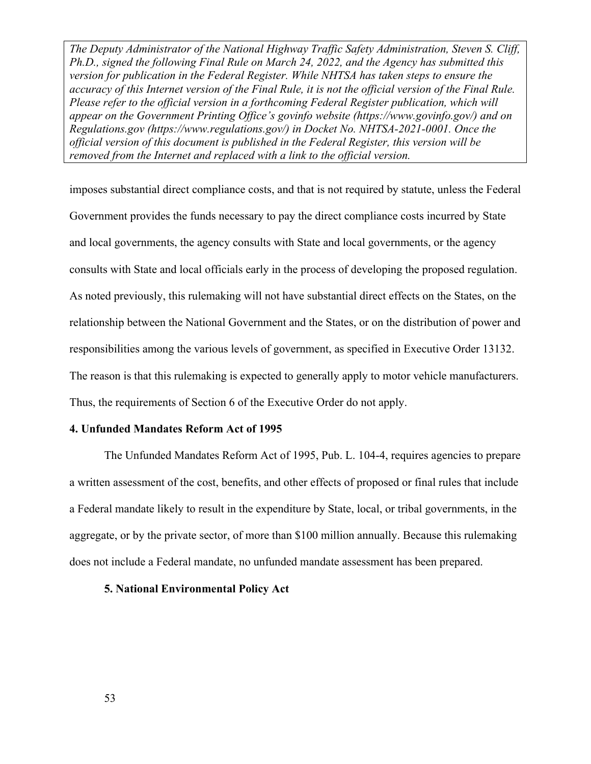imposes substantial direct compliance costs, and that is not required by statute, unless the Federal Government provides the funds necessary to pay the direct compliance costs incurred by State and local governments, the agency consults with State and local governments, or the agency consults with State and local officials early in the process of developing the proposed regulation. As noted previously, this rulemaking will not have substantial direct effects on the States, on the relationship between the National Government and the States, or on the distribution of power and responsibilities among the various levels of government, as specified in Executive Order 13132. The reason is that this rulemaking is expected to generally apply to motor vehicle manufacturers. Thus, the requirements of Section 6 of the Executive Order do not apply.

**4. Unfunded Mandates Reform Act of 1995**

The Unfunded Mandates Reform Act of 1995, Pub. L. 104-4, requires agencies to prepare a written assessment of the cost, benefits, and other effects of proposed or final rules that include a Federal mandate likely to result in the expenditure by State, local, or tribal governments, in the aggregate, or by the private sector, of more than $100 million annually. Because this rulemaking does not include a Federal mandate, no unfunded mandate assessment has been prepared.

**5. National Environmental Policy Act**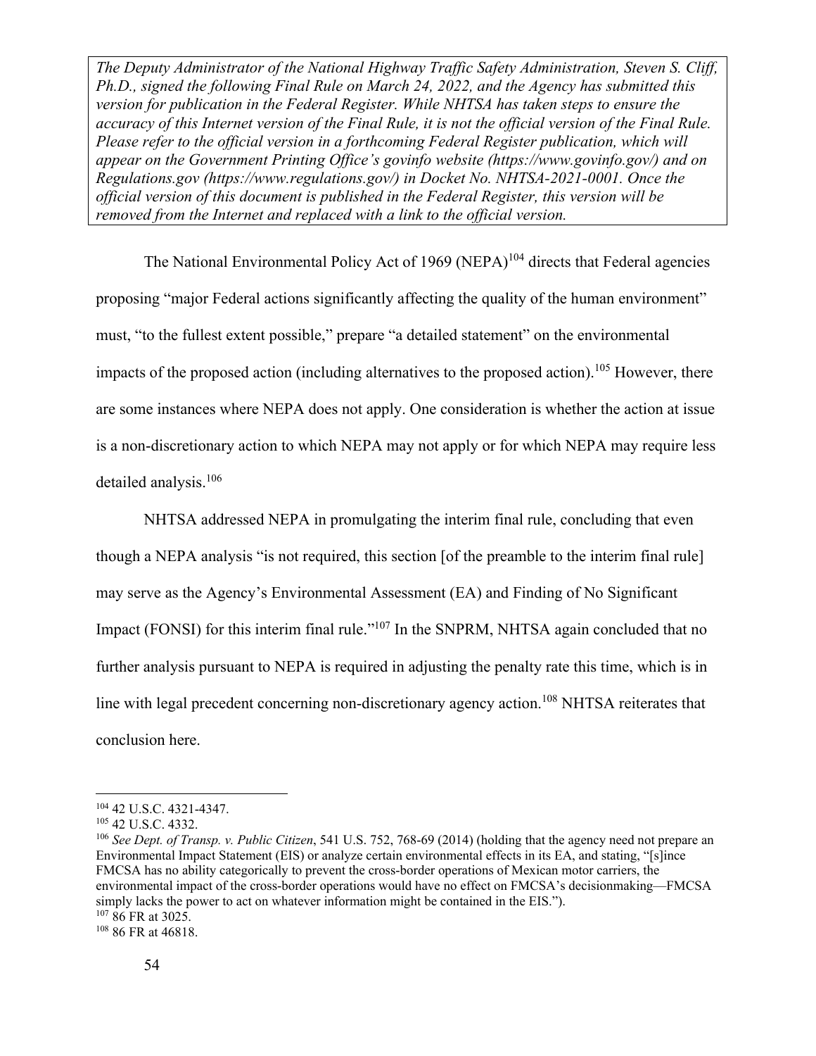The National Environmental Policy Act of 1969 (NEPA)[104] directs that Federal agencies proposing "major Federal actions significantly affecting the quality of the human environment" must, "to the fullest extent possible," prepare "a detailed statement" on the environmental impacts of the proposed action (including alternatives to the proposed action).[105] However, there are some instances where NEPA does not apply. One consideration is whether the action at issue is a non-discretionary action to which NEPA may not apply or for which NEPA may require less detailed analysis.[106]

NHTSA addressed NEPA in promulgating the interim final rule, concluding that even though a NEPA analysis "is not required, this section [of the preamble to the interim final rule] may serve as the Agency's Environmental Assessment (EA) and Finding of No Significant Impact (FONSI) for this interim final rule."[107] In the SNPRM, NHTSA again concluded that no further analysis pursuant to NEPA is required in adjusting the penalty rate this time, which is in line with legal precedent concerning non-discretionary agency action.[108] NHTSA reiterates that conclusion here.

---

[104] 42 U.S.C. 4321-4347.

[105] 42 U.S.C. 4332.

[106] *See Dept. of Transp. v. Public Citizen*, 541 U.S. 752, 768-69 (2014) (holding that the agency need not prepare an Environmental Impact Statement (EIS) or analyze certain environmental effects in its EA, and stating, "[s]ince FMCSA has no ability categorically to prevent the cross-border operations of Mexican motor carriers, the environmental impact of the cross-border operations would have no effect on FMCSA's decisionmaking—FMCSA simply lacks the power to act on whatever information might be contained in the EIS.").

[107] 86 FR at 3025.

[108] 86 FR at 46818.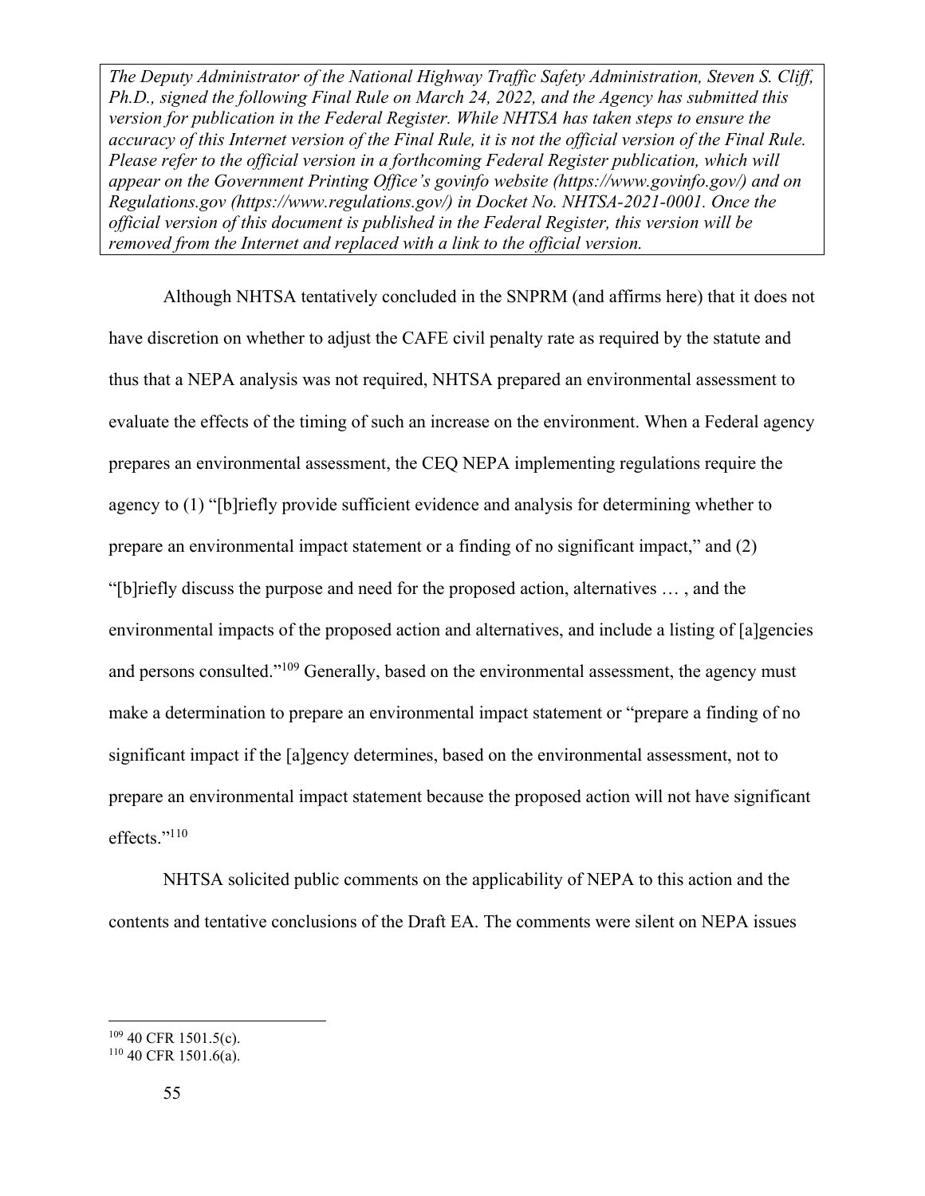Although NHTSA tentatively concluded in the SNPRM (and affirms here) that it does not have discretion on whether to adjust the CAFE civil penalty rate as required by the statute and thus that a NEPA analysis was not required, NHTSA prepared an environmental assessment to evaluate the effects of the timing of such an increase on the environment. When a Federal agency prepares an environmental assessment, the CEQ NEPA implementing regulations require the agency to (1) "[b]riefly provide sufficient evidence and analysis for determining whether to prepare an environmental impact statement or a finding of no significant impact," and (2) "[b]riefly discuss the purpose and need for the proposed action, alternatives … , and the environmental impacts of the proposed action and alternatives, and include a listing of [a]gencies and persons consulted."[109] Generally, based on the environmental assessment, the agency must make a determination to prepare an environmental impact statement or "prepare a finding of no significant impact if the [a]gency determines, based on the environmental assessment, not to prepare an environmental impact statement because the proposed action will not have significant effects."[110]

NHTSA solicited public comments on the applicability of NEPA to this action and the contents and tentative conclusions of the Draft EA. The comments were silent on NEPA issues

---

[109] 40 CFR 1501.5(c).

[110] 40 CFR 1501.6(a).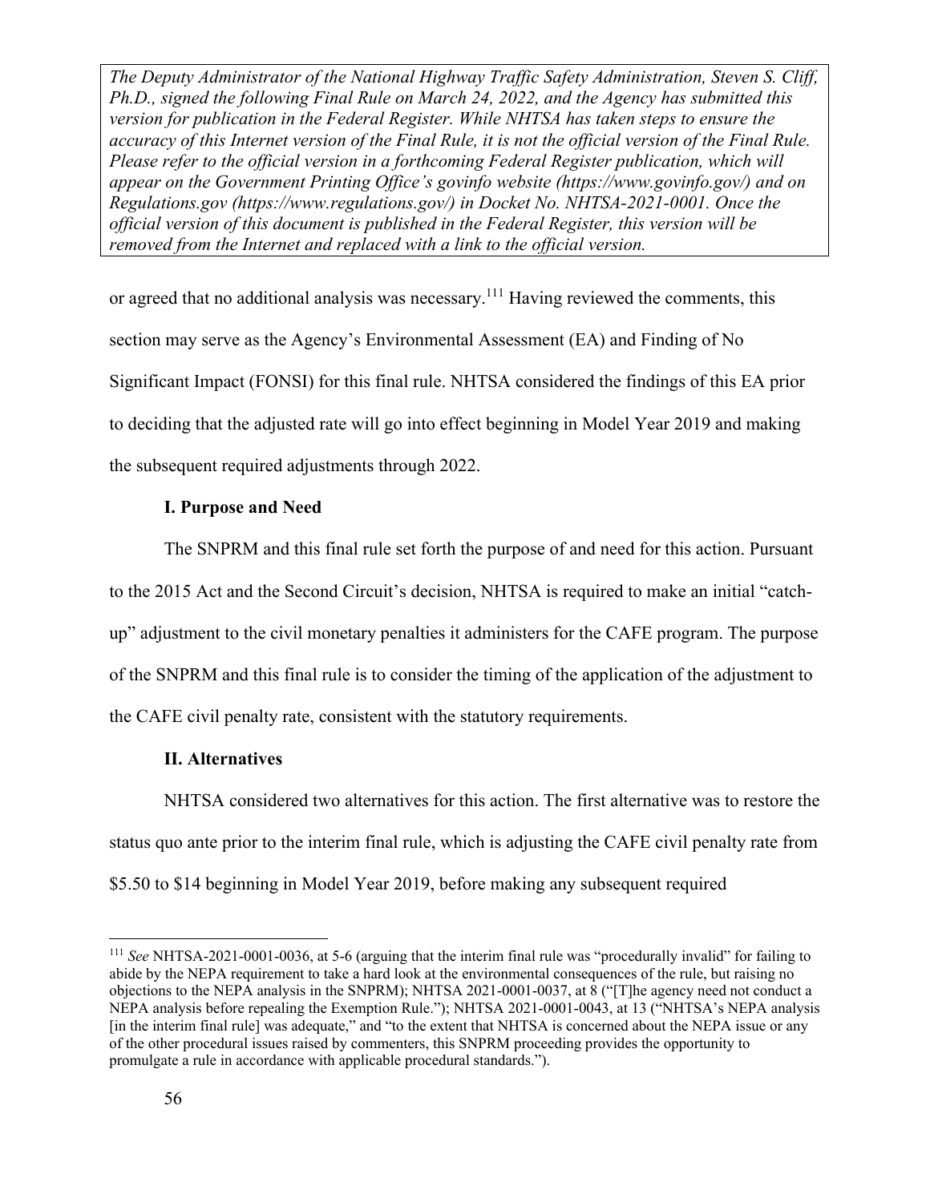*The Deputy Administrator of the National Highway Traffic Safety Administration, Steven S. Cliff, Ph.D., signed the following Final Rule on March 24, 2022, and the Agency has submitted this version for publication in the Federal Register. While NHTSA has taken steps to ensure the accuracy of this Internet version of the Final Rule, it is not the official version of the Final Rule. Please refer to the official version in a forthcoming Federal Register publication, which will appear on the Government Printing Office's govinfo website (https://www.govinfo.gov/) and on Regulations.gov (https://www.regulations.gov/) in Docket No. NHTSA-2021-0001. Once the official version of this document is published in the Federal Register, this version will be removed from the Internet and replaced with a link to the official version.*

or agreed that no additional analysis was necessary.[111] Having reviewed the comments, this section may serve as the Agency's Environmental Assessment (EA) and Finding of No Significant Impact (FONSI) for this final rule. NHTSA considered the findings of this EA prior to deciding that the adjusted rate will go into effect beginning in Model Year 2019 and making the subsequent required adjustments through 2022.

### I. Purpose and Need

The SNPRM and this final rule set forth the purpose of and need for this action. Pursuant to the 2015 Act and the Second Circuit's decision, NHTSA is required to make an initial "catch-up" adjustment to the civil monetary penalties it administers for the CAFE program. The purpose of the SNPRM and this final rule is to consider the timing of the application of the adjustment to the CAFE civil penalty rate, consistent with the statutory requirements.

### II. Alternatives

NHTSA considered two alternatives for this action. The first alternative was to restore the status quo ante prior to the interim final rule, which is adjusting the CAFE civil penalty rate from $5.50 to $14 beginning in Model Year 2019, before making any subsequent required

[111] *See* NHTSA-2021-0001-0036, at 5-6 (arguing that the interim final rule was "procedurally invalid" for failing to abide by the NEPA requirement to take a hard look at the environmental consequences of the rule, but raising no objections to the NEPA analysis in the SNPRM); NHTSA 2021-0001-0037, at 8 ("[T]he agency need not conduct a NEPA analysis before repealing the Exemption Rule."); NHTSA 2021-0001-0043, at 13 ("NHTSA's NEPA analysis [in the interim final rule] was adequate," and "to the extent that NHTSA is concerned about the NEPA issue or any of the other procedural issues raised by commenters, this SNPRM proceeding provides the opportunity to promulgate a rule in accordance with applicable procedural standards.").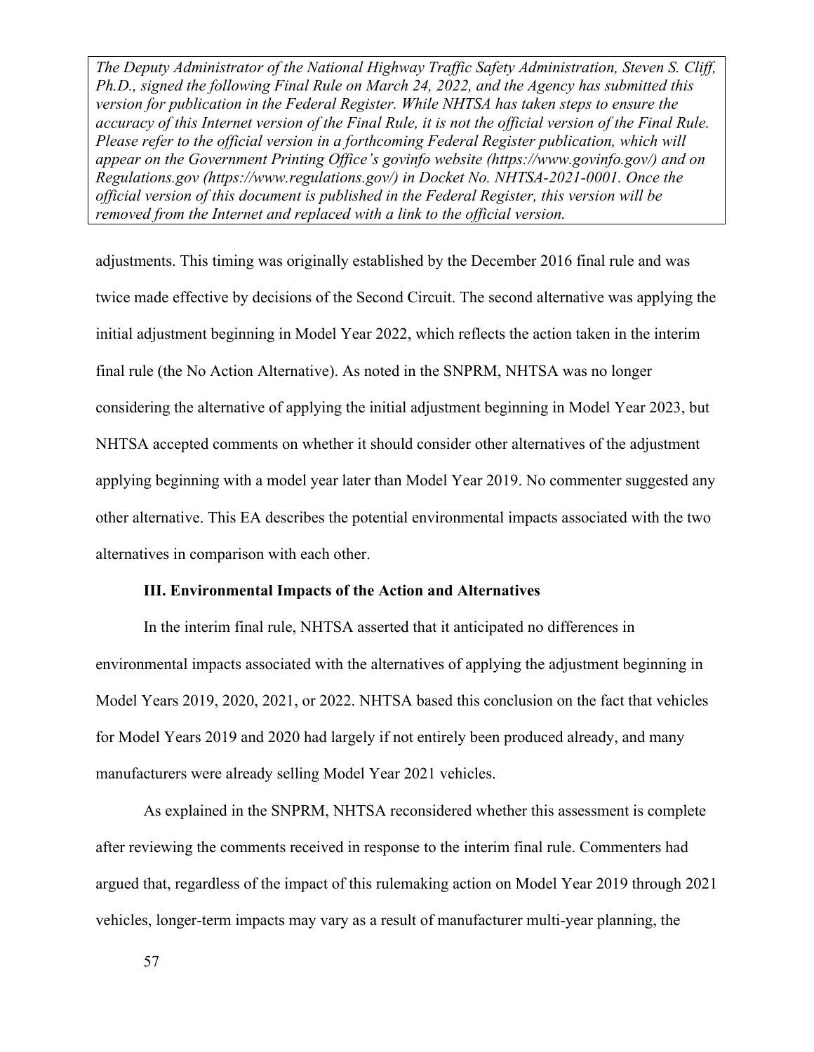adjustments. This timing was originally established by the December 2016 final rule and was twice made effective by decisions of the Second Circuit. The second alternative was applying the initial adjustment beginning in Model Year 2022, which reflects the action taken in the interim final rule (the No Action Alternative). As noted in the SNPRM, NHTSA was no longer considering the alternative of applying the initial adjustment beginning in Model Year 2023, but NHTSA accepted comments on whether it should consider other alternatives of the adjustment applying beginning with a model year later than Model Year 2019. No commenter suggested any other alternative. This EA describes the potential environmental impacts associated with the two alternatives in comparison with each other.

### III. Environmental Impacts of the Action and Alternatives

In the interim final rule, NHTSA asserted that it anticipated no differences in environmental impacts associated with the alternatives of applying the adjustment beginning in Model Years 2019, 2020, 2021, or 2022. NHTSA based this conclusion on the fact that vehicles for Model Years 2019 and 2020 had largely if not entirely been produced already, and many manufacturers were already selling Model Year 2021 vehicles.

As explained in the SNPRM, NHTSA reconsidered whether this assessment is complete after reviewing the comments received in response to the interim final rule. Commenters had argued that, regardless of the impact of this rulemaking action on Model Year 2019 through 2021 vehicles, longer-term impacts may vary as a result of manufacturer multi-year planning, the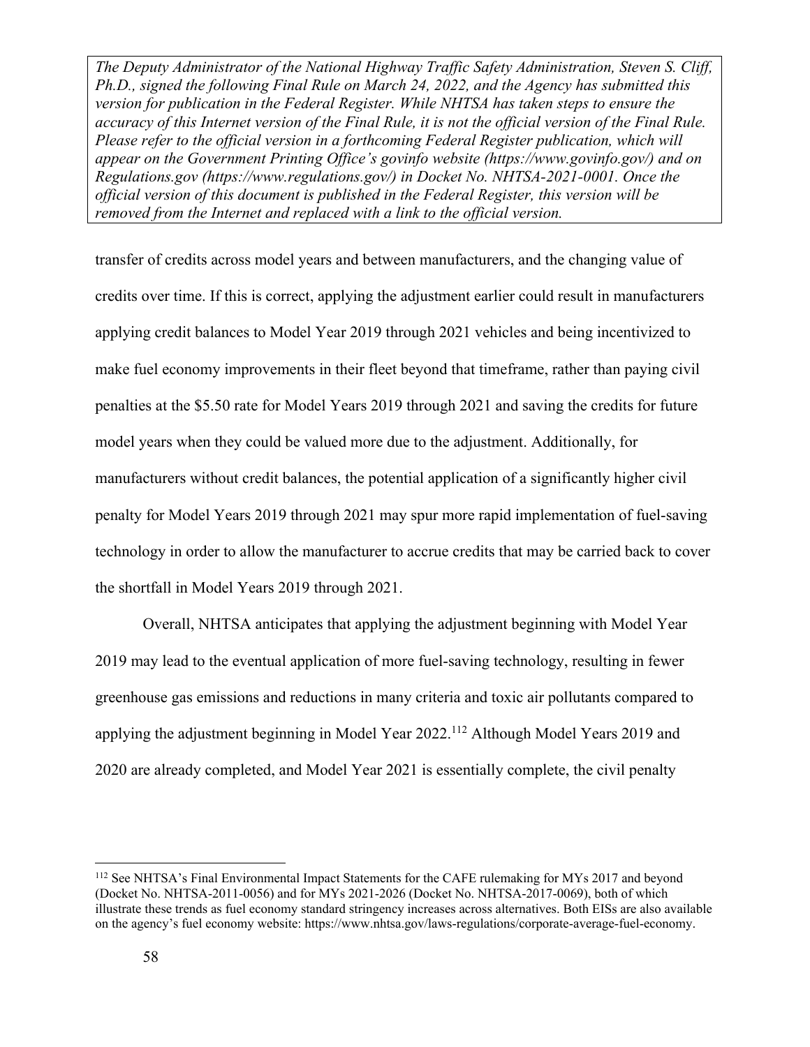*The Deputy Administrator of the National Highway Traffic Safety Administration, Steven S. Cliff, Ph.D., signed the following Final Rule on March 24, 2022, and the Agency has submitted this version for publication in the Federal Register. While NHTSA has taken steps to ensure the accuracy of this Internet version of the Final Rule, it is not the official version of the Final Rule. Please refer to the official version in a forthcoming Federal Register publication, which will appear on the Government Printing Office's govinfo website (https://www.govinfo.gov/) and on Regulations.gov (https://www.regulations.gov/) in Docket No. NHTSA-2021-0001. Once the official version of this document is published in the Federal Register, this version will be removed from the Internet and replaced with a link to the official version.*

transfer of credits across model years and between manufacturers, and the changing value of credits over time. If this is correct, applying the adjustment earlier could result in manufacturers applying credit balances to Model Year 2019 through 2021 vehicles and being incentivized to make fuel economy improvements in their fleet beyond that timeframe, rather than paying civil penalties at the $5.50 rate for Model Years 2019 through 2021 and saving the credits for future model years when they could be valued more due to the adjustment. Additionally, for manufacturers without credit balances, the potential application of a significantly higher civil penalty for Model Years 2019 through 2021 may spur more rapid implementation of fuel-saving technology in order to allow the manufacturer to accrue credits that may be carried back to cover the shortfall in Model Years 2019 through 2021.

Overall, NHTSA anticipates that applying the adjustment beginning with Model Year 2019 may lead to the eventual application of more fuel-saving technology, resulting in fewer greenhouse gas emissions and reductions in many criteria and toxic air pollutants compared to applying the adjustment beginning in Model Year 2022.[112] Although Model Years 2019 and 2020 are already completed, and Model Year 2021 is essentially complete, the civil penalty

[112] See NHTSA's Final Environmental Impact Statements for the CAFE rulemaking for MYs 2017 and beyond (Docket No. NHTSA-2011-0056) and for MYs 2021-2026 (Docket No. NHTSA-2017-0069), both of which illustrate these trends as fuel economy standard stringency increases across alternatives. Both EISs are also available on the agency's fuel economy website: https://www.nhtsa.gov/laws-regulations/corporate-average-fuel-economy.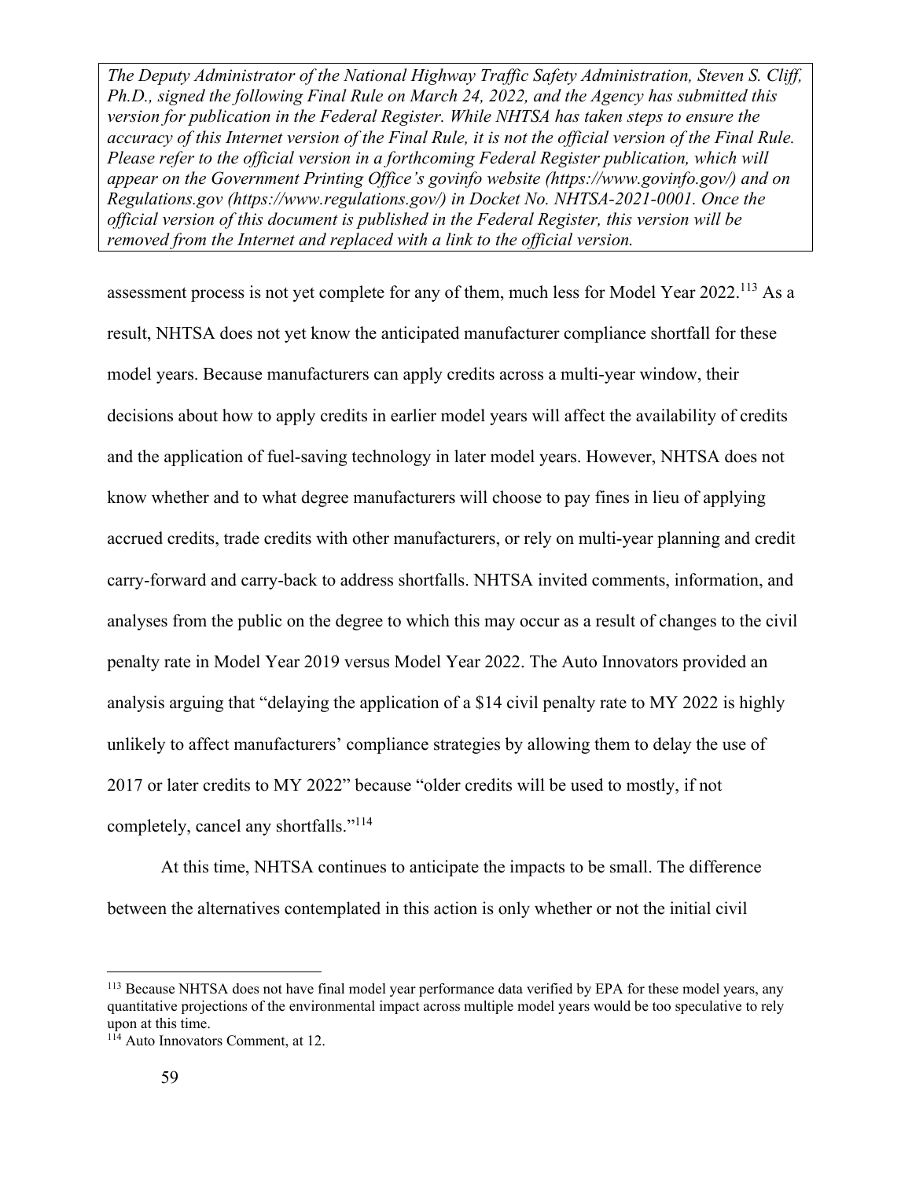assessment process is not yet complete for any of them, much less for Model Year 2022.[113] As a result, NHTSA does not yet know the anticipated manufacturer compliance shortfall for these model years. Because manufacturers can apply credits across a multi-year window, their decisions about how to apply credits in earlier model years will affect the availability of credits and the application of fuel-saving technology in later model years. However, NHTSA does not know whether and to what degree manufacturers will choose to pay fines in lieu of applying accrued credits, trade credits with other manufacturers, or rely on multi-year planning and credit carry-forward and carry-back to address shortfalls. NHTSA invited comments, information, and analyses from the public on the degree to which this may occur as a result of changes to the civil penalty rate in Model Year 2019 versus Model Year 2022. The Auto Innovators provided an analysis arguing that "delaying the application of a $14 civil penalty rate to MY 2022 is highly unlikely to affect manufacturers' compliance strategies by allowing them to delay the use of 2017 or later credits to MY 2022" because "older credits will be used to mostly, if not completely, cancel any shortfalls."[114]

At this time, NHTSA continues to anticipate the impacts to be small. The difference between the alternatives contemplated in this action is only whether or not the initial civil

---

[113] Because NHTSA does not have final model year performance data verified by EPA for these model years, any quantitative projections of the environmental impact across multiple model years would be too speculative to rely upon at this time.

[114] Auto Innovators Comment, at 12.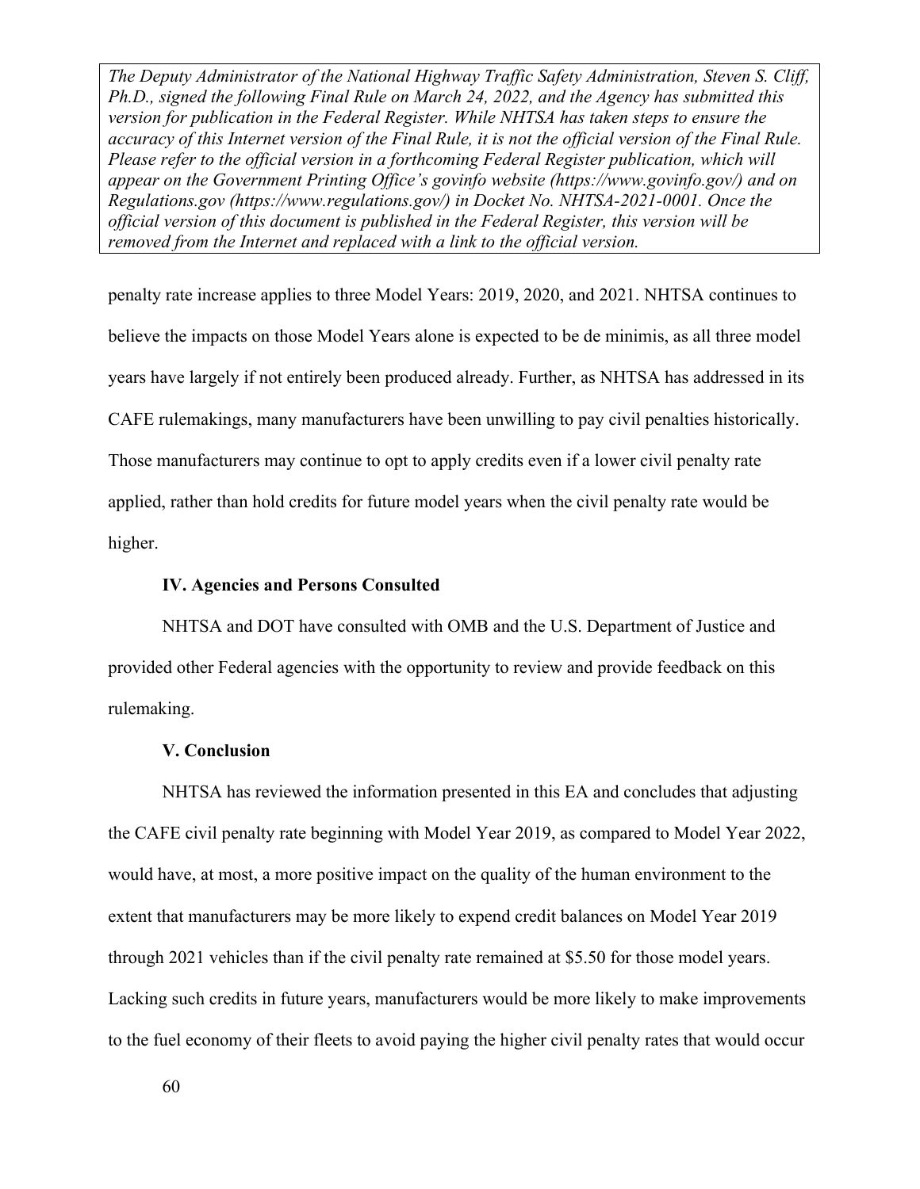penalty rate increase applies to three Model Years: 2019, 2020, and 2021. NHTSA continues to believe the impacts on those Model Years alone is expected to be de minimis, as all three model years have largely if not entirely been produced already. Further, as NHTSA has addressed in its CAFE rulemakings, many manufacturers have been unwilling to pay civil penalties historically. Those manufacturers may continue to opt to apply credits even if a lower civil penalty rate applied, rather than hold credits for future model years when the civil penalty rate would be higher.

### IV. Agencies and Persons Consulted

NHTSA and DOT have consulted with OMB and the U.S. Department of Justice and provided other Federal agencies with the opportunity to review and provide feedback on this rulemaking.

### V. Conclusion

NHTSA has reviewed the information presented in this EA and concludes that adjusting the CAFE civil penalty rate beginning with Model Year 2019, as compared to Model Year 2022, would have, at most, a more positive impact on the quality of the human environment to the extent that manufacturers may be more likely to expend credit balances on Model Year 2019 through 2021 vehicles than if the civil penalty rate remained at $5.50 for those model years. Lacking such credits in future years, manufacturers would be more likely to make improvements to the fuel economy of their fleets to avoid paying the higher civil penalty rates that would occur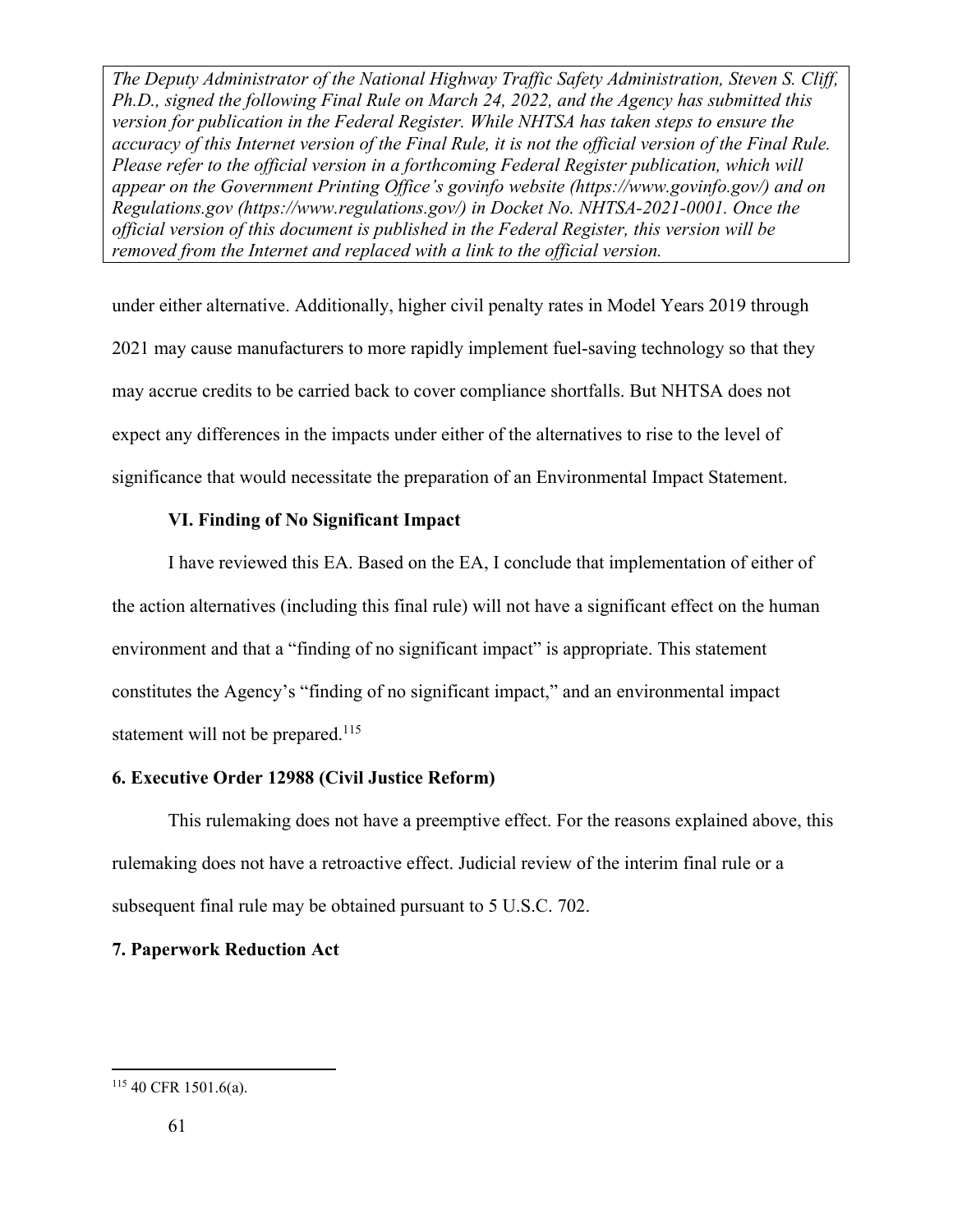*The Deputy Administrator of the National Highway Traffic Safety Administration, Steven S. Cliff, Ph.D., signed the following Final Rule on March 24, 2022, and the Agency has submitted this version for publication in the Federal Register. While NHTSA has taken steps to ensure the accuracy of this Internet version of the Final Rule, it is not the official version of the Final Rule. Please refer to the official version in a forthcoming Federal Register publication, which will appear on the Government Printing Office's govinfo website (https://www.govinfo.gov/) and on Regulations.gov (https://www.regulations.gov/) in Docket No. NHTSA-2021-0001. Once the official version of this document is published in the Federal Register, this version will be removed from the Internet and replaced with a link to the official version.*

under either alternative. Additionally, higher civil penalty rates in Model Years 2019 through 2021 may cause manufacturers to more rapidly implement fuel-saving technology so that they may accrue credits to be carried back to cover compliance shortfalls. But NHTSA does not expect any differences in the impacts under either of the alternatives to rise to the level of significance that would necessitate the preparation of an Environmental Impact Statement.

### VI. Finding of No Significant Impact

I have reviewed this EA. Based on the EA, I conclude that implementation of either of the action alternatives (including this final rule) will not have a significant effect on the human environment and that a "finding of no significant impact" is appropriate. This statement constitutes the Agency's "finding of no significant impact," and an environmental impact statement will not be prepared.[115]

### 6. Executive Order 12988 (Civil Justice Reform)

This rulemaking does not have a preemptive effect. For the reasons explained above, this rulemaking does not have a retroactive effect. Judicial review of the interim final rule or a subsequent final rule may be obtained pursuant to 5 U.S.C. 702.

### 7. Paperwork Reduction Act

[115] 40 CFR 1501.6(a).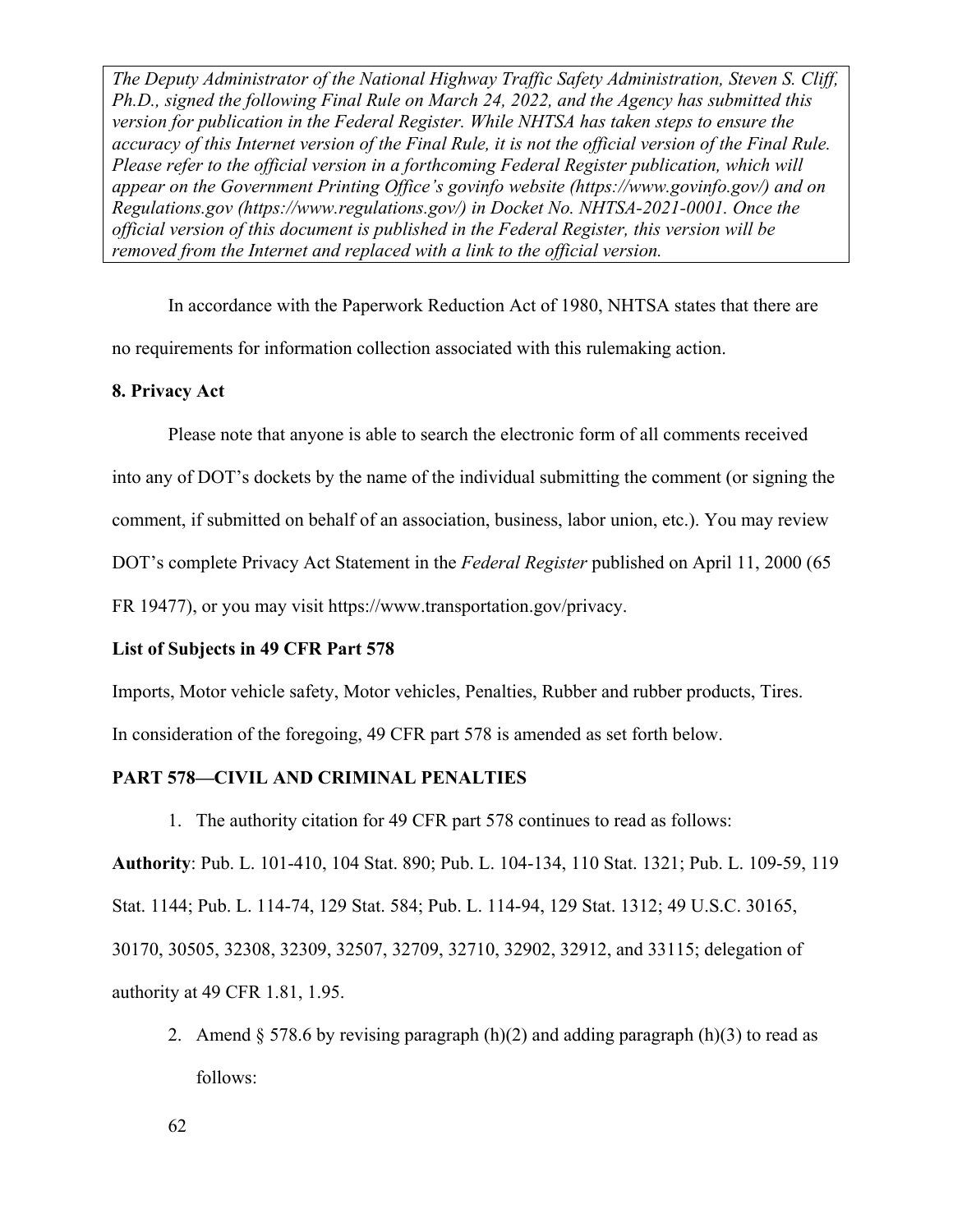*The Deputy Administrator of the National Highway Traffic Safety Administration, Steven S. Cliff, Ph.D., signed the following Final Rule on March 24, 2022, and the Agency has submitted this version for publication in the Federal Register. While NHTSA has taken steps to ensure the accuracy of this Internet version of the Final Rule, it is not the official version of the Final Rule. Please refer to the official version in a forthcoming Federal Register publication, which will appear on the Government Printing Office's govinfo website (https://www.govinfo.gov/) and on Regulations.gov (https://www.regulations.gov/) in Docket No. NHTSA-2021-0001. Once the official version of this document is published in the Federal Register, this version will be removed from the Internet and replaced with a link to the official version.*

In accordance with the Paperwork Reduction Act of 1980, NHTSA states that there are no requirements for information collection associated with this rulemaking action.

**8. Privacy Act**

Please note that anyone is able to search the electronic form of all comments received into any of DOT's dockets by the name of the individual submitting the comment (or signing the comment, if submitted on behalf of an association, business, labor union, etc.). You may review DOT's complete Privacy Act Statement in the *Federal Register* published on April 11, 2000 (65 FR 19477), or you may visit https://www.transportation.gov/privacy.

**List of Subjects in 49 CFR Part 578**

Imports, Motor vehicle safety, Motor vehicles, Penalties, Rubber and rubber products, Tires.

In consideration of the foregoing, 49 CFR part 578 is amended as set forth below.

**PART 578—CIVIL AND CRIMINAL PENALTIES**

1. The authority citation for 49 CFR part 578 continues to read as follows:

**Authority**: Pub. L. 101-410, 104 Stat. 890; Pub. L. 104-134, 110 Stat. 1321; Pub. L. 109-59, 119 Stat. 1144; Pub. L. 114-74, 129 Stat. 584; Pub. L. 114-94, 129 Stat. 1312; 49 U.S.C. 30165, 30170, 30505, 32308, 32309, 32507, 32709, 32710, 32902, 32912, and 33115; delegation of authority at 49 CFR 1.81, 1.95.

2. Amend § 578.6 by revising paragraph (h)(2) and adding paragraph (h)(3) to read as follows: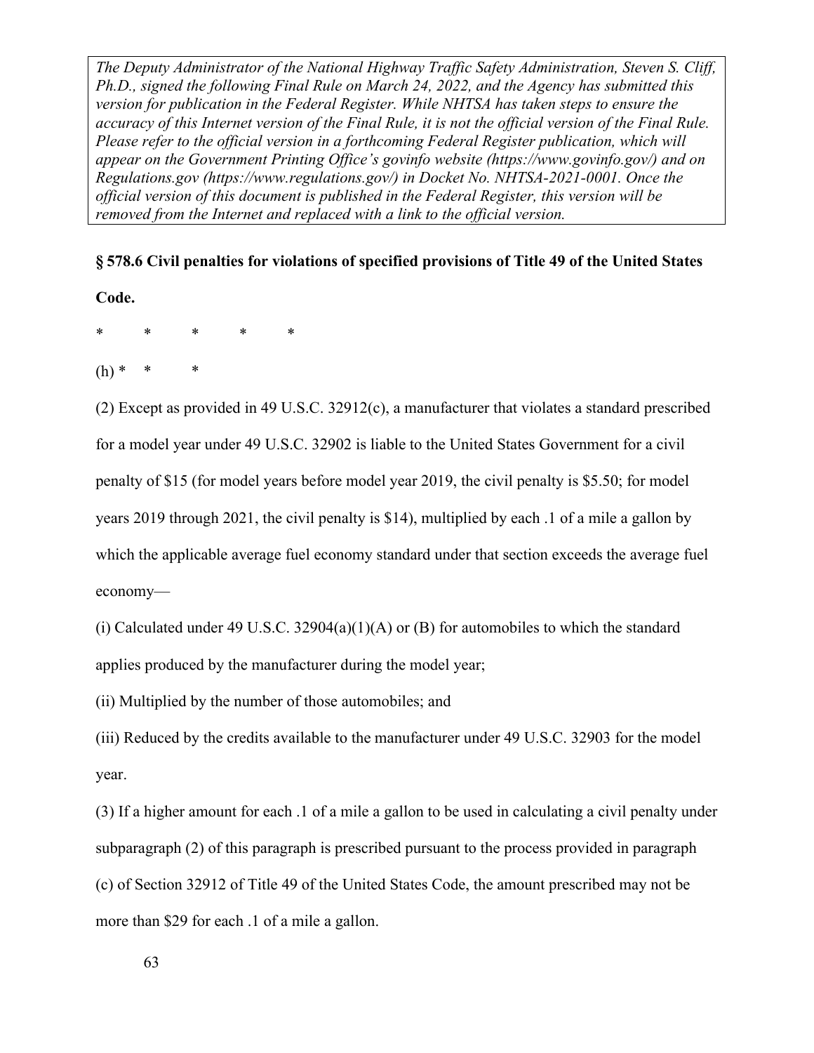*The Deputy Administrator of the National Highway Traffic Safety Administration, Steven S. Cliff, Ph.D., signed the following Final Rule on March 24, 2022, and the Agency has submitted this version for publication in the Federal Register. While NHTSA has taken steps to ensure the accuracy of this Internet version of the Final Rule, it is not the official version of the Final Rule. Please refer to the official version in a forthcoming Federal Register publication, which will appear on the Government Printing Office's govinfo website (https://www.govinfo.gov/) and on Regulations.gov (https://www.regulations.gov/) in Docket No. NHTSA-2021-0001. Once the official version of this document is published in the Federal Register, this version will be removed from the Internet and replaced with a link to the official version.*

**§ 578.6 Civil penalties for violations of specified provisions of Title 49 of the United States Code.**

\*   \*   \*   \*   \*

(h) \*   \*   \*

(2) Except as provided in 49 U.S.C. 32912(c), a manufacturer that violates a standard prescribed for a model year under 49 U.S.C. 32902 is liable to the United States Government for a civil penalty of $15 (for model years before model year 2019, the civil penalty is $5.50; for model years 2019 through 2021, the civil penalty is $14), multiplied by each .1 of a mile a gallon by which the applicable average fuel economy standard under that section exceeds the average fuel economy—

(i) Calculated under 49 U.S.C. 32904(a)(1)(A) or (B) for automobiles to which the standard applies produced by the manufacturer during the model year;

(ii) Multiplied by the number of those automobiles; and

(iii) Reduced by the credits available to the manufacturer under 49 U.S.C. 32903 for the model year.

(3) If a higher amount for each .1 of a mile a gallon to be used in calculating a civil penalty under subparagraph (2) of this paragraph is prescribed pursuant to the process provided in paragraph (c) of Section 32912 of Title 49 of the United States Code, the amount prescribed may not be more than $29 for each .1 of a mile a gallon.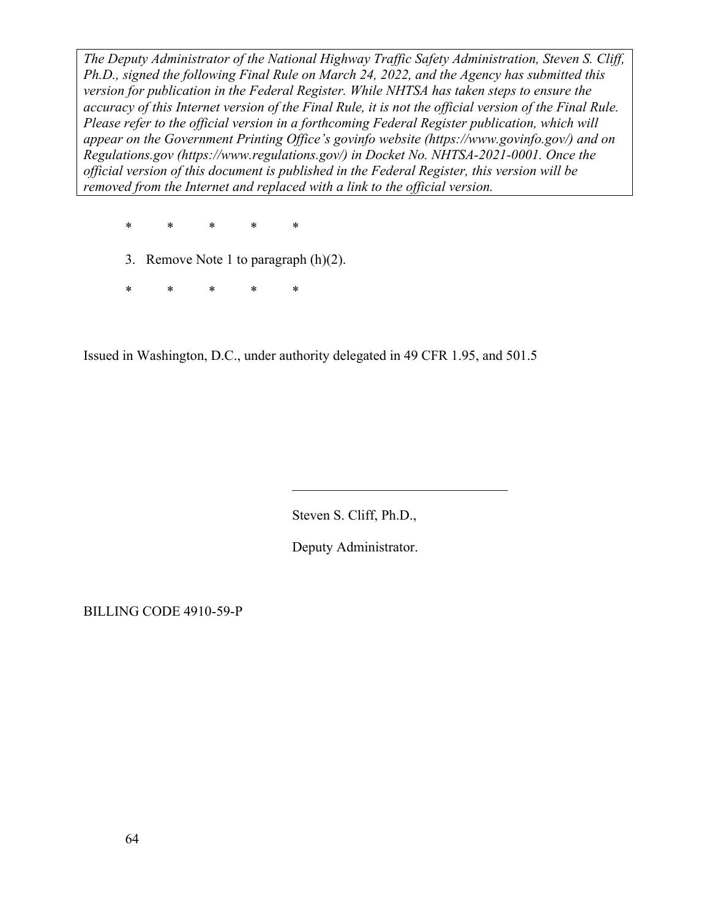*The Deputy Administrator of the National Highway Traffic Safety Administration, Steven S. Cliff, Ph.D., signed the following Final Rule on March 24, 2022, and the Agency has submitted this version for publication in the Federal Register. While NHTSA has taken steps to ensure the accuracy of this Internet version of the Final Rule, it is not the official version of the Final Rule. Please refer to the official version in a forthcoming Federal Register publication, which will appear on the Government Printing Office's govinfo website (https://www.govinfo.gov/) and on Regulations.gov (https://www.regulations.gov/) in Docket No. NHTSA-2021-0001. Once the official version of this document is published in the Federal Register, this version will be removed from the Internet and replaced with a link to the official version.*

\*     \*     \*     \*     \*

3. Remove Note 1 to paragraph (h)(2).

\*     \*     \*     \*     \*

Issued in Washington, D.C., under authority delegated in 49 CFR 1.95, and 501.5

\_\_\_\_\_\_\_\_\_\_\_\_\_\_\_\_\_\_\_\_\_\_\_\_\_\_\_\_\_\_\_\_

Steven S. Cliff, Ph.D.,

Deputy Administrator.

BILLING CODE 4910-59-P